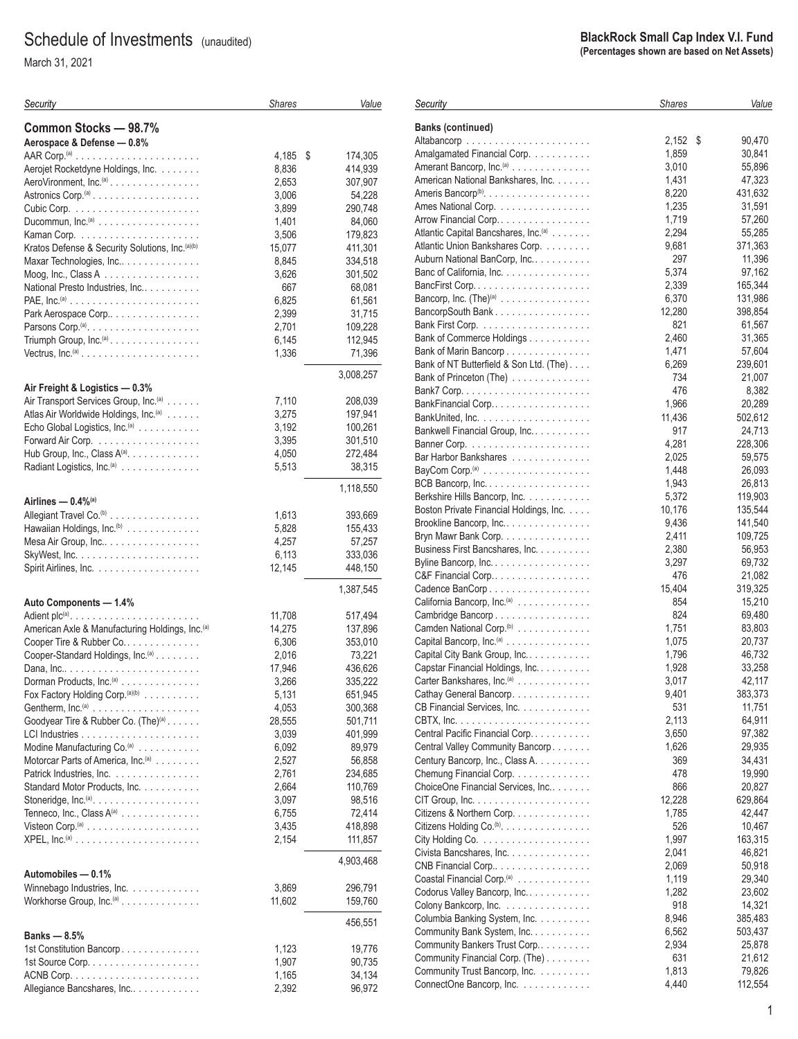# Schedule of Investments (unaudited)

March 31, 2021

**BlackRock Small Cap Index V.I. Fund**
**(Percentages shown are based on Net Assets)**

| Security | Shares | Value |
|---|---|---|
| **Common Stocks — 98.7%** | | |
| **Aerospace & Defense — 0.8%** | | |
| AAR Corp.[(a)] | 4,185 | $ 174,305 |
| Aerojet Rocketdyne Holdings, Inc. | 8,836 | 414,939 |
| AeroVironment, Inc.[(a)] | 2,653 | 307,907 |
| Astronics Corp.[(a)] | 3,006 | 54,228 |
| Cubic Corp. | 3,899 | 290,748 |
| Ducommun, Inc.[(a)] | 1,401 | 84,060 |
| Kaman Corp. | 3,506 | 179,823 |
| Kratos Defense & Security Solutions, Inc.[(a)(b)] | 15,077 | 411,301 |
| Maxar Technologies, Inc. | 8,845 | 334,518 |
| Moog, Inc., Class A | 3,626 | 301,502 |
| National Presto Industries, Inc. | 667 | 68,081 |
| PAE, Inc.[(a)] | 6,825 | 61,561 |
| Park Aerospace Corp. | 2,399 | 31,715 |
| Parsons Corp.[(a)] | 2,701 | 109,228 |
| Triumph Group, Inc.[(a)] | 6,145 | 112,945 |
| Vectrus, Inc.[(a)] | 1,336 | 71,396 |
| | | 3,008,257 |
| **Air Freight & Logistics — 0.3%** | | |
| Air Transport Services Group, Inc.[(a)] | 7,110 | 208,039 |
| Atlas Air Worldwide Holdings, Inc.[(a)] | 3,275 | 197,941 |
| Echo Global Logistics, Inc.[(a)] | 3,192 | 100,261 |
| Forward Air Corp. | 3,395 | 301,510 |
| Hub Group, Inc., Class A[(a)] | 4,050 | 272,484 |
| Radiant Logistics, Inc.[(a)] | 5,513 | 38,315 |
| | | 1,118,550 |
| **Airlines — 0.4%[(a)]** | | |
| Allegiant Travel Co.[(b)] | 1,613 | 393,669 |
| Hawaiian Holdings, Inc.[(b)] | 5,828 | 155,433 |
| Mesa Air Group, Inc. | 4,257 | 57,257 |
| SkyWest, Inc. | 6,113 | 333,036 |
| Spirit Airlines, Inc. | 12,145 | 448,150 |
| | | 1,387,545 |
| **Auto Components — 1.4%** | | |
| Adient plc[(a)] | 11,708 | 517,494 |
| American Axle & Manufacturing Holdings, Inc.[(a)] | 14,275 | 137,896 |
| Cooper Tire & Rubber Co. | 6,306 | 353,010 |
| Cooper-Standard Holdings, Inc.[(a)] | 2,016 | 73,221 |
| Dana, Inc. | 17,946 | 436,626 |
| Dorman Products, Inc.[(a)] | 3,266 | 335,222 |
| Fox Factory Holding Corp.[(a)(b)] | 5,131 | 651,945 |
| Gentherm, Inc.[(a)] | 4,053 | 300,368 |
| Goodyear Tire & Rubber Co. (The)[(a)] | 28,555 | 501,711 |
| LCI Industries | 3,039 | 401,999 |
| Modine Manufacturing Co.[(a)] | 6,092 | 89,979 |
| Motorcar Parts of America, Inc.[(a)] | 2,527 | 56,858 |
| Patrick Industries, Inc. | 2,761 | 234,685 |
| Standard Motor Products, Inc. | 2,664 | 110,769 |
| Stoneridge, Inc.[(a)] | 3,097 | 98,516 |
| Tenneco, Inc., Class A[(a)] | 6,755 | 72,414 |
| Visteon Corp.[(a)] | 3,435 | 418,898 |
| XPEL, Inc.[(a)] | 2,154 | 111,857 |
| | | 4,903,468 |
| **Automobiles — 0.1%** | | |
| Winnebago Industries, Inc. | 3,869 | 296,791 |
| Workhorse Group, Inc.[(a)] | 11,602 | 159,760 |
| | | 456,551 |
| **Banks — 8.5%** | | |
| 1st Constitution Bancorp | 1,123 | 19,776 |
| 1st Source Corp. | 1,907 | 90,735 |
| ACNB Corp. | 1,165 | 34,134 |
| Allegiance Bancshares, Inc. | 2,392 | 96,972 |
| **Banks (continued)** | | |
| Altabancorp | 2,152 | $ 90,470 |
| Amalgamated Financial Corp. | 1,859 | 30,841 |
| Amerant Bancorp, Inc.[(a)] | 3,010 | 55,896 |
| American National Bankshares, Inc. | 1,431 | 47,323 |
| Ameris Bancorp[(b)] | 8,220 | 431,632 |
| Ames National Corp. | 1,235 | 31,591 |
| Arrow Financial Corp. | 1,719 | 57,260 |
| Atlantic Capital Bancshares, Inc.[(a)] | 2,294 | 55,285 |
| Atlantic Union Bankshares Corp. | 9,681 | 371,363 |
| Auburn National BanCorp, Inc. | 297 | 11,396 |
| Banc of California, Inc. | 5,374 | 97,162 |
| BancFirst Corp. | 2,339 | 165,344 |
| Bancorp, Inc. (The)[(a)] | 6,370 | 131,986 |
| BancorpSouth Bank | 12,280 | 398,854 |
| Bank First Corp. | 821 | 61,567 |
| Bank of Commerce Holdings | 2,460 | 31,365 |
| Bank of Marin Bancorp | 1,471 | 57,604 |
| Bank of NT Butterfield & Son Ltd. (The) | 6,269 | 239,601 |
| Bank of Princeton (The) | 734 | 21,007 |
| Bank7 Corp. | 476 | 8,382 |
| BankFinancial Corp. | 1,966 | 20,289 |
| BankUnited, Inc. | 11,436 | 502,612 |
| Bankwell Financial Group, Inc. | 917 | 24,713 |
| Banner Corp. | 4,281 | 228,306 |
| Bar Harbor Bankshares | 2,025 | 59,575 |
| BayCom Corp.[(a)] | 1,448 | 26,093 |
| BCB Bancorp, Inc. | 1,943 | 26,813 |
| Berkshire Hills Bancorp, Inc. | 5,372 | 119,903 |
| Boston Private Financial Holdings, Inc. | 10,176 | 135,544 |
| Brookline Bancorp, Inc. | 9,436 | 141,540 |
| Bryn Mawr Bank Corp. | 2,411 | 109,725 |
| Business First Bancshares, Inc. | 2,380 | 56,953 |
| Byline Bancorp, Inc. | 3,297 | 69,732 |
| C&F Financial Corp. | 476 | 21,082 |
| Cadence BanCorp | 15,404 | 319,325 |
| California Bancorp, Inc.[(a)] | 854 | 15,210 |
| Cambridge Bancorp | 824 | 69,480 |
| Camden National Corp.[(b)] | 1,751 | 83,803 |
| Capital Bancorp, Inc.[(a)] | 1,075 | 20,737 |
| Capital City Bank Group, Inc. | 1,796 | 46,732 |
| Capstar Financial Holdings, Inc. | 1,928 | 33,258 |
| Carter Bankshares, Inc.[(a)] | 3,017 | 42,117 |
| Cathay General Bancorp | 9,401 | 383,373 |
| CB Financial Services, Inc. | 531 | 11,751 |
| CBTX, Inc. | 2,113 | 64,911 |
| Central Pacific Financial Corp. | 3,650 | 97,382 |
| Central Valley Community Bancorp | 1,626 | 29,935 |
| Century Bancorp, Inc., Class A | 369 | 34,431 |
| Chemung Financial Corp. | 478 | 19,990 |
| ChoiceOne Financial Services, Inc. | 866 | 20,827 |
| CIT Group, Inc. | 12,228 | 629,864 |
| Citizens & Northern Corp. | 1,785 | 42,447 |
| Citizens Holding Co.[(b)] | 526 | 10,467 |
| City Holding Co. | 1,997 | 163,315 |
| Civista Bancshares, Inc. | 2,041 | 46,821 |
| CNB Financial Corp. | 2,069 | 50,918 |
| Coastal Financial Corp.[(a)] | 1,119 | 29,340 |
| Codorus Valley Bancorp, Inc. | 1,282 | 23,602 |
| Colony Bankcorp, Inc. | 918 | 14,321 |
| Columbia Banking System, Inc. | 8,946 | 385,483 |
| Community Bank System, Inc. | 6,562 | 503,437 |
| Community Bankers Trust Corp. | 2,934 | 25,878 |
| Community Financial Corp. (The) | 631 | 21,612 |
| Community Trust Bancorp, Inc. | 1,813 | 79,826 |
| ConnectOne Bancorp, Inc. | 4,440 | 112,554 |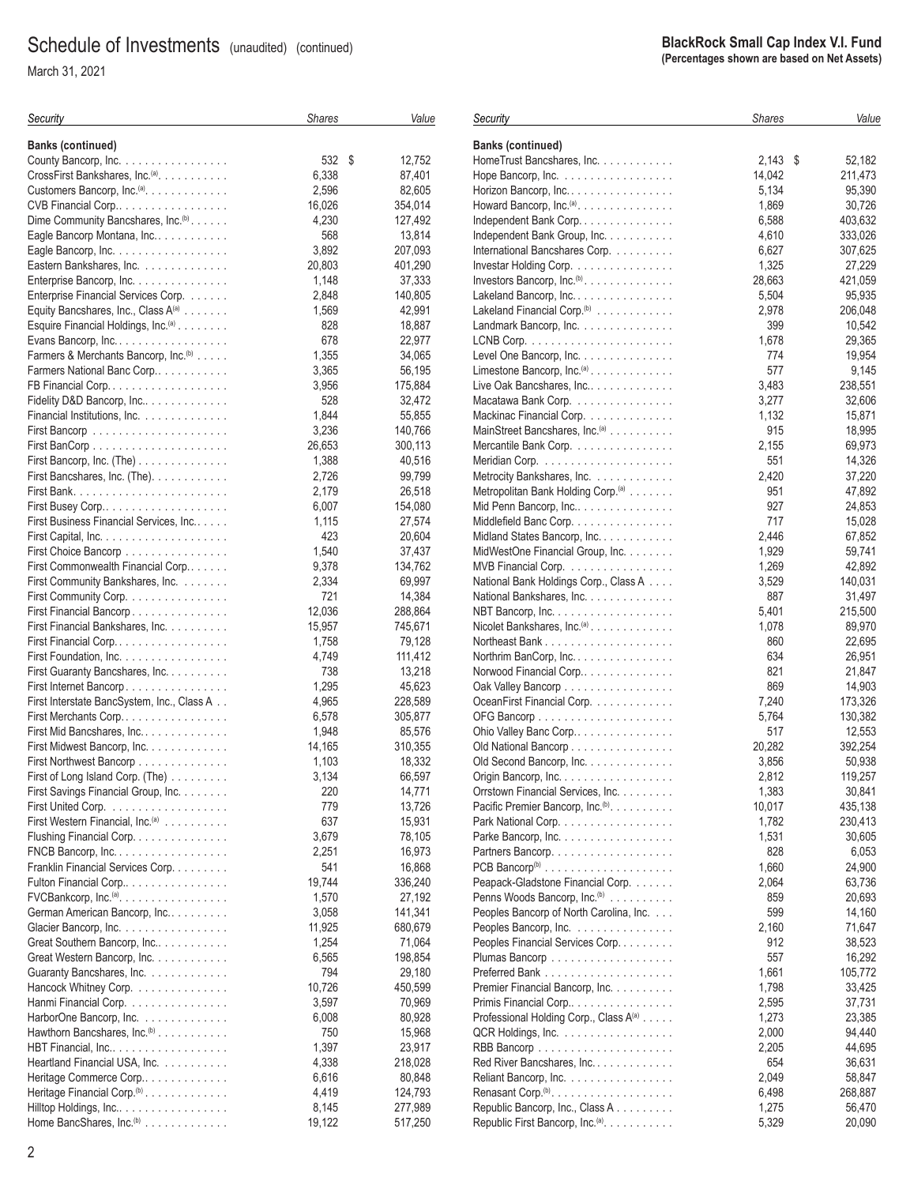# Schedule of Investments (unaudited) (continued)

March 31, 2021

**BlackRock Small Cap Index V.I. Fund**
**(Percentages shown are based on Net Assets)**

| Security | Shares | Value |
|---|---|---|
| **Banks (continued)** | | |
| County Bancorp, Inc. | 532 | $ 12,752 |
| CrossFirst Bankshares, Inc.[(a)] | 6,338 | 87,401 |
| Customers Bancorp, Inc.[(a)] | 2,596 | 82,605 |
| CVB Financial Corp. | 16,026 | 354,014 |
| Dime Community Bancshares, Inc.[(b)] | 4,230 | 127,492 |
| Eagle Bancorp Montana, Inc. | 568 | 13,814 |
| Eagle Bancorp, Inc. | 3,892 | 207,093 |
| Eastern Bankshares, Inc. | 20,803 | 401,290 |
| Enterprise Bancorp, Inc. | 1,148 | 37,333 |
| Enterprise Financial Services Corp. | 2,848 | 140,805 |
| Equity Bancshares, Inc., Class A[(a)] | 1,569 | 42,991 |
| Esquire Financial Holdings, Inc.[(a)] | 828 | 18,887 |
| Evans Bancorp, Inc. | 678 | 22,977 |
| Farmers & Merchants Bancorp, Inc.[(b)] | 1,355 | 34,065 |
| Farmers National Banc Corp. | 3,365 | 56,195 |
| FB Financial Corp. | 3,956 | 175,884 |
| Fidelity D&D Bancorp, Inc. | 528 | 32,472 |
| Financial Institutions, Inc. | 1,844 | 55,855 |
| First Bancorp | 3,236 | 140,766 |
| First BanCorp | 26,653 | 300,113 |
| First Bancorp, Inc. (The) | 1,388 | 40,516 |
| First Bancshares, Inc. (The) | 2,726 | 99,799 |
| First Bank | 2,179 | 26,518 |
| First Busey Corp. | 6,007 | 154,080 |
| First Business Financial Services, Inc. | 1,115 | 27,574 |
| First Capital, Inc. | 423 | 20,604 |
| First Choice Bancorp | 1,540 | 37,437 |
| First Commonwealth Financial Corp. | 9,378 | 134,762 |
| First Community Bankshares, Inc. | 2,334 | 69,997 |
| First Community Corp. | 721 | 14,384 |
| First Financial Bancorp | 12,036 | 288,864 |
| First Financial Bankshares, Inc. | 15,957 | 745,671 |
| First Financial Corp. | 1,758 | 79,128 |
| First Foundation, Inc. | 4,749 | 111,412 |
| First Guaranty Bancshares, Inc. | 738 | 13,218 |
| First Internet Bancorp | 1,295 | 45,623 |
| First Interstate BancSystem, Inc., Class A | 4,965 | 228,589 |
| First Merchants Corp. | 6,578 | 305,877 |
| First Mid Bancshares, Inc. | 1,948 | 85,576 |
| First Midwest Bancorp, Inc. | 14,165 | 310,355 |
| First Northwest Bancorp | 1,103 | 18,332 |
| First of Long Island Corp. (The) | 3,134 | 66,597 |
| First Savings Financial Group, Inc. | 220 | 14,771 |
| First United Corp. | 779 | 13,726 |
| First Western Financial, Inc.[(a)] | 637 | 15,931 |
| Flushing Financial Corp. | 3,679 | 78,105 |
| FNCB Bancorp, Inc. | 2,251 | 16,973 |
| Franklin Financial Services Corp. | 541 | 16,868 |
| Fulton Financial Corp. | 19,744 | 336,240 |
| FVCBankcorp, Inc.[(a)] | 1,570 | 27,192 |
| German American Bancorp, Inc. | 3,058 | 141,341 |
| Glacier Bancorp, Inc. | 11,925 | 680,679 |
| Great Southern Bancorp, Inc. | 1,254 | 71,064 |
| Great Western Bancorp, Inc. | 6,565 | 198,854 |
| Guaranty Bancshares, Inc. | 794 | 29,180 |
| Hancock Whitney Corp. | 10,726 | 450,599 |
| Hanmi Financial Corp. | 3,597 | 70,969 |
| HarborOne Bancorp, Inc. | 6,008 | 80,928 |
| Hawthorn Bancshares, Inc.[(b)] | 750 | 15,968 |
| HBT Financial, Inc. | 1,397 | 23,917 |
| Heartland Financial USA, Inc. | 4,338 | 218,028 |
| Heritage Commerce Corp. | 6,616 | 80,848 |
| Heritage Financial Corp.[(b)] | 4,419 | 124,793 |
| Hilltop Holdings, Inc. | 8,145 | 277,989 |
| Home BancShares, Inc.[(b)] | 19,122 | 517,250 |
| HomeTrust Bancshares, Inc. | 2,143 | $ 52,182 |
| Hope Bancorp, Inc. | 14,042 | 211,473 |
| Horizon Bancorp, Inc. | 5,134 | 95,390 |
| Howard Bancorp, Inc.[(a)] | 1,869 | 30,726 |
| Independent Bank Corp. | 6,588 | 403,632 |
| Independent Bank Group, Inc. | 4,610 | 333,026 |
| International Bancshares Corp. | 6,627 | 307,625 |
| Investar Holding Corp. | 1,325 | 27,229 |
| Investors Bancorp, Inc.[(b)] | 28,663 | 421,059 |
| Lakeland Bancorp, Inc. | 5,504 | 95,935 |
| Lakeland Financial Corp.[(b)] | 2,978 | 206,048 |
| Landmark Bancorp, Inc. | 399 | 10,542 |
| LCNB Corp. | 1,678 | 29,365 |
| Level One Bancorp, Inc. | 774 | 19,954 |
| Limestone Bancorp, Inc.[(a)] | 577 | 9,145 |
| Live Oak Bancshares, Inc. | 3,483 | 238,551 |
| Macatawa Bank Corp. | 3,277 | 32,606 |
| Mackinac Financial Corp. | 1,132 | 15,871 |
| MainStreet Bancshares, Inc.[(a)] | 915 | 18,995 |
| Mercantile Bank Corp. | 2,155 | 69,973 |
| Meridian Corp. | 551 | 14,326 |
| Metrocity Bankshares, Inc. | 2,420 | 37,220 |
| Metropolitan Bank Holding Corp.[(a)] | 951 | 47,892 |
| Mid Penn Bancorp, Inc. | 927 | 24,853 |
| Middlefield Banc Corp. | 717 | 15,028 |
| Midland States Bancorp, Inc. | 2,446 | 67,852 |
| MidWestOne Financial Group, Inc. | 1,929 | 59,741 |
| MVB Financial Corp. | 1,269 | 42,892 |
| National Bank Holdings Corp., Class A | 3,529 | 140,031 |
| National Bankshares, Inc. | 887 | 31,497 |
| NBT Bancorp, Inc. | 5,401 | 215,500 |
| Nicolet Bankshares, Inc.[(a)] | 1,078 | 89,970 |
| Northeast Bank | 860 | 22,695 |
| Northrim BanCorp, Inc. | 634 | 26,951 |
| Norwood Financial Corp. | 821 | 21,847 |
| Oak Valley Bancorp | 869 | 14,903 |
| OceanFirst Financial Corp. | 7,240 | 173,326 |
| OFG Bancorp | 5,764 | 130,382 |
| Ohio Valley Banc Corp. | 517 | 12,553 |
| Old National Bancorp | 20,282 | 392,254 |
| Old Second Bancorp, Inc. | 3,856 | 50,938 |
| Origin Bancorp, Inc. | 2,812 | 119,257 |
| Orrstown Financial Services, Inc. | 1,383 | 30,841 |
| Pacific Premier Bancorp, Inc.[(b)] | 10,017 | 435,138 |
| Park National Corp. | 1,782 | 230,413 |
| Parke Bancorp, Inc. | 1,531 | 30,605 |
| Partners Bancorp | 828 | 6,053 |
| PCB Bancorp[(b)] | 1,660 | 24,900 |
| Peapack-Gladstone Financial Corp. | 2,064 | 63,736 |
| Penns Woods Bancorp, Inc.[(b)] | 859 | 20,693 |
| Peoples Bancorp of North Carolina, Inc. | 599 | 14,160 |
| Peoples Bancorp, Inc. | 2,160 | 71,647 |
| Peoples Financial Services Corp. | 912 | 38,523 |
| Plumas Bancorp | 557 | 16,292 |
| Preferred Bank | 1,661 | 105,772 |
| Premier Financial Bancorp, Inc. | 1,798 | 33,425 |
| Primis Financial Corp. | 2,595 | 37,731 |
| Professional Holding Corp., Class A[(a)] | 1,273 | 23,385 |
| QCR Holdings, Inc. | 2,000 | 94,440 |
| RBB Bancorp | 2,205 | 44,695 |
| Red River Bancshares, Inc. | 654 | 36,631 |
| Reliant Bancorp, Inc. | 2,049 | 58,847 |
| Renasant Corp.[(b)] | 6,498 | 268,887 |
| Republic Bancorp, Inc., Class A | 1,275 | 56,470 |
| Republic First Bancorp, Inc.[(a)] | 5,329 | 20,090 |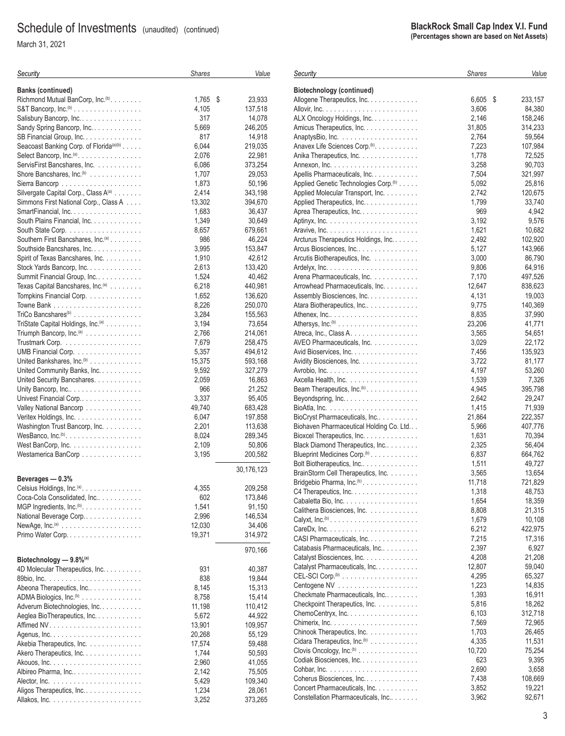# Schedule of Investments (unaudited) (continued)

March 31, 2021

**BlackRock Small Cap Index V.I. Fund**
**(Percentages shown are based on Net Assets)**

| Security | Shares | Value |
|---|---|---|
| **Banks (continued)** | | |
| Richmond Mutual BanCorp, Inc.[(b)] | 1,765 | $ 23,933 |
| S&T Bancorp, Inc.[(b)] | 4,105 | 137,518 |
| Salisbury Bancorp, Inc. | 317 | 14,078 |
| Sandy Spring Bancorp, Inc. | 5,669 | 246,205 |
| SB Financial Group, Inc. | 817 | 14,918 |
| Seacoast Banking Corp. of Florida[(a)(b)] | 6,044 | 219,035 |
| Select Bancorp, Inc.[(a)] | 2,076 | 22,981 |
| ServisFirst Bancshares, Inc. | 6,086 | 373,254 |
| Shore Bancshares, Inc.[(b)] | 1,707 | 29,053 |
| Sierra Bancorp | 1,873 | 50,196 |
| Silvergate Capital Corp., Class A[(a)] | 2,414 | 343,198 |
| Simmons First National Corp., Class A | 13,302 | 394,670 |
| SmartFinancial, Inc. | 1,683 | 36,437 |
| South Plains Financial, Inc. | 1,349 | 30,649 |
| South State Corp. | 8,657 | 679,661 |
| Southern First Bancshares, Inc.[(a)] | 986 | 46,224 |
| Southside Bancshares, Inc. | 3,995 | 153,847 |
| Spirit of Texas Bancshares, Inc. | 1,910 | 42,612 |
| Stock Yards Bancorp, Inc. | 2,613 | 133,420 |
| Summit Financial Group, Inc. | 1,524 | 40,462 |
| Texas Capital Bancshares, Inc.[(a)] | 6,218 | 440,981 |
| Tompkins Financial Corp. | 1,652 | 136,620 |
| Towne Bank | 8,226 | 250,070 |
| TriCo Bancshares[(b)] | 3,284 | 155,563 |
| TriState Capital Holdings, Inc.[(a)] | 3,194 | 73,654 |
| Triumph Bancorp, Inc.[(a)] | 2,766 | 214,061 |
| Trustmark Corp. | 7,679 | 258,475 |
| UMB Financial Corp. | 5,357 | 494,612 |
| United Bankshares, Inc.[(b)] | 15,375 | 593,168 |
| United Community Banks, Inc. | 9,592 | 327,279 |
| United Security Bancshares | 2,059 | 16,863 |
| Unity Bancorp, Inc. | 966 | 21,252 |
| Univest Financial Corp. | 3,337 | 95,405 |
| Valley National Bancorp | 49,740 | 683,428 |
| Veritex Holdings, Inc. | 6,047 | 197,858 |
| Washington Trust Bancorp, Inc. | 2,201 | 113,638 |
| WesBanco, Inc.[(b)] | 8,024 | 289,345 |
| West BanCorp, Inc. | 2,109 | 50,806 |
| Westamerica BanCorp | 3,195 | 200,582 |
| | | 30,176,123 |
| **Beverages — 0.3%** | | |
| Celsius Holdings, Inc.[(a)] | 4,355 | 209,258 |
| Coca-Cola Consolidated, Inc. | 602 | 173,846 |
| MGP Ingredients, Inc.[(b)] | 1,541 | 91,150 |
| National Beverage Corp. | 2,996 | 146,534 |
| NewAge, Inc.[(a)] | 12,030 | 34,406 |
| Primo Water Corp. | 19,371 | 314,972 |
| | | 970,166 |
| **Biotechnology — 9.8%[(a)]** | | |
| 4D Molecular Therapeutics, Inc. | 931 | 40,387 |
| 89bio, Inc. | 838 | 19,844 |
| Abeona Therapeutics, Inc. | 8,145 | 15,313 |
| ADMA Biologics, Inc.[(b)] | 8,758 | 15,414 |
| Adverum Biotechnologies, Inc. | 11,198 | 110,412 |
| Aeglea BioTherapeutics, Inc. | 5,672 | 44,922 |
| Affimed NV | 13,901 | 109,957 |
| Agenus, Inc. | 20,268 | 55,129 |
| Akebia Therapeutics, Inc. | 17,574 | 59,488 |
| Akero Therapeutics, Inc. | 1,744 | 50,593 |
| Akouos, Inc. | 2,960 | 41,055 |
| Albireo Pharma, Inc. | 2,142 | 75,505 |
| Alector, Inc. | 5,429 | 109,340 |
| Aligos Therapeutics, Inc. | 1,234 | 28,061 |
| Allakos, Inc. | 3,252 | 373,265 |
| **Biotechnology (continued)** | | |
| Allogene Therapeutics, Inc. | 6,605 | $ 233,157 |
| Allovir, Inc. | 3,606 | 84,380 |
| ALX Oncology Holdings, Inc. | 2,146 | 158,246 |
| Amicus Therapeutics, Inc. | 31,805 | 314,233 |
| AnaptysBio, Inc. | 2,764 | 59,564 |
| Anavex Life Sciences Corp.[(b)] | 7,223 | 107,984 |
| Anika Therapeutics, Inc. | 1,778 | 72,525 |
| Annexon, Inc. | 3,258 | 90,703 |
| Apellis Pharmaceuticals, Inc. | 7,504 | 321,997 |
| Applied Genetic Technologies Corp.[(b)] | 5,092 | 25,816 |
| Applied Molecular Transport, Inc. | 2,742 | 120,675 |
| Applied Therapeutics, Inc. | 1,799 | 33,740 |
| Aprea Therapeutics, Inc. | 969 | 4,942 |
| Aptinyx, Inc. | 3,192 | 9,576 |
| Aravive, Inc. | 1,621 | 10,682 |
| Arcturus Therapeutics Holdings, Inc. | 2,492 | 102,920 |
| Arcus Biosciences, Inc. | 5,127 | 143,966 |
| Arcutis Biotherapeutics, Inc. | 3,000 | 86,790 |
| Ardelyx, Inc. | 9,806 | 64,916 |
| Arena Pharmaceuticals, Inc. | 7,170 | 497,526 |
| Arrowhead Pharmaceuticals, Inc. | 12,647 | 838,623 |
| Assembly Biosciences, Inc. | 4,131 | 19,003 |
| Atara Biotherapeutics, Inc. | 9,775 | 140,369 |
| Athenex, Inc. | 8,835 | 37,990 |
| Athersys, Inc.[(b)] | 23,206 | 41,771 |
| Atreca, Inc., Class A | 3,565 | 54,651 |
| AVEO Pharmaceuticals, Inc. | 3,029 | 22,172 |
| Avid Bioservices, Inc. | 7,456 | 135,923 |
| Avidity Biosciences, Inc. | 3,722 | 81,177 |
| Avrobio, Inc. | 4,197 | 53,260 |
| Axcella Health, Inc. | 1,539 | 7,326 |
| Beam Therapeutics, Inc.[(b)] | 4,945 | 395,798 |
| Beyondspring, Inc. | 2,642 | 29,247 |
| BioAtla, Inc. | 1,415 | 71,939 |
| BioCryst Pharmaceuticals, Inc. | 21,864 | 222,357 |
| Biohaven Pharmaceutical Holding Co. Ltd. | 5,966 | 407,776 |
| Bioxcel Therapeutics, Inc. | 1,631 | 70,394 |
| Black Diamond Therapeutics, Inc. | 2,325 | 56,404 |
| Blueprint Medicines Corp.[(b)] | 6,837 | 664,762 |
| Bolt Biotherapeutics, Inc. | 1,511 | 49,727 |
| BrainStorm Cell Therapeutics, Inc. | 3,565 | 13,654 |
| Bridgebio Pharma, Inc.[(b)] | 11,718 | 721,829 |
| C4 Therapeutics, Inc. | 1,318 | 48,753 |
| Cabaletta Bio, Inc. | 1,654 | 18,359 |
| Calithera Biosciences, Inc. | 8,808 | 21,315 |
| Calyxt, Inc.[(b)] | 1,679 | 10,108 |
| CareDx, Inc. | 6,212 | 422,975 |
| CASI Pharmaceuticals, Inc. | 7,215 | 17,316 |
| Catabasis Pharmaceuticals, Inc. | 2,397 | 6,927 |
| Catalyst Biosciences, Inc. | 4,208 | 21,208 |
| Catalyst Pharmaceuticals, Inc. | 12,807 | 59,040 |
| CEL-SCI Corp.[(b)] | 4,295 | 65,327 |
| Centogene NV | 1,223 | 14,835 |
| Checkmate Pharmaceuticals, Inc. | 1,393 | 16,911 |
| Checkpoint Therapeutics, Inc. | 5,816 | 18,262 |
| ChemoCentryx, Inc. | 6,103 | 312,718 |
| Chimerix, Inc. | 7,569 | 72,965 |
| Chinook Therapeutics, Inc. | 1,703 | 26,465 |
| Cidara Therapeutics, Inc.[(b)] | 4,335 | 11,531 |
| Clovis Oncology, Inc.[(b)] | 10,720 | 75,254 |
| Codiak Biosciences, Inc. | 623 | 9,395 |
| Cohbar, Inc. | 2,690 | 3,658 |
| Coherus Biosciences, Inc. | 7,438 | 108,669 |
| Concert Pharmaceuticals, Inc. | 3,852 | 19,221 |
| Constellation Pharmaceuticals, Inc. | 3,962 | 92,671 |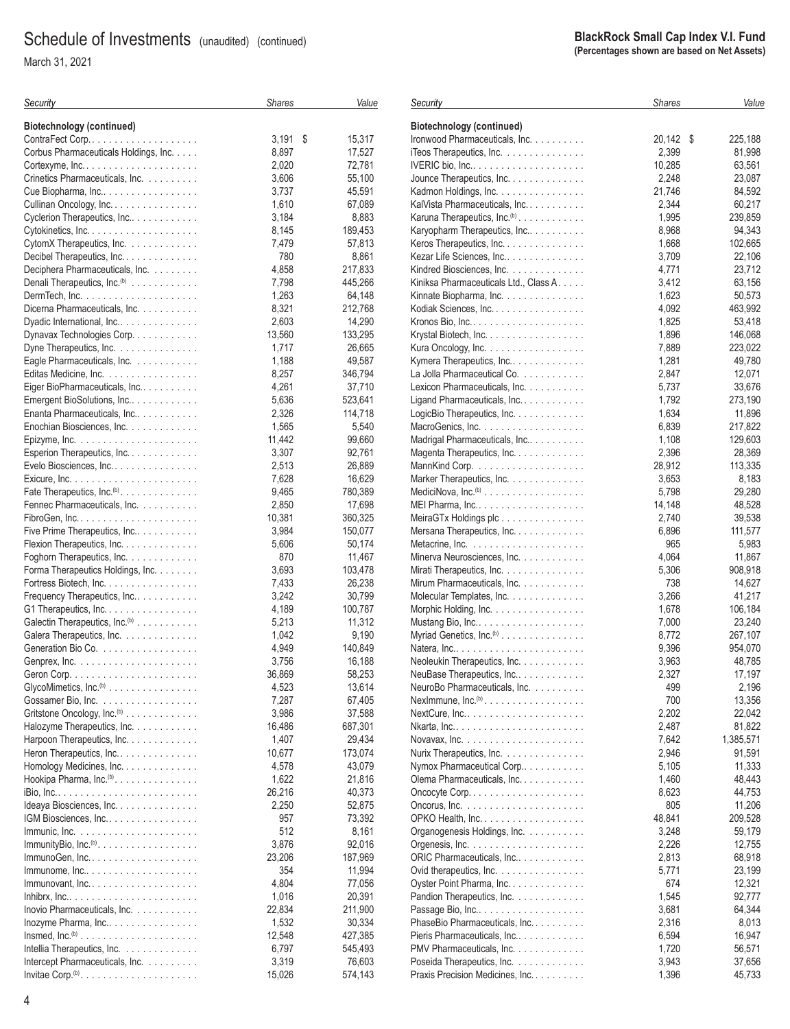# Schedule of Investments (unaudited) (continued)

March 31, 2021

**BlackRock Small Cap Index V.I. Fund**
**(Percentages shown are based on Net Assets)**

| Security | Shares | Value |
|---|---|---|
| **Biotechnology (continued)** | | |
| ContraFect Corp. | 3,191 | $ 15,317 |
| Corbus Pharmaceuticals Holdings, Inc. | 8,897 | 17,527 |
| Cortexyme, Inc. | 2,020 | 72,781 |
| Crinetics Pharmaceuticals, Inc. | 3,606 | 55,100 |
| Cue Biopharma, Inc. | 3,737 | 45,591 |
| Cullinan Oncology, Inc. | 1,610 | 67,089 |
| Cyclerion Therapeutics, Inc. | 3,184 | 8,883 |
| Cytokinetics, Inc. | 8,145 | 189,453 |
| CytomX Therapeutics, Inc. | 7,479 | 57,813 |
| Decibel Therapeutics, Inc. | 780 | 8,861 |
| Deciphera Pharmaceuticals, Inc. | 4,858 | 217,833 |
| Denali Therapeutics, Inc.[(b)] | 7,798 | 445,266 |
| DermTech, Inc. | 1,263 | 64,148 |
| Dicerna Pharmaceuticals, Inc. | 8,321 | 212,768 |
| Dyadic International, Inc. | 2,603 | 14,290 |
| Dynavax Technologies Corp. | 13,560 | 133,295 |
| Dyne Therapeutics, Inc. | 1,717 | 26,665 |
| Eagle Pharmaceuticals, Inc. | 1,188 | 49,587 |
| Editas Medicine, Inc. | 8,257 | 346,794 |
| Eiger BioPharmaceuticals, Inc. | 4,261 | 37,710 |
| Emergent BioSolutions, Inc. | 5,636 | 523,641 |
| Enanta Pharmaceuticals, Inc. | 2,326 | 114,718 |
| Enochian Biosciences, Inc. | 1,565 | 5,540 |
| Epizyme, Inc. | 11,442 | 99,660 |
| Esperion Therapeutics, Inc. | 3,307 | 92,761 |
| Evelo Biosciences, Inc. | 2,513 | 26,889 |
| Exicure, Inc. | 7,628 | 16,629 |
| Fate Therapeutics, Inc.[(b)] | 9,465 | 780,389 |
| Fennec Pharmaceuticals, Inc. | 2,850 | 17,698 |
| FibroGen, Inc. | 10,381 | 360,325 |
| Five Prime Therapeutics, Inc. | 3,984 | 150,077 |
| Flexion Therapeutics, Inc. | 5,606 | 50,174 |
| Foghorn Therapeutics, Inc. | 870 | 11,467 |
| Forma Therapeutics Holdings, Inc. | 3,693 | 103,478 |
| Fortress Biotech, Inc. | 7,433 | 26,238 |
| Frequency Therapeutics, Inc. | 3,242 | 30,799 |
| G1 Therapeutics, Inc. | 4,189 | 100,787 |
| Galectin Therapeutics, Inc.[(b)] | 5,213 | 11,312 |
| Galera Therapeutics, Inc. | 1,042 | 9,190 |
| Generation Bio Co. | 4,949 | 140,849 |
| Genprex, Inc. | 3,756 | 16,188 |
| Geron Corp. | 36,869 | 58,253 |
| GlycoMimetics, Inc.[(b)] | 4,523 | 13,614 |
| Gossamer Bio, Inc. | 7,287 | 67,405 |
| Gritstone Oncology, Inc.[(b)] | 3,986 | 37,588 |
| Halozyme Therapeutics, Inc. | 16,486 | 687,301 |
| Harpoon Therapeutics, Inc. | 1,407 | 29,434 |
| Heron Therapeutics, Inc. | 10,677 | 173,074 |
| Homology Medicines, Inc. | 4,578 | 43,079 |
| Hookipa Pharma, Inc.[(b)] | 1,622 | 21,816 |
| iBio, Inc. | 26,216 | 40,373 |
| Ideaya Biosciences, Inc. | 2,250 | 52,875 |
| IGM Biosciences, Inc. | 957 | 73,392 |
| Immunic, Inc. | 512 | 8,161 |
| ImmunityBio, Inc.[(b)] | 3,876 | 92,016 |
| ImmunoGen, Inc. | 23,206 | 187,969 |
| Immunome, Inc. | 354 | 11,994 |
| Immunovant, Inc. | 4,804 | 77,056 |
| Inhibrx, Inc. | 1,016 | 20,391 |
| Inovio Pharmaceuticals, Inc. | 22,834 | 211,900 |
| Inozyme Pharma, Inc. | 1,532 | 30,334 |
| Insmed, Inc.[(b)] | 12,548 | 427,385 |
| Intellia Therapeutics, Inc. | 6,797 | 545,493 |
| Intercept Pharmaceuticals, Inc. | 3,319 | 76,603 |
| Invitae Corp.[(b)] | 15,026 | 574,143 |
| Ironwood Pharmaceuticals, Inc. | 20,142 | $ 225,188 |
| iTeos Therapeutics, Inc. | 2,399 | 81,998 |
| IVERIC bio, Inc. | 10,285 | 63,561 |
| Jounce Therapeutics, Inc. | 2,248 | 23,087 |
| Kadmon Holdings, Inc. | 21,746 | 84,592 |
| KalVista Pharmaceuticals, Inc. | 2,344 | 60,217 |
| Karuna Therapeutics, Inc.[(b)] | 1,995 | 239,859 |
| Karyopharm Therapeutics, Inc. | 8,968 | 94,343 |
| Keros Therapeutics, Inc. | 1,668 | 102,665 |
| Kezar Life Sciences, Inc. | 3,709 | 22,106 |
| Kindred Biosciences, Inc. | 4,771 | 23,712 |
| Kiniksa Pharmaceuticals Ltd., Class A | 3,412 | 63,156 |
| Kinnate Biopharma, Inc. | 1,623 | 50,573 |
| Kodiak Sciences, Inc. | 4,092 | 463,992 |
| Kronos Bio, Inc. | 1,825 | 53,418 |
| Krystal Biotech, Inc. | 1,896 | 146,068 |
| Kura Oncology, Inc. | 7,889 | 223,022 |
| Kymera Therapeutics, Inc. | 1,281 | 49,780 |
| La Jolla Pharmaceutical Co. | 2,847 | 12,071 |
| Lexicon Pharmaceuticals, Inc. | 5,737 | 33,676 |
| Ligand Pharmaceuticals, Inc. | 1,792 | 273,190 |
| LogicBio Therapeutics, Inc. | 1,634 | 11,896 |
| MacroGenics, Inc. | 6,839 | 217,822 |
| Madrigal Pharmaceuticals, Inc. | 1,108 | 129,603 |
| Magenta Therapeutics, Inc. | 2,396 | 28,369 |
| MannKind Corp. | 28,912 | 113,335 |
| Marker Therapeutics, Inc. | 3,653 | 8,183 |
| MediciNova, Inc.[(b)] | 5,798 | 29,280 |
| MEI Pharma, Inc. | 14,148 | 48,528 |
| MeiraGTx Holdings plc | 2,740 | 39,538 |
| Mersana Therapeutics, Inc. | 6,896 | 111,577 |
| Metacrine, Inc. | 965 | 5,983 |
| Minerva Neurosciences, Inc. | 4,064 | 11,867 |
| Mirati Therapeutics, Inc. | 5,306 | 908,918 |
| Mirum Pharmaceuticals, Inc. | 738 | 14,627 |
| Molecular Templates, Inc. | 3,266 | 41,217 |
| Morphic Holding, Inc. | 1,678 | 106,184 |
| Mustang Bio, Inc. | 7,000 | 23,240 |
| Myriad Genetics, Inc.[(b)] | 8,772 | 267,107 |
| Natera, Inc. | 9,396 | 954,070 |
| Neoleukin Therapeutics, Inc. | 3,963 | 48,785 |
| NeuBase Therapeutics, Inc. | 2,327 | 17,197 |
| NeuroBo Pharmaceuticals, Inc. | 499 | 2,196 |
| NexImmune, Inc.[(b)] | 700 | 13,356 |
| NextCure, Inc. | 2,202 | 22,042 |
| Nkarta, Inc. | 2,487 | 81,822 |
| Novavax, Inc. | 7,642 | 1,385,571 |
| Nurix Therapeutics, Inc. | 2,946 | 91,591 |
| Nymox Pharmaceutical Corp. | 5,105 | 11,333 |
| Olema Pharmaceuticals, Inc. | 1,460 | 48,443 |
| Oncocyte Corp. | 8,623 | 44,753 |
| Oncorus, Inc. | 805 | 11,206 |
| OPKO Health, Inc. | 48,841 | 209,528 |
| Organogenesis Holdings, Inc. | 3,248 | 59,179 |
| Orgenesis, Inc. | 2,226 | 12,755 |
| ORIC Pharmaceuticals, Inc. | 2,813 | 68,918 |
| Ovid therapeutics, Inc. | 5,771 | 23,199 |
| Oyster Point Pharma, Inc. | 674 | 12,321 |
| Pandion Therapeutics, Inc. | 1,545 | 92,777 |
| Passage Bio, Inc. | 3,681 | 64,344 |
| PhaseBio Pharmaceuticals, Inc. | 2,316 | 8,013 |
| Pieris Pharmaceuticals, Inc. | 6,594 | 16,947 |
| PMV Pharmaceuticals, Inc. | 1,720 | 56,571 |
| Poseida Therapeutics, Inc. | 3,943 | 37,656 |
| Praxis Precision Medicines, Inc. | 1,396 | 45,733 |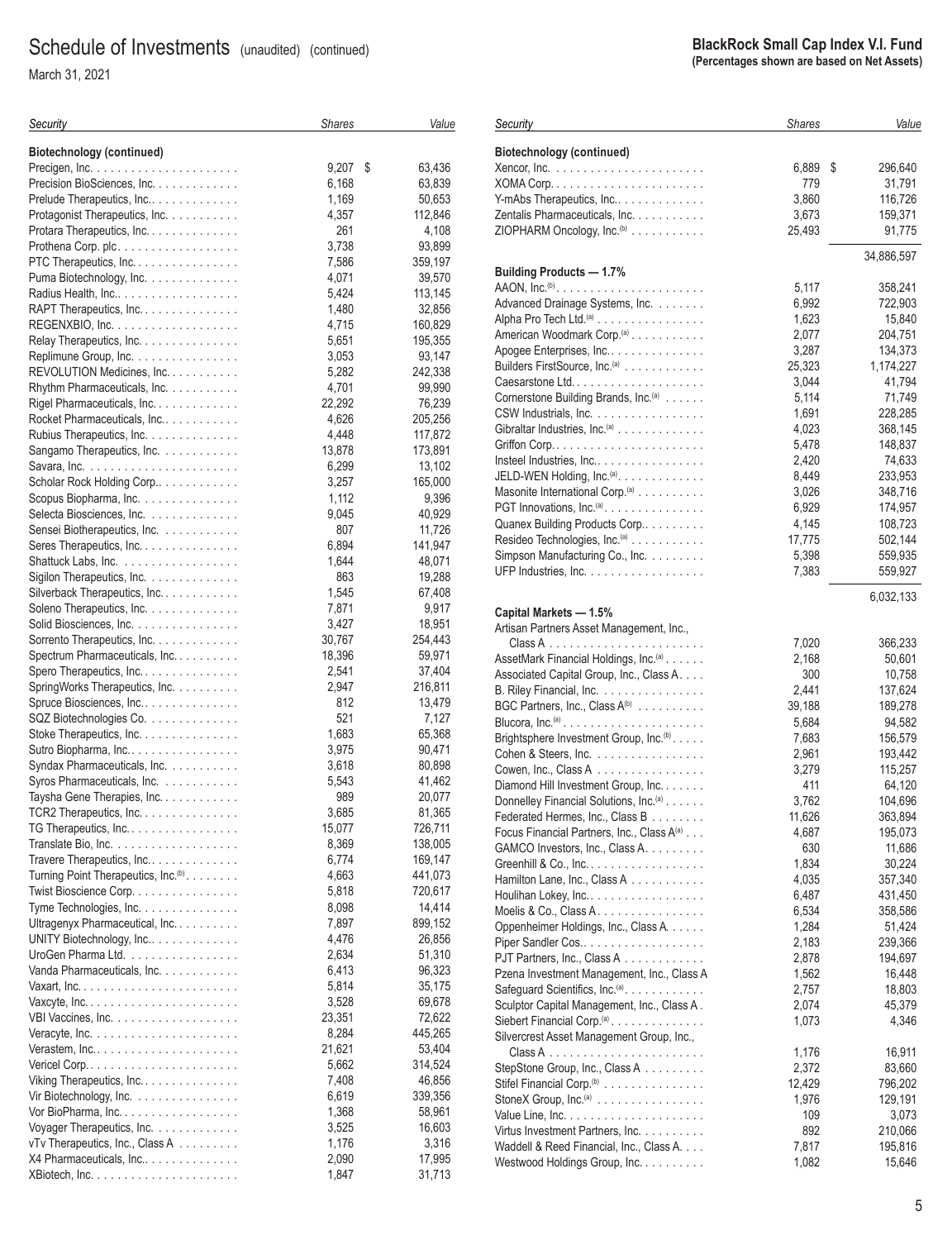# Schedule of Investments (unaudited) (continued)

March 31, 2021

**BlackRock Small Cap Index V.I. Fund**
**(Percentages shown are based on Net Assets)**

| Security | Shares | Value |
|---|---|---|
| **Biotechnology (continued)** | | |
| Precigen, Inc. | 9,207 | $ 63,436 |
| Precision BioSciences, Inc. | 6,168 | 63,839 |
| Prelude Therapeutics, Inc. | 1,169 | 50,653 |
| Protagonist Therapeutics, Inc. | 4,357 | 112,846 |
| Protara Therapeutics, Inc. | 261 | 4,108 |
| Prothena Corp. plc | 3,738 | 93,899 |
| PTC Therapeutics, Inc. | 7,586 | 359,197 |
| Puma Biotechnology, Inc. | 4,071 | 39,570 |
| Radius Health, Inc. | 5,424 | 113,145 |
| RAPT Therapeutics, Inc. | 1,480 | 32,856 |
| REGENXBIO, Inc. | 4,715 | 160,829 |
| Relay Therapeutics, Inc. | 5,651 | 195,355 |
| Replimune Group, Inc. | 3,053 | 93,147 |
| REVOLUTION Medicines, Inc. | 5,282 | 242,338 |
| Rhythm Pharmaceuticals, Inc. | 4,701 | 99,990 |
| Rigel Pharmaceuticals, Inc. | 22,292 | 76,239 |
| Rocket Pharmaceuticals, Inc. | 4,626 | 205,256 |
| Rubius Therapeutics, Inc. | 4,448 | 117,872 |
| Sangamo Therapeutics, Inc. | 13,878 | 173,891 |
| Savara, Inc. | 6,299 | 13,102 |
| Scholar Rock Holding Corp. | 3,257 | 165,000 |
| Scopus Biopharma, Inc. | 1,112 | 9,396 |
| Selecta Biosciences, Inc. | 9,045 | 40,929 |
| Sensei Biotherapeutics, Inc. | 807 | 11,726 |
| Seres Therapeutics, Inc. | 6,894 | 141,947 |
| Shattuck Labs, Inc. | 1,644 | 48,071 |
| Sigilon Therapeutics, Inc. | 863 | 19,288 |
| Silverback Therapeutics, Inc. | 1,545 | 67,408 |
| Soleno Therapeutics, Inc. | 7,871 | 9,917 |
| Solid Biosciences, Inc. | 3,427 | 18,951 |
| Sorrento Therapeutics, Inc. | 30,767 | 254,443 |
| Spectrum Pharmaceuticals, Inc. | 18,396 | 59,971 |
| Spero Therapeutics, Inc. | 2,541 | 37,404 |
| SpringWorks Therapeutics, Inc. | 2,947 | 216,811 |
| Spruce Biosciences, Inc. | 812 | 13,479 |
| SQZ Biotechnologies Co. | 521 | 7,127 |
| Stoke Therapeutics, Inc. | 1,683 | 65,368 |
| Sutro Biopharma, Inc. | 3,975 | 90,471 |
| Syndax Pharmaceuticals, Inc. | 3,618 | 80,898 |
| Syros Pharmaceuticals, Inc. | 5,543 | 41,462 |
| Taysha Gene Therapies, Inc. | 989 | 20,077 |
| TCR2 Therapeutics, Inc. | 3,685 | 81,365 |
| TG Therapeutics, Inc. | 15,077 | 726,711 |
| Translate Bio, Inc. | 8,369 | 138,005 |
| Travere Therapeutics, Inc. | 6,774 | 169,147 |
| Turning Point Therapeutics, Inc.[(b)] | 4,663 | 441,073 |
| Twist Bioscience Corp. | 5,818 | 720,617 |
| Tyme Technologies, Inc. | 8,098 | 14,414 |
| Ultragenyx Pharmaceutical, Inc. | 7,897 | 899,152 |
| UNITY Biotechnology, Inc. | 4,476 | 26,856 |
| UroGen Pharma Ltd. | 2,634 | 51,310 |
| Vanda Pharmaceuticals, Inc. | 6,413 | 96,323 |
| Vaxart, Inc. | 5,814 | 35,175 |
| Vaxcyte, Inc. | 3,528 | 69,678 |
| VBI Vaccines, Inc. | 23,351 | 72,622 |
| Veracyte, Inc. | 8,284 | 445,265 |
| Verastem, Inc. | 21,621 | 53,404 |
| Vericel Corp. | 5,662 | 314,524 |
| Viking Therapeutics, Inc. | 7,408 | 46,856 |
| Vir Biotechnology, Inc. | 6,619 | 339,356 |
| Vor BioPharma, Inc. | 1,368 | 58,961 |
| Voyager Therapeutics, Inc. | 3,525 | 16,603 |
| vTv Therapeutics, Inc., Class A | 1,176 | 3,316 |
| X4 Pharmaceuticals, Inc. | 2,090 | 17,995 |
| XBiotech, Inc. | 1,847 | 31,713 |
| Xencor, Inc. | 6,889 | $ 296,640 |
| XOMA Corp. | 779 | 31,791 |
| Y-mAbs Therapeutics, Inc. | 3,860 | 116,726 |
| Zentalis Pharmaceuticals, Inc. | 3,673 | 159,371 |
| ZIOPHARM Oncology, Inc.[(b)] | 25,493 | 91,775 |
| | | 34,886,597 |
| **Building Products — 1.7%** | | |
| AAON, Inc.[(b)] | 5,117 | 358,241 |
| Advanced Drainage Systems, Inc. | 6,992 | 722,903 |
| Alpha Pro Tech Ltd.[(a)] | 1,623 | 15,840 |
| American Woodmark Corp.[(a)] | 2,077 | 204,751 |
| Apogee Enterprises, Inc. | 3,287 | 134,373 |
| Builders FirstSource, Inc.[(a)] | 25,323 | 1,174,227 |
| Caesarstone Ltd. | 3,044 | 41,794 |
| Cornerstone Building Brands, Inc.[(a)] | 5,114 | 71,749 |
| CSW Industrials, Inc. | 1,691 | 228,285 |
| Gibraltar Industries, Inc.[(a)] | 4,023 | 368,145 |
| Griffon Corp. | 5,478 | 148,837 |
| Insteel Industries, Inc. | 2,420 | 74,633 |
| JELD-WEN Holding, Inc.[(a)] | 8,449 | 233,953 |
| Masonite International Corp.[(a)] | 3,026 | 348,716 |
| PGT Innovations, Inc.[(a)] | 6,929 | 174,957 |
| Quanex Building Products Corp. | 4,145 | 108,723 |
| Resideo Technologies, Inc.[(a)] | 17,775 | 502,144 |
| Simpson Manufacturing Co., Inc. | 5,398 | 559,935 |
| UFP Industries, Inc. | 7,383 | 559,927 |
| | | 6,032,133 |
| **Capital Markets — 1.5%** | | |
| Artisan Partners Asset Management, Inc., Class A | 7,020 | 366,233 |
| AssetMark Financial Holdings, Inc.[(a)] | 2,168 | 50,601 |
| Associated Capital Group, Inc., Class A | 300 | 10,758 |
| B. Riley Financial, Inc. | 2,441 | 137,624 |
| BGC Partners, Inc., Class A[(b)] | 39,188 | 189,278 |
| Blucora, Inc.[(a)] | 5,684 | 94,582 |
| Brightsphere Investment Group, Inc.[(b)] | 7,683 | 156,579 |
| Cohen & Steers, Inc. | 2,961 | 193,442 |
| Cowen, Inc., Class A | 3,279 | 115,257 |
| Diamond Hill Investment Group, Inc. | 411 | 64,120 |
| Donnelley Financial Solutions, Inc.[(a)] | 3,762 | 104,696 |
| Federated Hermes, Inc., Class B | 11,626 | 363,894 |
| Focus Financial Partners, Inc., Class A[(a)] | 4,687 | 195,073 |
| GAMCO Investors, Inc., Class A | 630 | 11,686 |
| Greenhill & Co., Inc. | 1,834 | 30,224 |
| Hamilton Lane, Inc., Class A | 4,035 | 357,340 |
| Houlihan Lokey, Inc. | 6,487 | 431,450 |
| Moelis & Co., Class A | 6,534 | 358,586 |
| Oppenheimer Holdings, Inc., Class A | 1,284 | 51,424 |
| Piper Sandler Cos. | 2,183 | 239,366 |
| PJT Partners, Inc., Class A | 2,878 | 194,697 |
| Pzena Investment Management, Inc., Class A | 1,562 | 16,448 |
| Safeguard Scientifics, Inc.[(a)] | 2,757 | 18,803 |
| Sculptor Capital Management, Inc., Class A | 2,074 | 45,379 |
| Siebert Financial Corp.[(a)] | 1,073 | 4,346 |
| Silvercrest Asset Management Group, Inc., Class A | 1,176 | 16,911 |
| StepStone Group, Inc., Class A | 2,372 | 83,660 |
| Stifel Financial Corp.[(b)] | 12,429 | 796,202 |
| StoneX Group, Inc.[(a)] | 1,976 | 129,191 |
| Value Line, Inc. | 109 | 3,073 |
| Virtus Investment Partners, Inc. | 892 | 210,066 |
| Waddell & Reed Financial, Inc., Class A | 7,817 | 195,816 |
| Westwood Holdings Group, Inc. | 1,082 | 15,646 |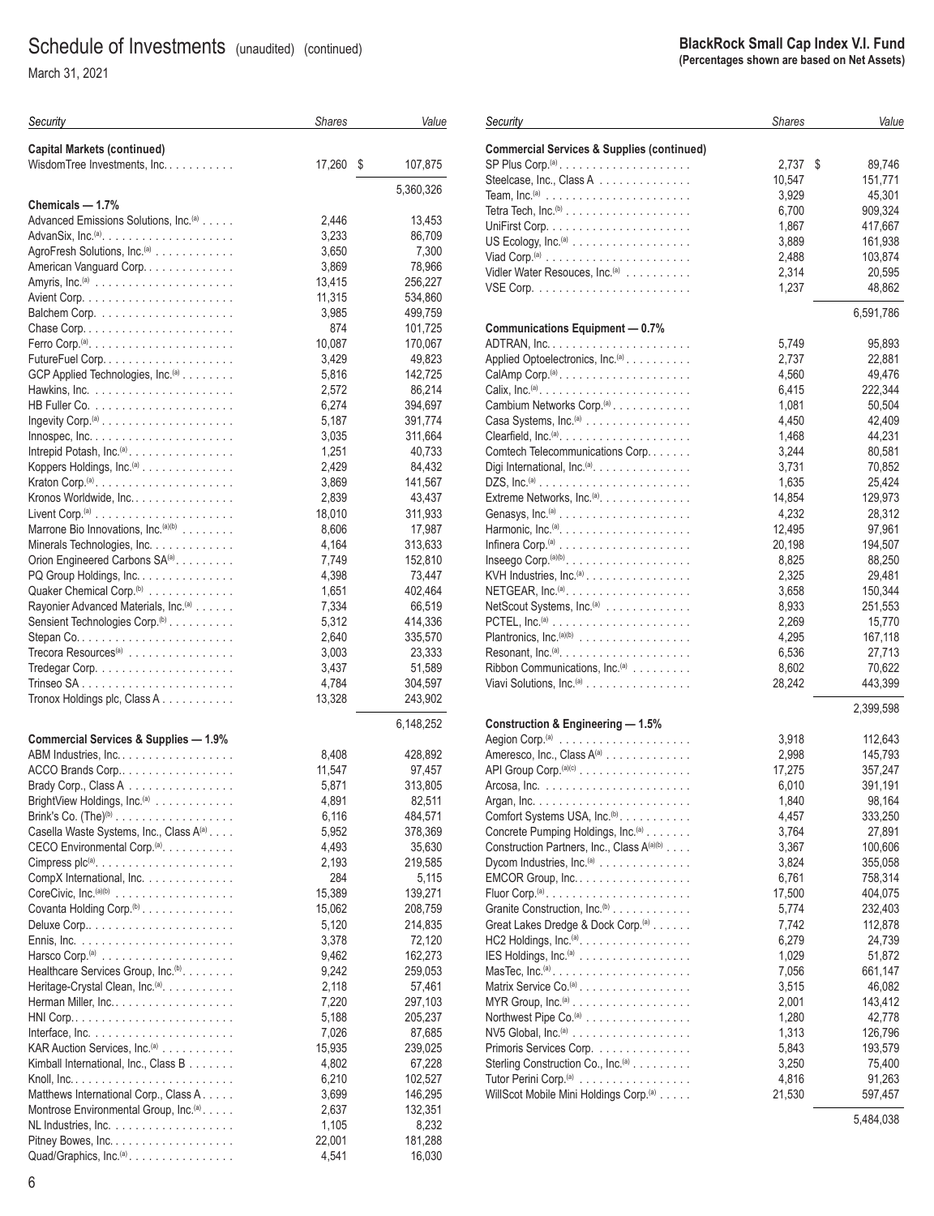# Schedule of Investments (unaudited) (continued)

March 31, 2021

**BlackRock Small Cap Index V.I. Fund**
**(Percentages shown are based on Net Assets)**

| *Security* | *Shares* | *Value* |
|---|---|---|
| **Capital Markets (continued)** | | |
| WisdomTree Investments, Inc. | 17,260 | $ 107,875 |
| | | 5,360,326 |
| **Chemicals — 1.7%** | | |
| Advanced Emissions Solutions, Inc.[(a)] | 2,446 | 13,453 |
| AdvanSix, Inc.[(a)] | 3,233 | 86,709 |
| AgroFresh Solutions, Inc.[(a)] | 3,650 | 7,300 |
| American Vanguard Corp. | 3,869 | 78,966 |
| Amyris, Inc.[(a)] | 13,415 | 256,227 |
| Avient Corp. | 11,315 | 534,860 |
| Balchem Corp. | 3,985 | 499,759 |
| Chase Corp. | 874 | 101,725 |
| Ferro Corp.[(a)] | 10,087 | 170,067 |
| FutureFuel Corp. | 3,429 | 49,823 |
| GCP Applied Technologies, Inc.[(a)] | 5,816 | 142,725 |
| Hawkins, Inc. | 2,572 | 86,214 |
| HB Fuller Co. | 6,274 | 394,697 |
| Ingevity Corp.[(a)] | 5,187 | 391,774 |
| Innospec, Inc. | 3,035 | 311,664 |
| Intrepid Potash, Inc.[(a)] | 1,251 | 40,733 |
| Koppers Holdings, Inc.[(a)] | 2,429 | 84,432 |
| Kraton Corp.[(a)] | 3,869 | 141,567 |
| Kronos Worldwide, Inc. | 2,839 | 43,437 |
| Livent Corp.[(a)] | 18,010 | 311,933 |
| Marrone Bio Innovations, Inc.[(a)(b)] | 8,606 | 17,987 |
| Minerals Technologies, Inc. | 4,164 | 313,633 |
| Orion Engineered Carbons SA[(a)] | 7,749 | 152,810 |
| PQ Group Holdings, Inc. | 4,398 | 73,447 |
| Quaker Chemical Corp.[(b)] | 1,651 | 402,464 |
| Rayonier Advanced Materials, Inc.[(a)] | 7,334 | 66,519 |
| Sensient Technologies Corp.[(b)] | 5,312 | 414,336 |
| Stepan Co. | 2,640 | 335,570 |
| Trecora Resources[(a)] | 3,003 | 23,333 |
| Tredegar Corp. | 3,437 | 51,589 |
| Trinseo SA | 4,784 | 304,597 |
| Tronox Holdings plc, Class A | 13,328 | 243,902 |
| | | 6,148,252 |
| **Commercial Services & Supplies — 1.9%** | | |
| ABM Industries, Inc. | 8,408 | 428,892 |
| ACCO Brands Corp. | 11,547 | 97,457 |
| Brady Corp., Class A | 5,871 | 313,805 |
| BrightView Holdings, Inc.[(a)] | 4,891 | 82,511 |
| Brink's Co. (The)[(b)] | 6,116 | 484,571 |
| Casella Waste Systems, Inc., Class A[(a)] | 5,952 | 378,369 |
| CECO Environmental Corp.[(a)] | 4,493 | 35,630 |
| Cimpress plc[(a)] | 2,193 | 219,585 |
| CompX International, Inc. | 284 | 5,115 |
| CoreCivic, Inc.[(a)(b)] | 15,389 | 139,271 |
| Covanta Holding Corp.[(b)] | 15,062 | 208,759 |
| Deluxe Corp. | 5,120 | 214,835 |
| Ennis, Inc. | 3,378 | 72,120 |
| Harsco Corp.[(a)] | 9,462 | 162,273 |
| Healthcare Services Group, Inc.[(b)] | 9,242 | 259,053 |
| Heritage-Crystal Clean, Inc.[(a)] | 2,118 | 57,461 |
| Herman Miller, Inc. | 7,220 | 297,103 |
| HNI Corp. | 5,188 | 205,237 |
| Interface, Inc. | 7,026 | 87,685 |
| KAR Auction Services, Inc.[(a)] | 15,935 | 239,025 |
| Kimball International, Inc., Class B | 4,802 | 67,228 |
| Knoll, Inc. | 6,210 | 102,527 |
| Matthews International Corp., Class A | 3,699 | 146,295 |
| Montrose Environmental Group, Inc.[(a)] | 2,637 | 132,351 |
| NL Industries, Inc. | 1,105 | 8,232 |
| Pitney Bowes, Inc. | 22,001 | 181,288 |
| Quad/Graphics, Inc.[(a)] | 4,541 | 16,030 |
| **Commercial Services & Supplies (continued)** | | |
| SP Plus Corp.[(a)] | 2,737 | $ 89,746 |
| Steelcase, Inc., Class A | 10,547 | 151,771 |
| Team, Inc.[(a)] | 3,929 | 45,301 |
| Tetra Tech, Inc.[(b)] | 6,700 | 909,324 |
| UniFirst Corp. | 1,867 | 417,667 |
| US Ecology, Inc.[(a)] | 3,889 | 161,938 |
| Viad Corp.[(a)] | 2,488 | 103,874 |
| Vidler Water Resouces, Inc.[(a)] | 2,314 | 20,595 |
| VSE Corp. | 1,237 | 48,862 |
| | | 6,591,786 |
| **Communications Equipment — 0.7%** | | |
| ADTRAN, Inc. | 5,749 | 95,893 |
| Applied Optoelectronics, Inc.[(a)] | 2,737 | 22,881 |
| CalAmp Corp.[(a)] | 4,560 | 49,476 |
| Calix, Inc.[(a)] | 6,415 | 222,344 |
| Cambium Networks Corp.[(a)] | 1,081 | 50,504 |
| Casa Systems, Inc.[(a)] | 4,450 | 42,409 |
| Clearfield, Inc.[(a)] | 1,468 | 44,231 |
| Comtech Telecommunications Corp. | 3,244 | 80,581 |
| Digi International, Inc.[(a)] | 3,731 | 70,852 |
| DZS, Inc.[(a)] | 1,635 | 25,424 |
| Extreme Networks, Inc.[(a)] | 14,854 | 129,973 |
| Genasys, Inc.[(a)] | 4,232 | 28,312 |
| Harmonic, Inc.[(a)] | 12,495 | 97,961 |
| Infinera Corp.[(a)] | 20,198 | 194,507 |
| Inseego Corp.[(a)(b)] | 8,825 | 88,250 |
| KVH Industries, Inc.[(a)] | 2,325 | 29,481 |
| NETGEAR, Inc.[(a)] | 3,658 | 150,344 |
| NetScout Systems, Inc.[(a)] | 8,933 | 251,553 |
| PCTEL, Inc.[(a)] | 2,269 | 15,770 |
| Plantronics, Inc.[(a)(b)] | 4,295 | 167,118 |
| Resonant, Inc.[(a)] | 6,536 | 27,713 |
| Ribbon Communications, Inc.[(a)] | 8,602 | 70,622 |
| Viavi Solutions, Inc.[(a)] | 28,242 | 443,399 |
| | | 2,399,598 |
| **Construction & Engineering — 1.5%** | | |
| Aegion Corp.[(a)] | 3,918 | 112,643 |
| Ameresco, Inc., Class A[(a)] | 2,998 | 145,793 |
| API Group Corp.[(a)(c)] | 17,275 | 357,247 |
| Arcosa, Inc. | 6,010 | 391,191 |
| Argan, Inc. | 1,840 | 98,164 |
| Comfort Systems USA, Inc.[(b)] | 4,457 | 333,250 |
| Concrete Pumping Holdings, Inc.[(a)] | 3,764 | 27,891 |
| Construction Partners, Inc., Class A[(a)(b)] | 3,367 | 100,606 |
| Dycom Industries, Inc.[(a)] | 3,824 | 355,058 |
| EMCOR Group, Inc. | 6,761 | 758,314 |
| Fluor Corp.[(a)] | 17,500 | 404,075 |
| Granite Construction, Inc.[(b)] | 5,774 | 232,403 |
| Great Lakes Dredge & Dock Corp.[(a)] | 7,742 | 112,878 |
| HC2 Holdings, Inc.[(a)] | 6,279 | 24,739 |
| IES Holdings, Inc.[(a)] | 1,029 | 51,872 |
| MasTec, Inc.[(a)] | 7,056 | 661,147 |
| Matrix Service Co.[(a)] | 3,515 | 46,082 |
| MYR Group, Inc.[(a)] | 2,001 | 143,412 |
| Northwest Pipe Co.[(a)] | 1,280 | 42,778 |
| NV5 Global, Inc.[(a)] | 1,313 | 126,796 |
| Primoris Services Corp. | 5,843 | 193,579 |
| Sterling Construction Co., Inc.[(a)] | 3,250 | 75,400 |
| Tutor Perini Corp.[(a)] | 4,816 | 91,263 |
| WillScot Mobile Mini Holdings Corp.[(a)] | 21,530 | 597,457 |
| | | 5,484,038 |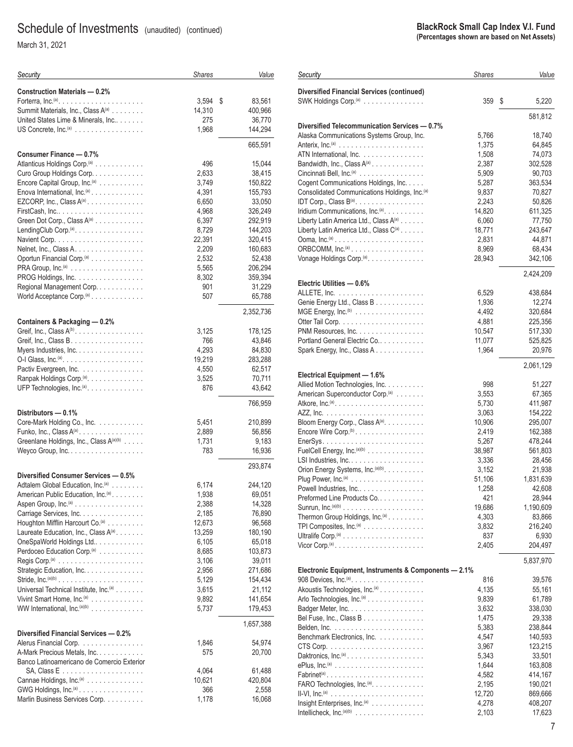# Schedule of Investments (unaudited) (continued)

March 31, 2021

**BlackRock Small Cap Index V.I. Fund**
**(Percentages shown are based on Net Assets)**

| Security | Shares | Value |
|---|---|---|
| **Construction Materials — 0.2%** | | |
| Forterra, Inc.[(a)] | 3,594 | $ 83,561 |
| Summit Materials, Inc., Class A[(a)] | 14,310 | 400,966 |
| United States Lime & Minerals, Inc. | 275 | 36,770 |
| US Concrete, Inc.[(a)] | 1,968 | 144,294 |
| | | 665,591 |
| **Consumer Finance — 0.7%** | | |
| Atlanticus Holdings Corp.[(a)] | 496 | 15,044 |
| Curo Group Holdings Corp. | 2,633 | 38,415 |
| Encore Capital Group, Inc.[(a)] | 3,749 | 150,822 |
| Enova International, Inc.[(a)] | 4,391 | 155,793 |
| EZCORP, Inc., Class A[(a)] | 6,650 | 33,050 |
| FirstCash, Inc. | 4,968 | 326,249 |
| Green Dot Corp., Class A[(a)] | 6,397 | 292,919 |
| LendingClub Corp.[(a)] | 8,729 | 144,203 |
| Navient Corp. | 22,391 | 320,415 |
| Nelnet, Inc., Class A | 2,209 | 160,683 |
| Oportun Financial Corp.[(a)] | 2,532 | 52,438 |
| PRA Group, Inc.[(a)] | 5,565 | 206,294 |
| PROG Holdings, Inc. | 8,302 | 359,394 |
| Regional Management Corp. | 901 | 31,229 |
| World Acceptance Corp.[(a)] | 507 | 65,788 |
| | | 2,352,736 |
| **Containers & Packaging — 0.2%** | | |
| Greif, Inc., Class A[(b)] | 3,125 | 178,125 |
| Greif, Inc., Class B | 766 | 43,846 |
| Myers Industries, Inc. | 4,293 | 84,830 |
| O-I Glass, Inc.[(a)] | 19,219 | 283,288 |
| Pactiv Evergreen, Inc. | 4,550 | 62,517 |
| Ranpak Holdings Corp.[(a)] | 3,525 | 70,711 |
| UFP Technologies, Inc.[(a)] | 876 | 43,642 |
| | | 766,959 |
| **Distributors — 0.1%** | | |
| Core-Mark Holding Co., Inc. | 5,451 | 210,899 |
| Funko, Inc., Class A[(a)] | 2,889 | 56,856 |
| Greenlane Holdings, Inc., Class A[(a)(b)] | 1,731 | 9,183 |
| Weyco Group, Inc. | 783 | 16,936 |
| | | 293,874 |
| **Diversified Consumer Services — 0.5%** | | |
| Adtalem Global Education, Inc.[(a)] | 6,174 | 244,120 |
| American Public Education, Inc.[(a)] | 1,938 | 69,051 |
| Aspen Group, Inc.[(a)] | 2,388 | 14,328 |
| Carriage Services, Inc. | 2,185 | 76,890 |
| Houghton Mifflin Harcourt Co.[(a)] | 12,673 | 96,568 |
| Laureate Education, Inc., Class A[(a)] | 13,259 | 180,190 |
| OneSpaWorld Holdings Ltd. | 6,105 | 65,018 |
| Perdoceo Education Corp.[(a)] | 8,685 | 103,873 |
| Regis Corp.[(a)] | 3,106 | 39,011 |
| Strategic Education, Inc. | 2,956 | 271,686 |
| Stride, Inc.[(a)(b)] | 5,129 | 154,434 |
| Universal Technical Institute, Inc.[(a)] | 3,615 | 21,112 |
| Vivint Smart Home, Inc.[(a)] | 9,892 | 141,654 |
| WW International, Inc.[(a)(b)] | 5,737 | 179,453 |
| | | 1,657,388 |
| **Diversified Financial Services — 0.2%** | | |
| Alerus Financial Corp. | 1,846 | 54,974 |
| A-Mark Precious Metals, Inc. | 575 | 20,700 |
| Banco Latinoamericano de Comercio Exterior SA, Class E | 4,064 | 61,488 |
| Cannae Holdings, Inc.[(a)] | 10,621 | 420,804 |
| GWG Holdings, Inc.[(a)] | 366 | 2,558 |
| Marlin Business Services Corp. | 1,178 | 16,068 |
| **Diversified Financial Services (continued)** | | |
| SWK Holdings Corp.[(a)] | 359 | $ 5,220 |
| | | 581,812 |
| **Diversified Telecommunication Services — 0.7%** | | |
| Alaska Communications Systems Group, Inc. | 5,766 | 18,740 |
| Anterix, Inc.[(a)] | 1,375 | 64,845 |
| ATN International, Inc. | 1,508 | 74,073 |
| Bandwidth, Inc., Class A[(a)] | 2,387 | 302,528 |
| Cincinnati Bell, Inc.[(a)] | 5,909 | 90,703 |
| Cogent Communications Holdings, Inc. | 5,287 | 363,534 |
| Consolidated Communications Holdings, Inc.[(a)] | 9,837 | 70,827 |
| IDT Corp., Class B[(a)] | 2,243 | 50,826 |
| Iridium Communications, Inc.[(a)] | 14,820 | 611,325 |
| Liberty Latin America Ltd., Class A[(a)] | 6,060 | 77,750 |
| Liberty Latin America Ltd., Class C[(a)] | 18,771 | 243,647 |
| Ooma, Inc.[(a)] | 2,831 | 44,871 |
| ORBCOMM, Inc.[(a)] | 8,969 | 68,434 |
| Vonage Holdings Corp.[(a)] | 28,943 | 342,106 |
| | | 2,424,209 |
| **Electric Utilities — 0.6%** | | |
| ALLETE, Inc. | 6,529 | 438,684 |
| Genie Energy Ltd., Class B | 1,936 | 12,274 |
| MGE Energy, Inc.[(b)] | 4,492 | 320,684 |
| Otter Tail Corp. | 4,881 | 225,356 |
| PNM Resources, Inc. | 10,547 | 517,330 |
| Portland General Electric Co. | 11,077 | 525,825 |
| Spark Energy, Inc., Class A | 1,964 | 20,976 |
| | | 2,061,129 |
| **Electrical Equipment — 1.6%** | | |
| Allied Motion Technologies, Inc. | 998 | 51,227 |
| American Superconductor Corp.[(a)] | 3,553 | 67,365 |
| Atkore, Inc.[(a)] | 5,730 | 411,987 |
| AZZ, Inc. | 3,063 | 154,222 |
| Bloom Energy Corp., Class A[(a)] | 10,906 | 295,007 |
| Encore Wire Corp.[(b)] | 2,419 | 162,388 |
| EnerSys | 5,267 | 478,244 |
| FuelCell Energy, Inc.[(a)(b)] | 38,987 | 561,803 |
| LSI Industries, Inc. | 3,336 | 28,456 |
| Orion Energy Systems, Inc.[(a)(b)] | 3,152 | 21,938 |
| Plug Power, Inc.[(a)] | 51,106 | 1,831,639 |
| Powell Industries, Inc. | 1,258 | 42,608 |
| Preformed Line Products Co. | 421 | 28,944 |
| Sunrun, Inc.[(a)(b)] | 19,686 | 1,190,609 |
| Thermon Group Holdings, Inc.[(a)] | 4,303 | 83,866 |
| TPI Composites, Inc.[(a)] | 3,832 | 216,240 |
| Ultralife Corp.[(a)] | 837 | 6,930 |
| Vicor Corp.[(a)] | 2,405 | 204,497 |
| | | 5,837,970 |
| **Electronic Equipment, Instruments & Components — 2.1%** | | |
| 908 Devices, Inc.[(a)] | 816 | 39,576 |
| Akoustis Technologies, Inc.[(a)] | 4,135 | 55,161 |
| Arlo Technologies, Inc.[(a)] | 9,839 | 61,789 |
| Badger Meter, Inc. | 3,632 | 338,030 |
| Bel Fuse, Inc., Class B | 1,475 | 29,338 |
| Belden, Inc. | 5,383 | 238,844 |
| Benchmark Electronics, Inc. | 4,547 | 140,593 |
| CTS Corp. | 3,967 | 123,215 |
| Daktronics, Inc.[(a)] | 5,343 | 33,501 |
| ePlus, Inc.[(a)] | 1,644 | 163,808 |
| Fabrinet[(a)] | 4,582 | 414,167 |
| FARO Technologies, Inc.[(a)] | 2,195 | 190,021 |
| II-VI, Inc.[(a)] | 12,720 | 869,666 |
| Insight Enterprises, Inc.[(a)] | 4,278 | 408,207 |
| Intellicheck, Inc.[(a)(b)] | 2,103 | 17,623 |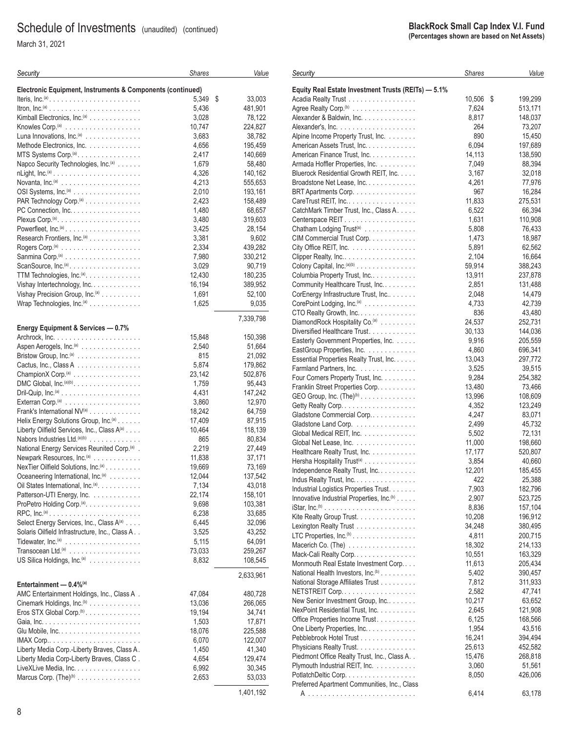# Schedule of Investments (unaudited) (continued)

March 31, 2021

**BlackRock Small Cap Index V.I. Fund**
**(Percentages shown are based on Net Assets)**

| Security | Shares | Value |
|---|---|---|
| **Electronic Equipment, Instruments & Components (continued)** | | |
| Iteris, Inc.[(a)] | 5,349 | $ 33,003 |
| Itron, Inc.[(a)] | 5,436 | 481,901 |
| Kimball Electronics, Inc.[(a)] | 3,028 | 78,122 |
| Knowles Corp.[(a)] | 10,747 | 224,827 |
| Luna Innovations, Inc.[(a)] | 3,683 | 38,782 |
| Methode Electronics, Inc. | 4,656 | 195,459 |
| MTS Systems Corp.[(a)] | 2,417 | 140,669 |
| Napco Security Technologies, Inc.[(a)] | 1,679 | 58,480 |
| nLight, Inc.[(a)] | 4,326 | 140,162 |
| Novanta, Inc.[(a)] | 4,213 | 555,653 |
| OSI Systems, Inc.[(a)] | 2,010 | 193,161 |
| PAR Technology Corp.[(a)] | 2,423 | 158,489 |
| PC Connection, Inc. | 1,480 | 68,657 |
| Plexus Corp.[(a)] | 3,480 | 319,603 |
| Powerfleet, Inc.[(a)] | 3,425 | 28,154 |
| Research Frontiers, Inc.[(a)] | 3,381 | 9,602 |
| Rogers Corp.[(a)] | 2,334 | 439,282 |
| Sanmina Corp.[(a)] | 7,980 | 330,212 |
| ScanSource, Inc.[(a)] | 3,029 | 90,719 |
| TTM Technologies, Inc.[(a)] | 12,430 | 180,235 |
| Vishay Intertechnology, Inc. | 16,194 | 389,952 |
| Vishay Precision Group, Inc.[(a)] | 1,691 | 52,100 |
| Wrap Technologies, Inc.[(a)] | 1,625 | 9,035 |
| | | 7,339,798 |
| **Energy Equipment & Services — 0.7%** | | |
| Archrock, Inc. | 15,848 | 150,398 |
| Aspen Aerogels, Inc.[(a)] | 2,540 | 51,664 |
| Bristow Group, Inc.[(a)] | 815 | 21,092 |
| Cactus, Inc., Class A | 5,874 | 179,862 |
| ChampionX Corp.[(a)] | 23,142 | 502,876 |
| DMC Global, Inc.[(a)(b)] | 1,759 | 95,443 |
| Dril-Quip, Inc.[(a)] | 4,431 | 147,242 |
| Exterran Corp.[(a)] | 3,860 | 12,970 |
| Frank's International NV[(a)] | 18,242 | 64,759 |
| Helix Energy Solutions Group, Inc.[(a)] | 17,409 | 87,915 |
| Liberty Oilfield Services, Inc., Class A[(a)] | 10,464 | 118,139 |
| Nabors Industries Ltd.[(a)(b)] | 865 | 80,834 |
| National Energy Services Reunited Corp.[(a)] | 2,219 | 27,449 |
| Newpark Resources, Inc.[(a)] | 11,838 | 37,171 |
| NexTier Oilfield Solutions, Inc.[(a)] | 19,669 | 73,169 |
| Oceaneering International, Inc.[(a)] | 12,044 | 137,542 |
| Oil States International, Inc.[(a)] | 7,134 | 43,018 |
| Patterson-UTI Energy, Inc. | 22,174 | 158,101 |
| ProPetro Holding Corp.[(a)] | 9,698 | 103,381 |
| RPC, Inc.[(a)] | 6,238 | 33,685 |
| Select Energy Services, Inc., Class A[(a)] | 6,445 | 32,096 |
| Solaris Oilfield Infrastructure, Inc., Class A | 3,525 | 43,252 |
| Tidewater, Inc.[(a)] | 5,115 | 64,091 |
| Transocean Ltd.[(a)] | 73,033 | 259,267 |
| US Silica Holdings, Inc.[(a)] | 8,832 | 108,545 |
| | | 2,633,961 |
| **Entertainment — 0.4%[(a)]** | | |
| AMC Entertainment Holdings, Inc., Class A | 47,084 | 480,728 |
| Cinemark Holdings, Inc.[(b)] | 13,036 | 266,065 |
| Eros STX Global Corp.[(b)] | 19,194 | 34,741 |
| Gaia, Inc. | 1,503 | 17,871 |
| Glu Mobile, Inc. | 18,076 | 225,588 |
| IMAX Corp. | 6,070 | 122,007 |
| Liberty Media Corp.-Liberty Braves, Class A | 1,450 | 41,340 |
| Liberty Media Corp-Liberty Braves, Class C | 4,654 | 129,474 |
| LiveXLive Media, Inc. | 6,992 | 30,345 |
| Marcus Corp. (The)[(b)] | 2,653 | 53,033 |
| | | 1,401,192 |
| **Equity Real Estate Investment Trusts (REITs) — 5.1%** | | |
| Acadia Realty Trust | 10,506 | $ 199,299 |
| Agree Realty Corp.[(b)] | 7,624 | 513,171 |
| Alexander & Baldwin, Inc. | 8,817 | 148,037 |
| Alexander's, Inc. | 264 | 73,207 |
| Alpine Income Property Trust, Inc. | 890 | 15,450 |
| American Assets Trust, Inc. | 6,094 | 197,689 |
| American Finance Trust, Inc. | 14,113 | 138,590 |
| Armada Hoffler Properties, Inc. | 7,049 | 88,394 |
| Bluerock Residential Growth REIT, Inc. | 3,167 | 32,018 |
| Broadstone Net Lease, Inc. | 4,261 | 77,976 |
| BRT Apartments Corp. | 967 | 16,284 |
| CareTrust REIT, Inc. | 11,833 | 275,531 |
| CatchMark Timber Trust, Inc., Class A | 6,522 | 66,394 |
| Centerspace REIT | 1,631 | 110,908 |
| Chatham Lodging Trust[(a)] | 5,808 | 76,433 |
| CIM Commercial Trust Corp. | 1,473 | 18,987 |
| City Office REIT, Inc. | 5,891 | 62,562 |
| Clipper Realty, Inc. | 2,104 | 16,664 |
| Colony Capital, Inc.[(a)(b)] | 59,914 | 388,243 |
| Columbia Property Trust, Inc. | 13,911 | 237,878 |
| Community Healthcare Trust, Inc. | 2,851 | 131,488 |
| CorEnergy Infrastructure Trust, Inc. | 2,048 | 14,479 |
| CorePoint Lodging, Inc.[(a)] | 4,733 | 42,739 |
| CTO Realty Growth, Inc. | 836 | 43,480 |
| DiamondRock Hospitality Co.[(a)] | 24,537 | 252,731 |
| Diversified Healthcare Trust | 30,133 | 144,036 |
| Easterly Government Properties, Inc. | 9,916 | 205,559 |
| EastGroup Properties, Inc. | 4,860 | 696,341 |
| Essential Properties Realty Trust, Inc. | 13,043 | 297,772 |
| Farmland Partners, Inc. | 3,525 | 39,515 |
| Four Corners Property Trust, Inc. | 9,284 | 254,382 |
| Franklin Street Properties Corp. | 13,480 | 73,466 |
| GEO Group, Inc. (The)[(b)] | 13,996 | 108,609 |
| Getty Realty Corp. | 4,352 | 123,249 |
| Gladstone Commercial Corp. | 4,247 | 83,071 |
| Gladstone Land Corp. | 2,499 | 45,732 |
| Global Medical REIT, Inc. | 5,502 | 72,131 |
| Global Net Lease, Inc. | 11,000 | 198,660 |
| Healthcare Realty Trust, Inc. | 17,177 | 520,807 |
| Hersha Hospitality Trust[(a)] | 3,854 | 40,660 |
| Independence Realty Trust, Inc. | 12,201 | 185,455 |
| Indus Realty Trust, Inc. | 422 | 25,388 |
| Industrial Logistics Properties Trust | 7,903 | 182,796 |
| Innovative Industrial Properties, Inc.[(b)] | 2,907 | 523,725 |
| iStar, Inc.[(b)] | 8,836 | 157,104 |
| Kite Realty Group Trust | 10,208 | 196,912 |
| Lexington Realty Trust | 34,248 | 380,495 |
| LTC Properties, Inc.[(b)] | 4,811 | 200,715 |
| Macerich Co. (The) | 18,302 | 214,133 |
| Mack-Cali Realty Corp. | 10,551 | 163,329 |
| Monmouth Real Estate Investment Corp. | 11,613 | 205,434 |
| National Health Investors, Inc.[(b)] | 5,402 | 390,457 |
| National Storage Affiliates Trust | 7,812 | 311,933 |
| NETSTREIT Corp. | 2,582 | 47,741 |
| New Senior Investment Group, Inc. | 10,217 | 63,652 |
| NexPoint Residential Trust, Inc. | 2,645 | 121,908 |
| Office Properties Income Trust | 6,125 | 168,566 |
| One Liberty Properties, Inc. | 1,954 | 43,516 |
| Pebblebrook Hotel Trust | 16,241 | 394,494 |
| Physicians Realty Trust | 25,613 | 452,582 |
| Piedmont Office Realty Trust, Inc., Class A | 15,476 | 268,818 |
| Plymouth Industrial REIT, Inc. | 3,060 | 51,561 |
| PotlatchDeltic Corp. | 8,050 | 426,006 |
| Preferred Apartment Communities, Inc., Class A | 6,414 | 63,178 |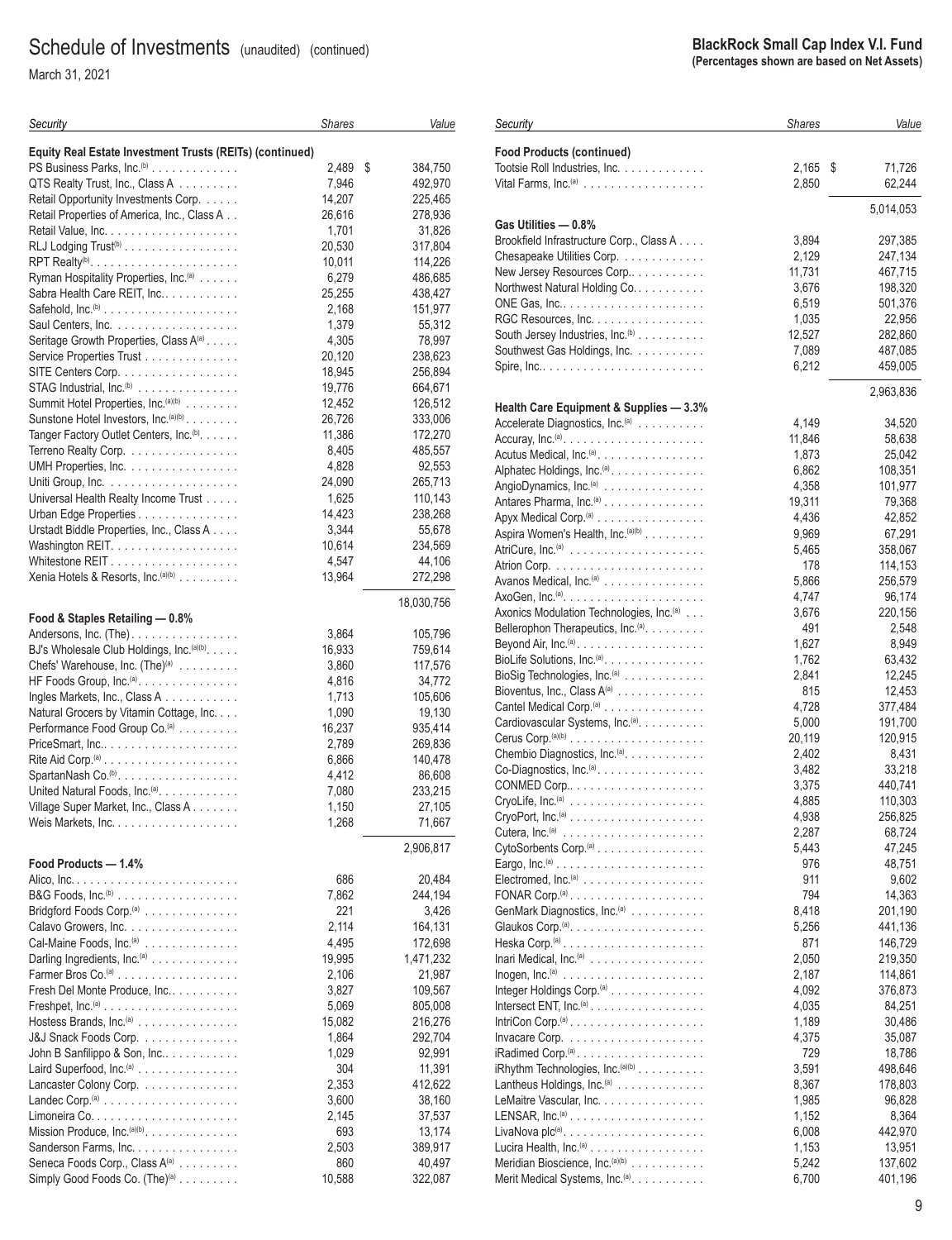## Schedule of Investments (unaudited) (continued)

March 31, 2021

**BlackRock Small Cap Index V.I. Fund**
**(Percentages shown are based on Net Assets)**

| Security | Shares | Value |
|---|---|---|
| **Equity Real Estate Investment Trusts (REITs) (continued)** | | |
| PS Business Parks, Inc.[(b)] | 2,489 | $ 384,750 |
| QTS Realty Trust, Inc., Class A | 7,946 | 492,970 |
| Retail Opportunity Investments Corp. | 14,207 | 225,465 |
| Retail Properties of America, Inc., Class A | 26,616 | 278,936 |
| Retail Value, Inc. | 1,701 | 31,826 |
| RLJ Lodging Trust[(b)] | 20,530 | 317,804 |
| RPT Realty[(b)] | 10,011 | 114,226 |
| Ryman Hospitality Properties, Inc.[(a)] | 6,279 | 486,685 |
| Sabra Health Care REIT, Inc. | 25,255 | 438,427 |
| Safehold, Inc.[(b)] | 2,168 | 151,977 |
| Saul Centers, Inc. | 1,379 | 55,312 |
| Seritage Growth Properties, Class A[(a)] | 4,305 | 78,997 |
| Service Properties Trust | 20,120 | 238,623 |
| SITE Centers Corp. | 18,945 | 256,894 |
| STAG Industrial, Inc.[(b)] | 19,776 | 664,671 |
| Summit Hotel Properties, Inc.[(a)(b)] | 12,452 | 126,512 |
| Sunstone Hotel Investors, Inc.[(a)(b)] | 26,726 | 333,006 |
| Tanger Factory Outlet Centers, Inc.[(b)] | 11,386 | 172,270 |
| Terreno Realty Corp. | 8,405 | 485,557 |
| UMH Properties, Inc. | 4,828 | 92,553 |
| Uniti Group, Inc. | 24,090 | 265,713 |
| Universal Health Realty Income Trust | 1,625 | 110,143 |
| Urban Edge Properties | 14,423 | 238,268 |
| Urstadt Biddle Properties, Inc., Class A | 3,344 | 55,678 |
| Washington REIT | 10,614 | 234,569 |
| Whitestone REIT | 4,547 | 44,106 |
| Xenia Hotels & Resorts, Inc.[(a)(b)] | 13,964 | 272,298 |
| | | 18,030,756 |
| **Food & Staples Retailing — 0.8%** | | |
| Andersons, Inc. (The) | 3,864 | 105,796 |
| BJ's Wholesale Club Holdings, Inc.[(a)(b)] | 16,933 | 759,614 |
| Chefs' Warehouse, Inc. (The)[(a)] | 3,860 | 117,576 |
| HF Foods Group, Inc.[(a)] | 4,816 | 34,772 |
| Ingles Markets, Inc., Class A | 1,713 | 105,606 |
| Natural Grocers by Vitamin Cottage, Inc. | 1,090 | 19,130 |
| Performance Food Group Co.[(a)] | 16,237 | 935,414 |
| PriceSmart, Inc. | 2,789 | 269,836 |
| Rite Aid Corp.[(a)] | 6,866 | 140,478 |
| SpartanNash Co.[(b)] | 4,412 | 86,608 |
| United Natural Foods, Inc.[(a)] | 7,080 | 233,215 |
| Village Super Market, Inc., Class A | 1,150 | 27,105 |
| Weis Markets, Inc. | 1,268 | 71,667 |
| | | 2,906,817 |
| **Food Products — 1.4%** | | |
| Alico, Inc. | 686 | 20,484 |
| B&G Foods, Inc.[(b)] | 7,862 | 244,194 |
| Bridgford Foods Corp.[(a)] | 221 | 3,426 |
| Calavo Growers, Inc. | 2,114 | 164,131 |
| Cal-Maine Foods, Inc.[(a)] | 4,495 | 172,698 |
| Darling Ingredients, Inc.[(a)] | 19,995 | 1,471,232 |
| Farmer Bros Co.[(a)] | 2,106 | 21,987 |
| Fresh Del Monte Produce, Inc. | 3,827 | 109,567 |
| Freshpet, Inc.[(a)] | 5,069 | 805,008 |
| Hostess Brands, Inc.[(a)] | 15,082 | 216,276 |
| J&J Snack Foods Corp. | 1,864 | 292,704 |
| John B Sanfilippo & Son, Inc. | 1,029 | 92,991 |
| Laird Superfood, Inc.[(a)] | 304 | 11,391 |
| Lancaster Colony Corp. | 2,353 | 412,622 |
| Landec Corp.[(a)] | 3,600 | 38,160 |
| Limoneira Co. | 2,145 | 37,537 |
| Mission Produce, Inc.[(a)(b)] | 693 | 13,174 |
| Sanderson Farms, Inc. | 2,503 | 389,917 |
| Seneca Foods Corp., Class A[(a)] | 860 | 40,497 |
| Simply Good Foods Co. (The)[(a)] | 10,588 | 322,087 |
| **Food Products (continued)** | | |
| Tootsie Roll Industries, Inc. | 2,165 | $ 71,726 |
| Vital Farms, Inc.[(a)] | 2,850 | 62,244 |
| | | 5,014,053 |
| **Gas Utilities — 0.8%** | | |
| Brookfield Infrastructure Corp., Class A | 3,894 | 297,385 |
| Chesapeake Utilities Corp. | 2,129 | 247,134 |
| New Jersey Resources Corp. | 11,731 | 467,715 |
| Northwest Natural Holding Co. | 3,676 | 198,320 |
| ONE Gas, Inc. | 6,519 | 501,376 |
| RGC Resources, Inc. | 1,035 | 22,956 |
| South Jersey Industries, Inc.[(b)] | 12,527 | 282,860 |
| Southwest Gas Holdings, Inc. | 7,089 | 487,085 |
| Spire, Inc. | 6,212 | 459,005 |
| | | 2,963,836 |
| **Health Care Equipment & Supplies — 3.3%** | | |
| Accelerate Diagnostics, Inc.[(a)] | 4,149 | 34,520 |
| Accuray, Inc.[(a)] | 11,846 | 58,638 |
| Acutus Medical, Inc.[(a)] | 1,873 | 25,042 |
| Alphatec Holdings, Inc.[(a)] | 6,862 | 108,351 |
| AngioDynamics, Inc.[(a)] | 4,358 | 101,977 |
| Antares Pharma, Inc.[(a)] | 19,311 | 79,368 |
| Apyx Medical Corp.[(a)] | 4,436 | 42,852 |
| Aspira Women's Health, Inc.[(a)(b)] | 9,969 | 67,291 |
| AtriCure, Inc.[(a)] | 5,465 | 358,067 |
| Atrion Corp. | 178 | 114,153 |
| Avanos Medical, Inc.[(a)] | 5,866 | 256,579 |
| AxoGen, Inc.[(a)] | 4,747 | 96,174 |
| Axonics Modulation Technologies, Inc.[(a)] | 3,676 | 220,156 |
| Bellerophon Therapeutics, Inc.[(a)] | 491 | 2,548 |
| Beyond Air, Inc.[(a)] | 1,627 | 8,949 |
| BioLife Solutions, Inc.[(a)] | 1,762 | 63,432 |
| BioSig Technologies, Inc.[(a)] | 2,841 | 12,245 |
| Bioventus, Inc., Class A[(a)] | 815 | 12,453 |
| Cantel Medical Corp.[(a)] | 4,728 | 377,484 |
| Cardiovascular Systems, Inc.[(a)] | 5,000 | 191,700 |
| Cerus Corp.[(a)(b)] | 20,119 | 120,915 |
| Chembio Diagnostics, Inc.[(a)] | 2,402 | 8,431 |
| Co-Diagnostics, Inc.[(a)] | 3,482 | 33,218 |
| CONMED Corp. | 3,375 | 440,741 |
| CryoLife, Inc.[(a)] | 4,885 | 110,303 |
| CryoPort, Inc.[(a)] | 4,938 | 256,825 |
| Cutera, Inc.[(a)] | 2,287 | 68,724 |
| CytoSorbents Corp.[(a)] | 5,443 | 47,245 |
| Eargo, Inc.[(a)] | 976 | 48,751 |
| Electromed, Inc.[(a)] | 911 | 9,602 |
| FONAR Corp.[(a)] | 794 | 14,363 |
| GenMark Diagnostics, Inc.[(a)] | 8,418 | 201,190 |
| Glaukos Corp.[(a)] | 5,256 | 441,136 |
| Heska Corp.[(a)] | 871 | 146,729 |
| Inari Medical, Inc.[(a)] | 2,050 | 219,350 |
| Inogen, Inc.[(a)] | 2,187 | 114,861 |
| Integer Holdings Corp.[(a)] | 4,092 | 376,873 |
| Intersect ENT, Inc.[(a)] | 4,035 | 84,251 |
| IntriCon Corp.[(a)] | 1,189 | 30,486 |
| Invacare Corp. | 4,375 | 35,087 |
| iRadimed Corp.[(a)] | 729 | 18,786 |
| iRhythm Technologies, Inc.[(a)(b)] | 3,591 | 498,646 |
| Lantheus Holdings, Inc.[(a)] | 8,367 | 178,803 |
| LeMaitre Vascular, Inc. | 1,985 | 96,828 |
| LENSAR, Inc.[(a)] | 1,152 | 8,364 |
| LivaNova plc[(a)] | 6,008 | 442,970 |
| Lucira Health, Inc.[(a)] | 1,153 | 13,951 |
| Meridian Bioscience, Inc.[(a)(b)] | 5,242 | 137,602 |
| Merit Medical Systems, Inc.[(a)] | 6,700 | 401,196 |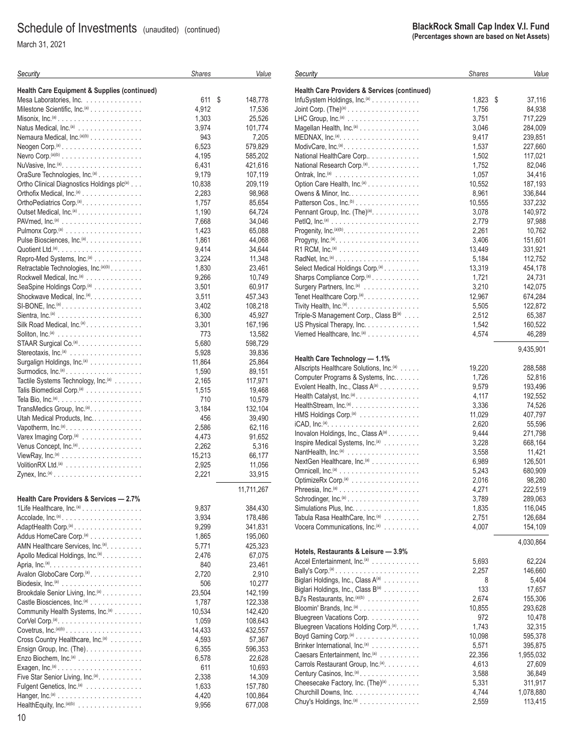# Schedule of Investments (unaudited) (continued)

March 31, 2021

**BlackRock Small Cap Index V.I. Fund**
**(Percentages shown are based on Net Assets)**

| Security | Shares | Value |
|---|---|---|
| **Health Care Equipment & Supplies (continued)** | | |
| Mesa Laboratories, Inc. | 611 | $ 148,778 |
| Milestone Scientific, Inc.[(a)] | 4,912 | 17,536 |
| Misonix, Inc.[(a)] | 1,303 | 25,526 |
| Natus Medical, Inc.[(a)] | 3,974 | 101,774 |
| Nemaura Medical, Inc.[(a)(b)] | 943 | 7,205 |
| Neogen Corp.[(a)] | 6,523 | 579,829 |
| Nevro Corp.[(a)(b)] | 4,195 | 585,202 |
| NuVasive, Inc.[(a)] | 6,431 | 421,616 |
| OraSure Technologies, Inc.[(a)] | 9,179 | 107,119 |
| Ortho Clinical Diagnostics Holdings plc[(a)] | 10,838 | 209,119 |
| Orthofix Medical, Inc.[(a)] | 2,283 | 98,968 |
| OrthoPediatrics Corp.[(a)] | 1,757 | 85,654 |
| Outset Medical, Inc.[(a)] | 1,190 | 64,724 |
| PAVmed, Inc.[(a)] | 7,668 | 34,046 |
| Pulmonx Corp.[(a)] | 1,423 | 65,088 |
| Pulse Biosciences, Inc.[(a)] | 1,861 | 44,068 |
| Quotient Ltd.[(a)] | 9,414 | 34,644 |
| Repro-Med Systems, Inc.[(a)] | 3,224 | 11,348 |
| Retractable Technologies, Inc.[(a)(b)] | 1,830 | 23,461 |
| Rockwell Medical, Inc.[(a)] | 9,266 | 10,749 |
| SeaSpine Holdings Corp.[(a)] | 3,501 | 60,917 |
| Shockwave Medical, Inc.[(a)] | 3,511 | 457,343 |
| SI-BONE, Inc.[(a)] | 3,402 | 108,218 |
| Sientra, Inc.[(a)] | 6,300 | 45,927 |
| Silk Road Medical, Inc.[(a)] | 3,301 | 167,196 |
| Soliton, Inc.[(a)] | 773 | 13,582 |
| STAAR Surgical Co.[(a)] | 5,680 | 598,729 |
| Stereotaxis, Inc.[(a)] | 5,928 | 39,836 |
| Surgalign Holdings, Inc.[(a)] | 11,864 | 25,864 |
| Surmodics, Inc.[(a)] | 1,590 | 89,151 |
| Tactile Systems Technology, Inc.[(a)] | 2,165 | 117,971 |
| Talis Biomedical Corp.[(a)] | 1,515 | 19,468 |
| Tela Bio, Inc.[(a)] | 710 | 10,579 |
| TransMedics Group, Inc.[(a)] | 3,184 | 132,104 |
| Utah Medical Products, Inc. | 456 | 39,490 |
| Vapotherm, Inc.[(a)] | 2,586 | 62,116 |
| Varex Imaging Corp.[(a)] | 4,473 | 91,652 |
| Venus Concept, Inc.[(a)] | 2,262 | 5,316 |
| ViewRay, Inc.[(a)] | 15,213 | 66,177 |
| VolitionRX Ltd.[(a)] | 2,925 | 11,056 |
| Zynex, Inc.[(a)] | 2,221 | 33,915 |
| | | 11,711,267 |
| **Health Care Providers & Services — 2.7%** | | |
| 1Life Healthcare, Inc.[(a)] | 9,837 | 384,430 |
| Accolade, Inc.[(a)] | 3,934 | 178,486 |
| AdaptHealth Corp.[(a)] | 9,299 | 341,831 |
| Addus HomeCare Corp.[(a)] | 1,865 | 195,060 |
| AMN Healthcare Services, Inc.[(a)] | 5,771 | 425,323 |
| Apollo Medical Holdings, Inc.[(a)] | 2,476 | 67,075 |
| Apria, Inc.[(a)] | 840 | 23,461 |
| Avalon GloboCare Corp.[(a)] | 2,720 | 2,910 |
| Biodesix, Inc.[(a)] | 506 | 10,277 |
| Brookdale Senior Living, Inc.[(a)] | 23,504 | 142,199 |
| Castle Biosciences, Inc.[(a)] | 1,787 | 122,338 |
| Community Health Systems, Inc.[(a)] | 10,534 | 142,420 |
| CorVel Corp.[(a)] | 1,059 | 108,643 |
| Covetrus, Inc.[(a)(b)] | 14,433 | 432,557 |
| Cross Country Healthcare, Inc.[(a)] | 4,593 | 57,367 |
| Ensign Group, Inc. (The) | 6,355 | 596,353 |
| Enzo Biochem, Inc.[(a)] | 6,578 | 22,628 |
| Exagen, Inc.[(a)] | 611 | 10,693 |
| Five Star Senior Living, Inc.[(a)] | 2,338 | 14,309 |
| Fulgent Genetics, Inc.[(a)] | 1,633 | 157,780 |
| Hanger, Inc.[(a)] | 4,420 | 100,864 |
| HealthEquity, Inc.[(a)(b)] | 9,956 | 677,008 |
| **Health Care Providers & Services (continued)** | | |
| InfuSystem Holdings, Inc.[(a)] | 1,823 | $ 37,116 |
| Joint Corp. (The)[(a)] | 1,756 | 84,938 |
| LHC Group, Inc.[(a)] | 3,751 | 717,229 |
| Magellan Health, Inc.[(a)] | 3,046 | 284,009 |
| MEDNAX, Inc.[(a)] | 9,417 | 239,851 |
| ModivCare, Inc.[(a)] | 1,537 | 227,660 |
| National HealthCare Corp. | 1,502 | 117,021 |
| National Research Corp.[(a)] | 1,752 | 82,046 |
| Ontrak, Inc.[(a)] | 1,057 | 34,416 |
| Option Care Health, Inc.[(a)] | 10,552 | 187,193 |
| Owens & Minor, Inc. | 8,961 | 336,844 |
| Patterson Cos., Inc.[(b)] | 10,555 | 337,232 |
| Pennant Group, Inc. (The)[(a)] | 3,078 | 140,972 |
| PetIQ, Inc.[(a)] | 2,779 | 97,988 |
| Progenity, Inc.[(a)(b)] | 2,261 | 10,762 |
| Progyny, Inc.[(a)] | 3,406 | 151,601 |
| R1 RCM, Inc.[(a)] | 13,449 | 331,921 |
| RadNet, Inc.[(a)] | 5,184 | 112,752 |
| Select Medical Holdings Corp.[(a)] | 13,319 | 454,178 |
| Sharps Compliance Corp.[(a)] | 1,721 | 24,731 |
| Surgery Partners, Inc.[(a)] | 3,210 | 142,075 |
| Tenet Healthcare Corp.[(a)] | 12,967 | 674,284 |
| Tivity Health, Inc.[(a)] | 5,505 | 122,872 |
| Triple-S Management Corp., Class B[(a)] | 2,512 | 65,387 |
| US Physical Therapy, Inc. | 1,542 | 160,522 |
| Viemed Healthcare, Inc.[(a)] | 4,574 | 46,289 |
| | | 9,435,901 |
| **Health Care Technology — 1.1%** | | |
| Allscripts Healthcare Solutions, Inc.[(a)] | 19,220 | 288,588 |
| Computer Programs & Systems, Inc. | 1,726 | 52,816 |
| Evolent Health, Inc., Class A[(a)] | 9,579 | 193,496 |
| Health Catalyst, Inc.[(a)] | 4,117 | 192,552 |
| HealthStream, Inc.[(a)] | 3,336 | 74,526 |
| HMS Holdings Corp.[(a)] | 11,029 | 407,797 |
| iCAD, Inc.[(a)] | 2,620 | 55,596 |
| Inovalon Holdings, Inc., Class A[(a)] | 9,444 | 271,798 |
| Inspire Medical Systems, Inc.[(a)] | 3,228 | 668,164 |
| NantHealth, Inc.[(a)] | 3,558 | 11,421 |
| NextGen Healthcare, Inc.[(a)] | 6,989 | 126,501 |
| Omnicell, Inc.[(a)] | 5,243 | 680,909 |
| OptimizeRx Corp.[(a)] | 2,016 | 98,280 |
| Phreesia, Inc.[(a)] | 4,271 | 222,519 |
| Schrodinger, Inc.[(a)] | 3,789 | 289,063 |
| Simulations Plus, Inc. | 1,835 | 116,045 |
| Tabula Rasa HealthCare, Inc.[(a)] | 2,751 | 126,684 |
| Vocera Communications, Inc.[(a)] | 4,007 | 154,109 |
| | | 4,030,864 |
| **Hotels, Restaurants & Leisure — 3.9%** | | |
| Accel Entertainment, Inc.[(a)] | 5,693 | 62,224 |
| Bally's Corp.[(a)] | 2,257 | 146,660 |
| Biglari Holdings, Inc., Class A[(a)] | 8 | 5,404 |
| Biglari Holdings, Inc., Class B[(a)] | 133 | 17,657 |
| BJ's Restaurants, Inc.[(a)(b)] | 2,674 | 155,306 |
| Bloomin' Brands, Inc.[(a)] | 10,855 | 293,628 |
| Bluegreen Vacations Corp. | 972 | 10,478 |
| Bluegreen Vacations Holding Corp.[(a)] | 1,743 | 32,315 |
| Boyd Gaming Corp.[(a)] | 10,098 | 595,378 |
| Brinker International, Inc.[(a)] | 5,571 | 395,875 |
| Caesars Entertainment, Inc.[(a)] | 22,356 | 1,955,032 |
| Carrols Restaurant Group, Inc.[(a)] | 4,613 | 27,609 |
| Century Casinos, Inc.[(a)] | 3,588 | 36,849 |
| Cheesecake Factory, Inc. (The)[(a)] | 5,331 | 311,917 |
| Churchill Downs, Inc. | 4,744 | 1,078,880 |
| Chuy's Holdings, Inc.[(a)] | 2,559 | 113,415 |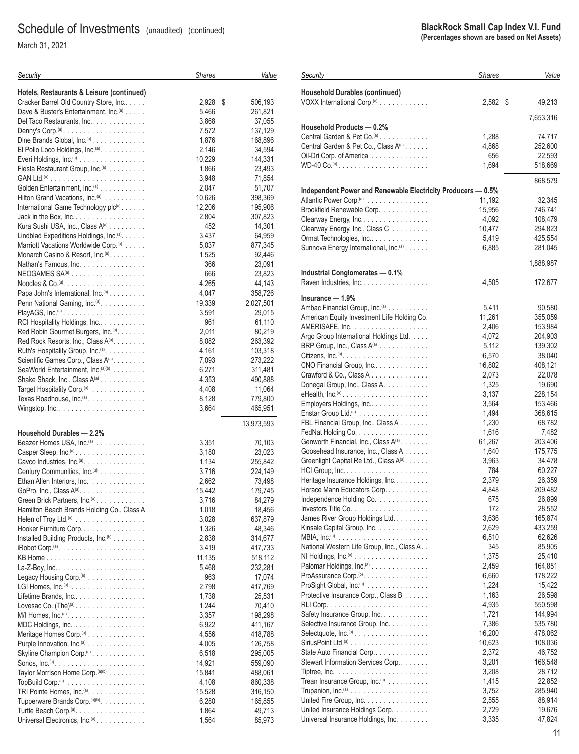# Schedule of Investments (unaudited) (continued)

March 31, 2021

**BlackRock Small Cap Index V.I. Fund**
**(Percentages shown are based on Net Assets)**

| Security | Shares | Value |
|---|---|---|
| **Hotels, Restaurants & Leisure (continued)** | | |
| Cracker Barrel Old Country Store, Inc. | 2,928 | $ 506,193 |
| Dave & Buster's Entertainment, Inc.(a) | 5,466 | 261,821 |
| Del Taco Restaurants, Inc. | 3,868 | 37,055 |
| Denny's Corp.(a) | 7,572 | 137,129 |
| Dine Brands Global, Inc.(a) | 1,876 | 168,896 |
| El Pollo Loco Holdings, Inc.(a) | 2,146 | 34,594 |
| Everi Holdings, Inc.(a) | 10,229 | 144,331 |
| Fiesta Restaurant Group, Inc.(a) | 1,866 | 23,493 |
| GAN Ltd.(a) | 3,948 | 71,854 |
| Golden Entertainment, Inc.(a) | 2,047 | 51,707 |
| Hilton Grand Vacations, Inc.(a) | 10,626 | 398,369 |
| International Game Technology plc(a) | 12,206 | 195,906 |
| Jack in the Box, Inc. | 2,804 | 307,823 |
| Kura Sushi USA, Inc., Class A(a) | 452 | 14,301 |
| Lindblad Expeditions Holdings, Inc.(a) | 3,437 | 64,959 |
| Marriott Vacations Worldwide Corp.(a) | 5,037 | 877,345 |
| Monarch Casino & Resort, Inc.(a) | 1,525 | 92,446 |
| Nathan's Famous, Inc. | 366 | 23,091 |
| NEOGAMES SA(a) | 666 | 23,823 |
| Noodles & Co.(a) | 4,265 | 44,143 |
| Papa John's International, Inc.(b) | 4,047 | 358,726 |
| Penn National Gaming, Inc.(a) | 19,339 | 2,027,501 |
| PlayAGS, Inc.(a) | 3,591 | 29,015 |
| RCI Hospitality Holdings, Inc. | 961 | 61,110 |
| Red Robin Gourmet Burgers, Inc.(a) | 2,011 | 80,219 |
| Red Rock Resorts, Inc., Class A(a) | 8,082 | 263,392 |
| Ruth's Hospitality Group, Inc.(a) | 4,161 | 103,318 |
| Scientific Games Corp., Class A(a) | 7,093 | 273,222 |
| SeaWorld Entertainment, Inc.(a)(b) | 6,271 | 311,481 |
| Shake Shack, Inc., Class A(a) | 4,353 | 490,888 |
| Target Hospitality Corp.(a) | 4,408 | 11,064 |
| Texas Roadhouse, Inc.(a) | 8,128 | 779,800 |
| Wingstop, Inc. | 3,664 | 465,951 |
| | | 13,973,593 |
| **Household Durables — 2.2%** | | |
| Beazer Homes USA, Inc.(a) | 3,351 | 70,103 |
| Casper Sleep, Inc.(a) | 3,180 | 23,023 |
| Cavco Industries, Inc.(a) | 1,134 | 255,842 |
| Century Communities, Inc.(a) | 3,716 | 224,149 |
| Ethan Allen Interiors, Inc. | 2,662 | 73,498 |
| GoPro, Inc., Class A(a) | 15,442 | 179,745 |
| Green Brick Partners, Inc.(a) | 3,716 | 84,279 |
| Hamilton Beach Brands Holding Co., Class A | 1,018 | 18,456 |
| Helen of Troy Ltd.(a) | 3,028 | 637,879 |
| Hooker Furniture Corp. | 1,326 | 48,346 |
| Installed Building Products, Inc.(b) | 2,838 | 314,677 |
| iRobot Corp.(a) | 3,419 | 417,733 |
| KB Home | 11,135 | 518,112 |
| La-Z-Boy, Inc. | 5,468 | 232,281 |
| Legacy Housing Corp.(a) | 963 | 17,074 |
| LGI Homes, Inc.(a) | 2,798 | 417,769 |
| Lifetime Brands, Inc. | 1,738 | 25,531 |
| Lovesac Co. (The)(a) | 1,244 | 70,410 |
| M/I Homes, Inc.(a) | 3,357 | 198,298 |
| MDC Holdings, Inc. | 6,922 | 411,167 |
| Meritage Homes Corp.(a) | 4,556 | 418,788 |
| Purple Innovation, Inc.(a) | 4,005 | 126,758 |
| Skyline Champion Corp.(a) | 6,518 | 295,005 |
| Sonos, Inc.(a) | 14,921 | 559,090 |
| Taylor Morrison Home Corp.(a)(b) | 15,841 | 488,061 |
| TopBuild Corp.(a) | 4,108 | 860,338 |
| TRI Pointe Homes, Inc.(a) | 15,528 | 316,150 |
| Tupperware Brands Corp.(a)(b) | 6,280 | 165,855 |
| Turtle Beach Corp.(a) | 1,864 | 49,713 |
| Universal Electronics, Inc.(a) | 1,564 | 85,973 |
| **Household Durables (continued)** | | |
| VOXX International Corp.(a) | 2,582 | $ 49,213 |
| | | 7,653,316 |
| **Household Products — 0.2%** | | |
| Central Garden & Pet Co.(a) | 1,288 | 74,717 |
| Central Garden & Pet Co., Class A(a) | 4,868 | 252,600 |
| Oil-Dri Corp. of America | 656 | 22,593 |
| WD-40 Co.(b) | 1,694 | 518,669 |
| | | 868,579 |
| **Independent Power and Renewable Electricity Producers — 0.5%** | | |
| Atlantic Power Corp.(a) | 11,192 | 32,345 |
| Brookfield Renewable Corp. | 15,956 | 746,741 |
| Clearway Energy, Inc. | 4,092 | 108,479 |
| Clearway Energy, Inc., Class C | 10,477 | 294,823 |
| Ormat Technologies, Inc. | 5,419 | 425,554 |
| Sunnova Energy International, Inc.(a) | 6,885 | 281,045 |
| | | 1,888,987 |
| **Industrial Conglomerates — 0.1%** | | |
| Raven Industries, Inc. | 4,505 | 172,677 |
| **Insurance — 1.9%** | | |
| Ambac Financial Group, Inc.(a) | 5,411 | 90,580 |
| American Equity Investment Life Holding Co. | 11,261 | 355,059 |
| AMERISAFE, Inc. | 2,406 | 153,984 |
| Argo Group International Holdings Ltd. | 4,072 | 204,903 |
| BRP Group, Inc., Class A(a) | 5,112 | 139,302 |
| Citizens, Inc.(a) | 6,570 | 38,040 |
| CNO Financial Group, Inc. | 16,802 | 408,121 |
| Crawford & Co., Class A | 2,073 | 22,078 |
| Donegal Group, Inc., Class A | 1,325 | 19,690 |
| eHealth, Inc.(a) | 3,137 | 228,154 |
| Employers Holdings, Inc. | 3,564 | 153,466 |
| Enstar Group Ltd.(a) | 1,494 | 368,615 |
| FBL Financial Group, Inc., Class A | 1,230 | 68,782 |
| FedNat Holding Co. | 1,616 | 7,482 |
| Genworth Financial, Inc., Class A(a) | 61,267 | 203,406 |
| Goosehead Insurance, Inc., Class A | 1,640 | 175,775 |
| Greenlight Capital Re Ltd., Class A(a) | 3,963 | 34,478 |
| HCI Group, Inc. | 784 | 60,227 |
| Heritage Insurance Holdings, Inc. | 2,379 | 26,359 |
| Horace Mann Educators Corp. | 4,848 | 209,482 |
| Independence Holding Co. | 675 | 26,899 |
| Investors Title Co. | 172 | 28,552 |
| James River Group Holdings Ltd. | 3,636 | 165,874 |
| Kinsale Capital Group, Inc. | 2,629 | 433,259 |
| MBIA, Inc.(a) | 6,510 | 62,626 |
| National Western Life Group, Inc., Class A | 345 | 85,905 |
| NI Holdings, Inc.(a) | 1,375 | 25,410 |
| Palomar Holdings, Inc.(a) | 2,459 | 164,851 |
| ProAssurance Corp.(b) | 6,660 | 178,222 |
| ProSight Global, Inc.(a) | 1,224 | 15,422 |
| Protective Insurance Corp., Class B | 1,163 | 26,598 |
| RLI Corp. | 4,935 | 550,598 |
| Safety Insurance Group, Inc. | 1,721 | 144,994 |
| Selective Insurance Group, Inc. | 7,386 | 535,780 |
| Selectquote, Inc.(a) | 16,200 | 478,062 |
| SiriusPoint Ltd.(a) | 10,623 | 108,036 |
| State Auto Financial Corp. | 2,372 | 46,752 |
| Stewart Information Services Corp. | 3,201 | 166,548 |
| Tiptree, Inc. | 3,208 | 28,712 |
| Trean Insurance Group, Inc.(a) | 1,415 | 22,852 |
| Trupanion, Inc.(a) | 3,752 | 285,940 |
| United Fire Group, Inc. | 2,555 | 88,914 |
| United Insurance Holdings Corp. | 2,729 | 19,676 |
| Universal Insurance Holdings, Inc. | 3,335 | 47,824 |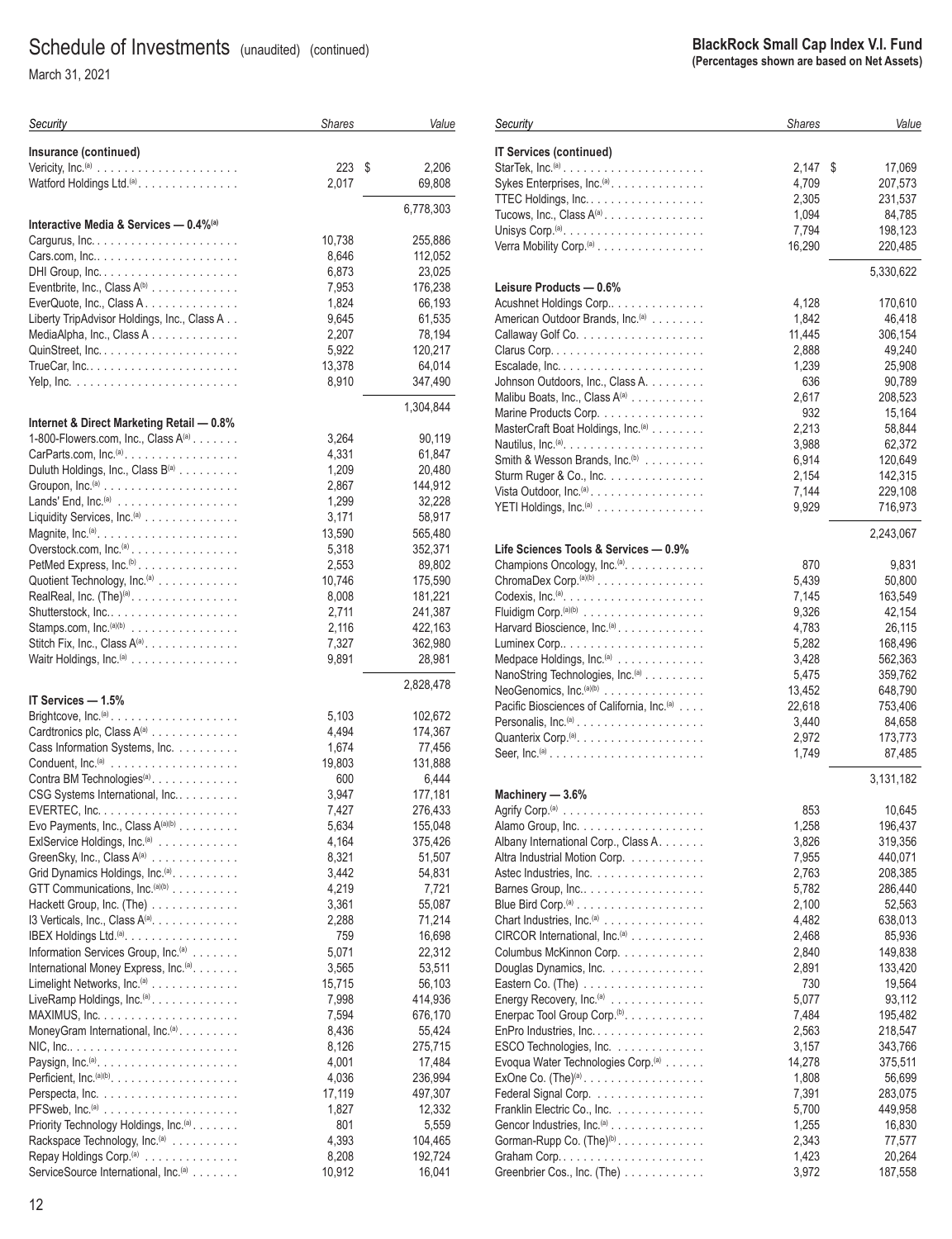# Schedule of Investments (unaudited) (continued)

March 31, 2021

**BlackRock Small Cap Index V.I. Fund**
**(Percentages shown are based on Net Assets)**

| Security | Shares | Value |
|---|---|---|
| **Insurance (continued)** | | |
| Vericity, Inc.[(a)] | 223 | $ 2,206 |
| Watford Holdings Ltd.[(a)] | 2,017 | 69,808 |
| | | 6,778,303 |
| **Interactive Media & Services — 0.4%[(a)]** | | |
| Cargurus, Inc. | 10,738 | 255,886 |
| Cars.com, Inc. | 8,646 | 112,052 |
| DHI Group, Inc. | 6,873 | 23,025 |
| Eventbrite, Inc., Class A[(b)] | 7,953 | 176,238 |
| EverQuote, Inc., Class A | 1,824 | 66,193 |
| Liberty TripAdvisor Holdings, Inc., Class A | 9,645 | 61,535 |
| MediaAlpha, Inc., Class A | 2,207 | 78,194 |
| QuinStreet, Inc. | 5,922 | 120,217 |
| TrueCar, Inc. | 13,378 | 64,014 |
| Yelp, Inc. | 8,910 | 347,490 |
| | | 1,304,844 |
| **Internet & Direct Marketing Retail — 0.8%** | | |
| 1-800-Flowers.com, Inc., Class A[(a)] | 3,264 | 90,119 |
| CarParts.com, Inc.[(a)] | 4,331 | 61,847 |
| Duluth Holdings, Inc., Class B[(a)] | 1,209 | 20,480 |
| Groupon, Inc.[(a)] | 2,867 | 144,912 |
| Lands' End, Inc.[(a)] | 1,299 | 32,228 |
| Liquidity Services, Inc.[(a)] | 3,171 | 58,917 |
| Magnite, Inc.[(a)] | 13,590 | 565,480 |
| Overstock.com, Inc.[(a)] | 5,318 | 352,371 |
| PetMed Express, Inc.[(b)] | 2,553 | 89,802 |
| Quotient Technology, Inc.[(a)] | 10,746 | 175,590 |
| RealReal, Inc. (The)[(a)] | 8,008 | 181,221 |
| Shutterstock, Inc. | 2,711 | 241,387 |
| Stamps.com, Inc.[(a)(b)] | 2,116 | 422,163 |
| Stitch Fix, Inc., Class A[(a)] | 7,327 | 362,980 |
| Waitr Holdings, Inc.[(a)] | 9,891 | 28,981 |
| | | 2,828,478 |
| **IT Services — 1.5%** | | |
| Brightcove, Inc.[(a)] | 5,103 | 102,672 |
| Cardtronics plc, Class A[(a)] | 4,494 | 174,367 |
| Cass Information Systems, Inc. | 1,674 | 77,456 |
| Conduent, Inc.[(a)] | 19,803 | 131,888 |
| Contra BM Technologies[(a)] | 600 | 6,444 |
| CSG Systems International, Inc. | 3,947 | 177,181 |
| EVERTEC, Inc. | 7,427 | 276,433 |
| Evo Payments, Inc., Class A[(a)(b)] | 5,634 | 155,048 |
| ExlService Holdings, Inc.[(a)] | 4,164 | 375,426 |
| GreenSky, Inc., Class A[(a)] | 8,321 | 51,507 |
| Grid Dynamics Holdings, Inc.[(a)] | 3,442 | 54,831 |
| GTT Communications, Inc.[(a)(b)] | 4,219 | 7,721 |
| Hackett Group, Inc. (The) | 3,361 | 55,087 |
| I3 Verticals, Inc., Class A[(a)] | 2,288 | 71,214 |
| IBEX Holdings Ltd.[(a)] | 759 | 16,698 |
| Information Services Group, Inc.[(a)] | 5,071 | 22,312 |
| International Money Express, Inc.[(a)] | 3,565 | 53,511 |
| Limelight Networks, Inc.[(a)] | 15,715 | 56,103 |
| LiveRamp Holdings, Inc.[(a)] | 7,998 | 414,936 |
| MAXIMUS, Inc. | 7,594 | 676,170 |
| MoneyGram International, Inc.[(a)] | 8,436 | 55,424 |
| NIC, Inc. | 8,126 | 275,715 |
| Paysign, Inc.[(a)] | 4,001 | 17,484 |
| Perficient, Inc.[(a)(b)] | 4,036 | 236,994 |
| Perspecta, Inc. | 17,119 | 497,307 |
| PFSweb, Inc.[(a)] | 1,827 | 12,332 |
| Priority Technology Holdings, Inc.[(a)] | 801 | 5,559 |
| Rackspace Technology, Inc.[(a)] | 4,393 | 104,465 |
| Repay Holdings Corp.[(a)] | 8,208 | 192,724 |
| ServiceSource International, Inc.[(a)] | 10,912 | 16,041 |
| **IT Services (continued)** | | |
| StarTek, Inc.[(a)] | 2,147 | $ 17,069 |
| Sykes Enterprises, Inc.[(a)] | 4,709 | 207,573 |
| TTEC Holdings, Inc. | 2,305 | 231,537 |
| Tucows, Inc., Class A[(a)] | 1,094 | 84,785 |
| Unisys Corp.[(a)] | 7,794 | 198,123 |
| Verra Mobility Corp.[(a)] | 16,290 | 220,485 |
| | | 5,330,622 |
| **Leisure Products — 0.6%** | | |
| Acushnet Holdings Corp. | 4,128 | 170,610 |
| American Outdoor Brands, Inc.[(a)] | 1,842 | 46,418 |
| Callaway Golf Co. | 11,445 | 306,154 |
| Clarus Corp. | 2,888 | 49,240 |
| Escalade, Inc. | 1,239 | 25,908 |
| Johnson Outdoors, Inc., Class A | 636 | 90,789 |
| Malibu Boats, Inc., Class A[(a)] | 2,617 | 208,523 |
| Marine Products Corp. | 932 | 15,164 |
| MasterCraft Boat Holdings, Inc.[(a)] | 2,213 | 58,844 |
| Nautilus, Inc.[(a)] | 3,988 | 62,372 |
| Smith & Wesson Brands, Inc.[(b)] | 6,914 | 120,649 |
| Sturm Ruger & Co., Inc. | 2,154 | 142,315 |
| Vista Outdoor, Inc.[(a)] | 7,144 | 229,108 |
| YETI Holdings, Inc.[(a)] | 9,929 | 716,973 |
| | | 2,243,067 |
| **Life Sciences Tools & Services — 0.9%** | | |
| Champions Oncology, Inc.[(a)] | 870 | 9,831 |
| ChromaDex Corp.[(a)(b)] | 5,439 | 50,800 |
| Codexis, Inc.[(a)] | 7,145 | 163,549 |
| Fluidigm Corp.[(a)(b)] | 9,326 | 42,154 |
| Harvard Bioscience, Inc.[(a)] | 4,783 | 26,115 |
| Luminex Corp. | 5,282 | 168,496 |
| Medpace Holdings, Inc.[(a)] | 3,428 | 562,363 |
| NanoString Technologies, Inc.[(a)] | 5,475 | 359,762 |
| NeoGenomics, Inc.[(a)(b)] | 13,452 | 648,790 |
| Pacific Biosciences of California, Inc.[(a)] | 22,618 | 753,406 |
| Personalis, Inc.[(a)] | 3,440 | 84,658 |
| Quanterix Corp.[(a)] | 2,972 | 173,773 |
| Seer, Inc.[(a)] | 1,749 | 87,485 |
| | | 3,131,182 |
| **Machinery — 3.6%** | | |
| Agrify Corp.[(a)] | 853 | 10,645 |
| Alamo Group, Inc. | 1,258 | 196,437 |
| Albany International Corp., Class A | 3,826 | 319,356 |
| Altra Industrial Motion Corp. | 7,955 | 440,071 |
| Astec Industries, Inc. | 2,763 | 208,385 |
| Barnes Group, Inc. | 5,782 | 286,440 |
| Blue Bird Corp.[(a)] | 2,100 | 52,563 |
| Chart Industries, Inc.[(a)] | 4,482 | 638,013 |
| CIRCOR International, Inc.[(a)] | 2,468 | 85,936 |
| Columbus McKinnon Corp. | 2,840 | 149,838 |
| Douglas Dynamics, Inc. | 2,891 | 133,420 |
| Eastern Co. (The) | 730 | 19,564 |
| Energy Recovery, Inc.[(a)] | 5,077 | 93,112 |
| Enerpac Tool Group Corp.[(b)] | 7,484 | 195,482 |
| EnPro Industries, Inc. | 2,563 | 218,547 |
| ESCO Technologies, Inc. | 3,157 | 343,766 |
| Evoqua Water Technologies Corp.[(a)] | 14,278 | 375,511 |
| ExOne Co. (The)[(a)] | 1,808 | 56,699 |
| Federal Signal Corp. | 7,391 | 283,075 |
| Franklin Electric Co., Inc. | 5,700 | 449,958 |
| Gencor Industries, Inc.[(a)] | 1,255 | 16,830 |
| Gorman-Rupp Co. (The)[(b)] | 2,343 | 77,577 |
| Graham Corp. | 1,423 | 20,264 |
| Greenbrier Cos., Inc. (The) | 3,972 | 187,558 |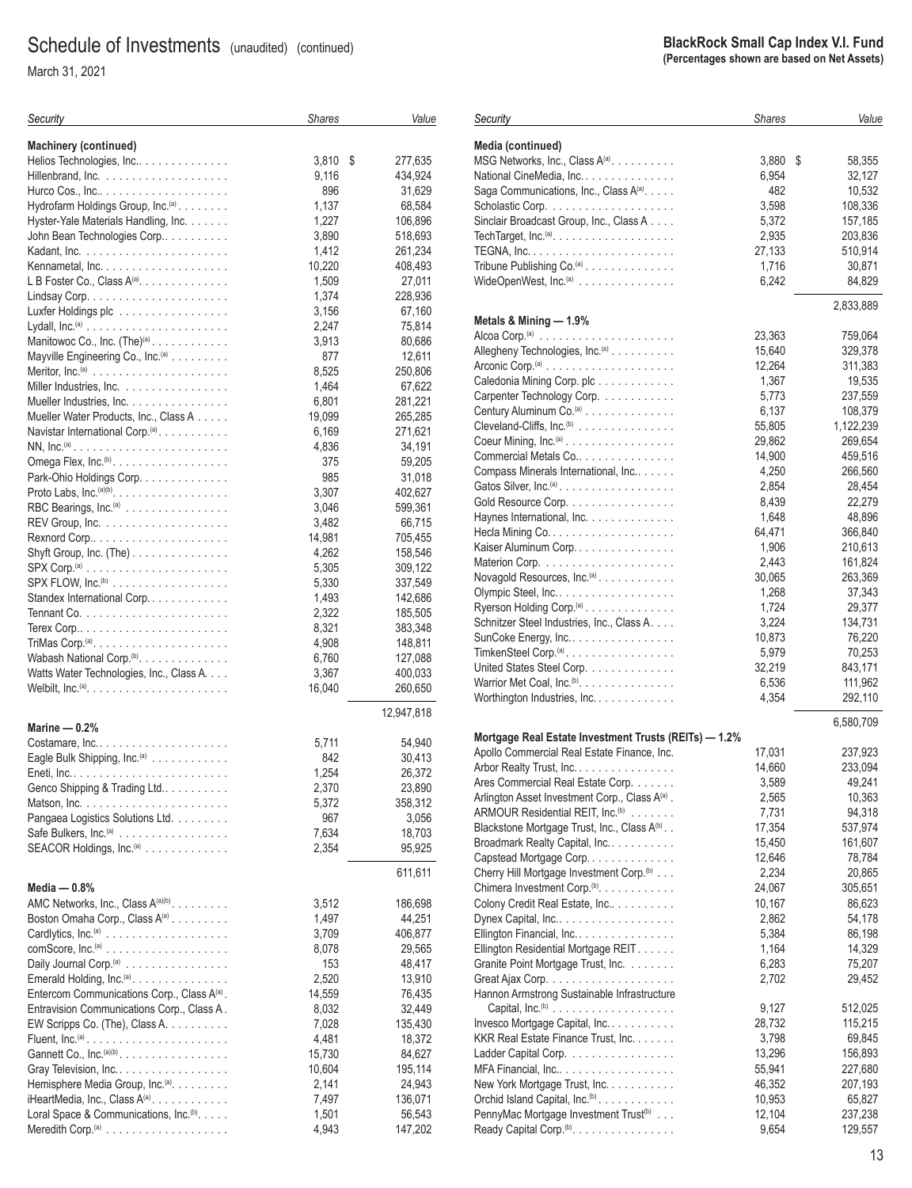# Schedule of Investments (unaudited) (continued)

March 31, 2021

**BlackRock Small Cap Index V.I. Fund**
**(Percentages shown are based on Net Assets)**

| Security | Shares | Value |
|---|---|---|
| **Machinery (continued)** | | |
| Helios Technologies, Inc. | 3,810 | $ 277,635 |
| Hillenbrand, Inc. | 9,116 | 434,924 |
| Hurco Cos., Inc. | 896 | 31,629 |
| Hydrofarm Holdings Group, Inc.[(a)] | 1,137 | 68,584 |
| Hyster-Yale Materials Handling, Inc. | 1,227 | 106,896 |
| John Bean Technologies Corp. | 3,890 | 518,693 |
| Kadant, Inc. | 1,412 | 261,234 |
| Kennametal, Inc. | 10,220 | 408,493 |
| L B Foster Co., Class A[(a)] | 1,509 | 27,011 |
| Lindsay Corp. | 1,374 | 228,936 |
| Luxfer Holdings plc | 3,156 | 67,160 |
| Lydall, Inc.[(a)] | 2,247 | 75,814 |
| Manitowoc Co., Inc. (The)[(a)] | 3,913 | 80,686 |
| Mayville Engineering Co., Inc.[(a)] | 877 | 12,611 |
| Meritor, Inc.[(a)] | 8,525 | 250,806 |
| Miller Industries, Inc. | 1,464 | 67,622 |
| Mueller Industries, Inc. | 6,801 | 281,221 |
| Mueller Water Products, Inc., Class A | 19,099 | 265,285 |
| Navistar International Corp.[(a)] | 6,169 | 271,621 |
| NN, Inc.[(a)] | 4,836 | 34,191 |
| Omega Flex, Inc.[(b)] | 375 | 59,205 |
| Park-Ohio Holdings Corp. | 985 | 31,018 |
| Proto Labs, Inc.[(a)(b)] | 3,307 | 402,627 |
| RBC Bearings, Inc.[(a)] | 3,046 | 599,361 |
| REV Group, Inc. | 3,482 | 66,715 |
| Rexnord Corp. | 14,981 | 705,455 |
| Shyft Group, Inc. (The) | 4,262 | 158,546 |
| SPX Corp.[(a)] | 5,305 | 309,122 |
| SPX FLOW, Inc.[(b)] | 5,330 | 337,549 |
| Standex International Corp. | 1,493 | 142,686 |
| Tennant Co. | 2,322 | 185,505 |
| Terex Corp. | 8,321 | 383,348 |
| TriMas Corp.[(a)] | 4,908 | 148,811 |
| Wabash National Corp.[(b)] | 6,760 | 127,088 |
| Watts Water Technologies, Inc., Class A | 3,367 | 400,033 |
| Welbilt, Inc.[(a)] | 16,040 | 260,650 |
| | | 12,947,818 |
| **Marine — 0.2%** | | |
| Costamare, Inc. | 5,711 | 54,940 |
| Eagle Bulk Shipping, Inc.[(a)] | 842 | 30,413 |
| Eneti, Inc. | 1,254 | 26,372 |
| Genco Shipping & Trading Ltd. | 2,370 | 23,890 |
| Matson, Inc. | 5,372 | 358,312 |
| Pangaea Logistics Solutions Ltd. | 967 | 3,056 |
| Safe Bulkers, Inc.[(a)] | 7,634 | 18,703 |
| SEACOR Holdings, Inc.[(a)] | 2,354 | 95,925 |
| | | 611,611 |
| **Media — 0.8%** | | |
| AMC Networks, Inc., Class A[(a)(b)] | 3,512 | 186,698 |
| Boston Omaha Corp., Class A[(a)] | 1,497 | 44,251 |
| Cardlytics, Inc.[(a)] | 3,709 | 406,877 |
| comScore, Inc.[(a)] | 8,078 | 29,565 |
| Daily Journal Corp.[(a)] | 153 | 48,417 |
| Emerald Holding, Inc.[(a)] | 2,520 | 13,910 |
| Entercom Communications Corp., Class A[(a)] | 14,559 | 76,435 |
| Entravision Communications Corp., Class A | 8,032 | 32,449 |
| EW Scripps Co. (The), Class A | 7,028 | 135,430 |
| Fluent, Inc.[(a)] | 4,481 | 18,372 |
| Gannett Co., Inc.[(a)(b)] | 15,730 | 84,627 |
| Gray Television, Inc. | 10,604 | 195,114 |
| Hemisphere Media Group, Inc.[(a)] | 2,141 | 24,943 |
| iHeartMedia, Inc., Class A[(a)] | 7,497 | 136,071 |
| Loral Space & Communications, Inc.[(b)] | 1,501 | 56,543 |
| Meredith Corp.[(a)] | 4,943 | 147,202 |
| **Media (continued)** | | |
| MSG Networks, Inc., Class A[(a)] | 3,880 | $ 58,355 |
| National CineMedia, Inc. | 6,954 | 32,127 |
| Saga Communications, Inc., Class A[(a)] | 482 | 10,532 |
| Scholastic Corp. | 3,598 | 108,336 |
| Sinclair Broadcast Group, Inc., Class A | 5,372 | 157,185 |
| TechTarget, Inc.[(a)] | 2,935 | 203,836 |
| TEGNA, Inc. | 27,133 | 510,914 |
| Tribune Publishing Co.[(a)] | 1,716 | 30,871 |
| WideOpenWest, Inc.[(a)] | 6,242 | 84,829 |
| | | 2,833,889 |
| **Metals & Mining — 1.9%** | | |
| Alcoa Corp.[(a)] | 23,363 | 759,064 |
| Allegheny Technologies, Inc.[(a)] | 15,640 | 329,378 |
| Arconic Corp.[(a)] | 12,264 | 311,383 |
| Caledonia Mining Corp. plc | 1,367 | 19,535 |
| Carpenter Technology Corp. | 5,773 | 237,559 |
| Century Aluminum Co.[(a)] | 6,137 | 108,379 |
| Cleveland-Cliffs, Inc.[(b)] | 55,805 | 1,122,239 |
| Coeur Mining, Inc.[(a)] | 29,862 | 269,654 |
| Commercial Metals Co. | 14,900 | 459,516 |
| Compass Minerals International, Inc. | 4,250 | 266,560 |
| Gatos Silver, Inc.[(a)] | 2,854 | 28,454 |
| Gold Resource Corp. | 8,439 | 22,279 |
| Haynes International, Inc. | 1,648 | 48,896 |
| Hecla Mining Co. | 64,471 | 366,840 |
| Kaiser Aluminum Corp. | 1,906 | 210,613 |
| Materion Corp. | 2,443 | 161,824 |
| Novagold Resources, Inc.[(a)] | 30,065 | 263,369 |
| Olympic Steel, Inc. | 1,268 | 37,343 |
| Ryerson Holding Corp.[(a)] | 1,724 | 29,377 |
| Schnitzer Steel Industries, Inc., Class A | 3,224 | 134,731 |
| SunCoke Energy, Inc. | 10,873 | 76,220 |
| TimkenSteel Corp.[(a)] | 5,979 | 70,253 |
| United States Steel Corp. | 32,219 | 843,171 |
| Warrior Met Coal, Inc.[(b)] | 6,536 | 111,962 |
| Worthington Industries, Inc. | 4,354 | 292,110 |
| | | 6,580,709 |
| **Mortgage Real Estate Investment Trusts (REITs) — 1.2%** | | |
| Apollo Commercial Real Estate Finance, Inc. | 17,031 | 237,923 |
| Arbor Realty Trust, Inc. | 14,660 | 233,094 |
| Ares Commercial Real Estate Corp. | 3,589 | 49,241 |
| Arlington Asset Investment Corp., Class A[(a)] | 2,565 | 10,363 |
| ARMOUR Residential REIT, Inc.[(b)] | 7,731 | 94,318 |
| Blackstone Mortgage Trust, Inc., Class A[(b)] | 17,354 | 537,974 |
| Broadmark Realty Capital, Inc. | 15,450 | 161,607 |
| Capstead Mortgage Corp. | 12,646 | 78,784 |
| Cherry Hill Mortgage Investment Corp.[(b)] | 2,234 | 20,865 |
| Chimera Investment Corp.[(b)] | 24,067 | 305,651 |
| Colony Credit Real Estate, Inc. | 10,167 | 86,623 |
| Dynex Capital, Inc. | 2,862 | 54,178 |
| Ellington Financial, Inc. | 5,384 | 86,198 |
| Ellington Residential Mortgage REIT | 1,164 | 14,329 |
| Granite Point Mortgage Trust, Inc. | 6,283 | 75,207 |
| Great Ajax Corp. | 2,702 | 29,452 |
| Hannon Armstrong Sustainable Infrastructure Capital, Inc.[(b)] | 9,127 | 512,025 |
| Invesco Mortgage Capital, Inc. | 28,732 | 115,215 |
| KKR Real Estate Finance Trust, Inc. | 3,798 | 69,845 |
| Ladder Capital Corp. | 13,296 | 156,893 |
| MFA Financial, Inc. | 55,941 | 227,680 |
| New York Mortgage Trust, Inc. | 46,352 | 207,193 |
| Orchid Island Capital, Inc.[(b)] | 10,953 | 65,827 |
| PennyMac Mortgage Investment Trust[(b)] | 12,104 | 237,238 |
| Ready Capital Corp.[(b)] | 9,654 | 129,557 |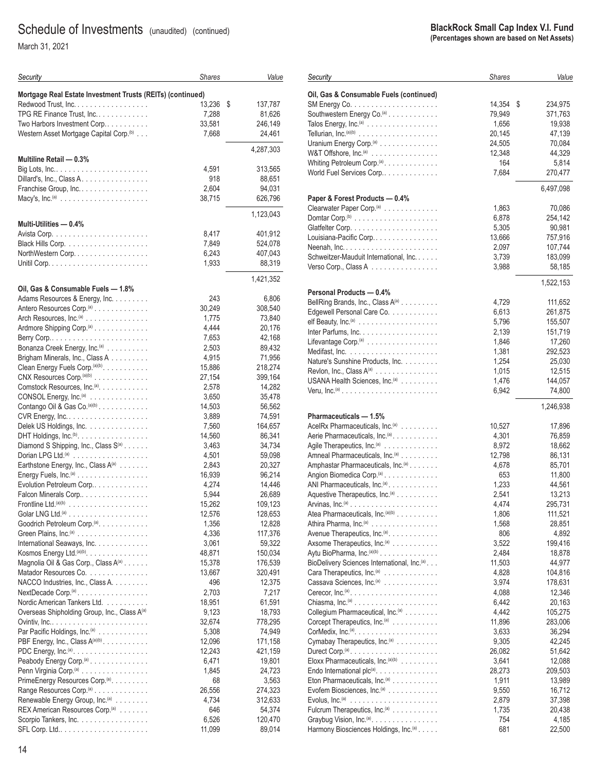# Schedule of Investments (unaudited) (continued)

March 31, 2021

**BlackRock Small Cap Index V.I. Fund**
**(Percentages shown are based on Net Assets)**

| Security | Shares | Value |
|---|---|---|
| **Mortgage Real Estate Investment Trusts (REITs) (continued)** | | |
| Redwood Trust, Inc. | 13,236 | $ 137,787 |
| TPG RE Finance Trust, Inc. | 7,288 | 81,626 |
| Two Harbors Investment Corp. | 33,581 | 246,149 |
| Western Asset Mortgage Capital Corp.[(b)] | 7,668 | 24,461 |
| | | 4,287,303 |
| **Multiline Retail — 0.3%** | | |
| Big Lots, Inc. | 4,591 | 313,565 |
| Dillard's, Inc., Class A | 918 | 88,651 |
| Franchise Group, Inc. | 2,604 | 94,031 |
| Macy's, Inc.[(a)] | 38,715 | 626,796 |
| | | 1,123,043 |
| **Multi-Utilities — 0.4%** | | |
| Avista Corp. | 8,417 | 401,912 |
| Black Hills Corp. | 7,849 | 524,078 |
| NorthWestern Corp. | 6,243 | 407,043 |
| Unitil Corp. | 1,933 | 88,319 |
| | | 1,421,352 |
| **Oil, Gas & Consumable Fuels — 1.8%** | | |
| Adams Resources & Energy, Inc. | 243 | 6,806 |
| Antero Resources Corp.[(a)] | 30,249 | 308,540 |
| Arch Resources, Inc.[(a)] | 1,775 | 73,840 |
| Ardmore Shipping Corp.[(a)] | 4,444 | 20,176 |
| Berry Corp. | 7,653 | 42,168 |
| Bonanza Creek Energy, Inc.[(a)] | 2,503 | 89,432 |
| Brigham Minerals, Inc., Class A | 4,915 | 71,956 |
| Clean Energy Fuels Corp.[(a)(b)] | 15,886 | 218,274 |
| CNX Resources Corp.[(a)(b)] | 27,154 | 399,164 |
| Comstock Resources, Inc.[(a)] | 2,578 | 14,282 |
| CONSOL Energy, Inc.[(a)] | 3,650 | 35,478 |
| Contango Oil & Gas Co.[(a)(b)] | 14,503 | 56,562 |
| CVR Energy, Inc. | 3,889 | 74,591 |
| Delek US Holdings, Inc. | 7,560 | 164,657 |
| DHT Holdings, Inc.[(b)] | 14,560 | 86,341 |
| Diamond S Shipping, Inc., Class S[(a)] | 3,463 | 34,734 |
| Dorian LPG Ltd.[(a)] | 4,501 | 59,098 |
| Earthstone Energy, Inc., Class A[(a)] | 2,843 | 20,327 |
| Energy Fuels, Inc.[(a)] | 16,939 | 96,214 |
| Evolution Petroleum Corp. | 4,274 | 14,446 |
| Falcon Minerals Corp. | 5,944 | 26,689 |
| Frontline Ltd.[(a)(b)] | 15,262 | 109,123 |
| Golar LNG Ltd.[(a)] | 12,576 | 128,653 |
| Goodrich Petroleum Corp.[(a)] | 1,356 | 12,828 |
| Green Plains, Inc.[(a)] | 4,336 | 117,376 |
| International Seaways, Inc. | 3,061 | 59,322 |
| Kosmos Energy Ltd.[(a)(b)] | 48,871 | 150,034 |
| Magnolia Oil & Gas Corp., Class A[(a)] | 15,378 | 176,539 |
| Matador Resources Co. | 13,667 | 320,491 |
| NACCO Industries, Inc., Class A | 496 | 12,375 |
| NextDecade Corp.[(a)] | 2,703 | 7,217 |
| Nordic American Tankers Ltd. | 18,951 | 61,591 |
| Overseas Shipholding Group, Inc., Class A[(a)] | 9,123 | 18,793 |
| Ovintiv, Inc. | 32,674 | 778,295 |
| Par Pacific Holdings, Inc.[(a)] | 5,308 | 74,949 |
| PBF Energy, Inc., Class A[(a)(b)] | 12,096 | 171,158 |
| PDC Energy, Inc.[(a)] | 12,243 | 421,159 |
| Peabody Energy Corp.[(a)] | 6,471 | 19,801 |
| Penn Virginia Corp.[(a)] | 1,845 | 24,723 |
| PrimeEnergy Resources Corp.[(a)] | 68 | 3,563 |
| Range Resources Corp.[(a)] | 26,556 | 274,323 |
| Renewable Energy Group, Inc.[(a)] | 4,734 | 312,633 |
| REX American Resources Corp.[(a)] | 646 | 54,374 |
| Scorpio Tankers, Inc. | 6,526 | 120,470 |
| SFL Corp. Ltd. | 11,099 | 89,014 |
| **Oil, Gas & Consumable Fuels (continued)** | | |
| SM Energy Co. | 14,354 | $ 234,975 |
| Southwestern Energy Co.[(a)] | 79,949 | 371,763 |
| Talos Energy, Inc.[(a)] | 1,656 | 19,938 |
| Tellurian, Inc.[(a)(b)] | 20,145 | 47,139 |
| Uranium Energy Corp.[(a)] | 24,505 | 70,084 |
| W&T Offshore, Inc.[(a)] | 12,348 | 44,329 |
| Whiting Petroleum Corp.[(a)] | 164 | 5,814 |
| World Fuel Services Corp. | 7,684 | 270,477 |
| | | 6,497,098 |
| **Paper & Forest Products — 0.4%** | | |
| Clearwater Paper Corp.[(a)] | 1,863 | 70,086 |
| Domtar Corp.[(b)] | 6,878 | 254,142 |
| Glatfelter Corp. | 5,305 | 90,981 |
| Louisiana-Pacific Corp. | 13,666 | 757,916 |
| Neenah, Inc. | 2,097 | 107,744 |
| Schweitzer-Mauduit International, Inc. | 3,739 | 183,099 |
| Verso Corp., Class A | 3,988 | 58,185 |
| | | 1,522,153 |
| **Personal Products — 0.4%** | | |
| BellRing Brands, Inc., Class A[(a)] | 4,729 | 111,652 |
| Edgewell Personal Care Co. | 6,613 | 261,875 |
| elf Beauty, Inc.[(a)] | 5,796 | 155,507 |
| Inter Parfums, Inc. | 2,139 | 151,719 |
| Lifevantage Corp.[(a)] | 1,846 | 17,260 |
| Medifast, Inc. | 1,381 | 292,523 |
| Nature's Sunshine Products, Inc. | 1,254 | 25,030 |
| Revlon, Inc., Class A[(a)] | 1,015 | 12,515 |
| USANA Health Sciences, Inc.[(a)] | 1,476 | 144,057 |
| Veru, Inc.[(a)] | 6,942 | 74,800 |
| | | 1,246,938 |
| **Pharmaceuticals — 1.5%** | | |
| AcelRx Pharmaceuticals, Inc.[(a)] | 10,527 | 17,896 |
| Aerie Pharmaceuticals, Inc.[(a)] | 4,301 | 76,859 |
| Agile Therapeutics, Inc.[(a)] | 8,972 | 18,662 |
| Amneal Pharmaceuticals, Inc.[(a)] | 12,798 | 86,131 |
| Amphastar Pharmaceuticals, Inc.[(a)] | 4,678 | 85,701 |
| Angion Biomedica Corp.[(a)] | 653 | 11,800 |
| ANI Pharmaceuticals, Inc.[(a)] | 1,233 | 44,561 |
| Aquestive Therapeutics, Inc.[(a)] | 2,541 | 13,213 |
| Arvinas, Inc.[(a)] | 4,474 | 295,731 |
| Atea Pharmaceuticals, Inc.[(a)(b)] | 1,806 | 111,521 |
| Athira Pharma, Inc.[(a)] | 1,568 | 28,851 |
| Avenue Therapeutics, Inc.[(a)] | 806 | 4,892 |
| Axsome Therapeutics, Inc.[(a)] | 3,522 | 199,416 |
| Aytu BioPharma, Inc.[(a)(b)] | 2,484 | 18,878 |
| BioDelivery Sciences International, Inc.[(a)] | 11,503 | 44,977 |
| Cara Therapeutics, Inc.[(a)] | 4,828 | 104,816 |
| Cassava Sciences, Inc.[(a)] | 3,974 | 178,631 |
| Cerecor, Inc.[(a)] | 4,088 | 12,346 |
| Chiasma, Inc.[(a)] | 6,442 | 20,163 |
| Collegium Pharmaceutical, Inc.[(a)] | 4,442 | 105,275 |
| Corcept Therapeutics, Inc.[(a)] | 11,896 | 283,006 |
| CorMedix, Inc.[(a)] | 3,633 | 36,294 |
| Cymabay Therapeutics, Inc.[(a)] | 9,305 | 42,245 |
| Durect Corp.[(a)] | 26,082 | 51,642 |
| Eloxx Pharmaceuticals, Inc.[(a)(b)] | 3,641 | 12,088 |
| Endo International plc[(a)] | 28,273 | 209,503 |
| Eton Pharmaceuticals, Inc.[(a)] | 1,911 | 13,989 |
| Evofem Biosciences, Inc.[(a)] | 9,550 | 16,712 |
| Evolus, Inc.[(a)] | 2,879 | 37,398 |
| Fulcrum Therapeutics, Inc.[(a)] | 1,735 | 20,438 |
| Graybug Vision, Inc.[(a)] | 754 | 4,185 |
| Harmony Biosciences Holdings, Inc.[(a)] | 681 | 22,500 |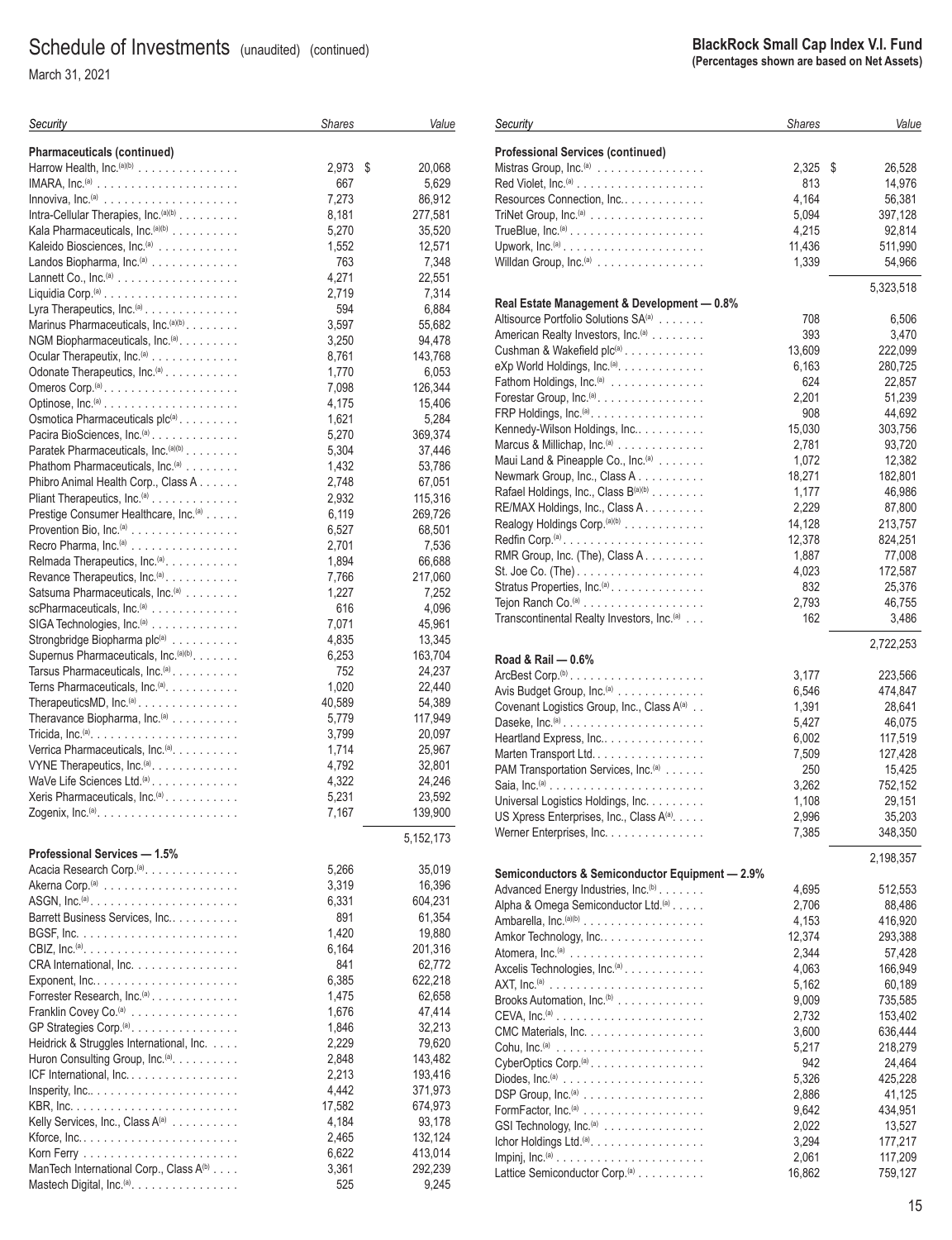# Schedule of Investments (unaudited) (continued)

March 31, 2021

**BlackRock Small Cap Index V.I. Fund**
**(Percentages shown are based on Net Assets)**

| Security | Shares | Value |
|---|---|---|
| **Pharmaceuticals (continued)** | | |
| Harrow Health, Inc.[(a)(b)] | 2,973 | $ 20,068 |
| IMARA, Inc.[(a)] | 667 | 5,629 |
| Innoviva, Inc.[(a)] | 7,273 | 86,912 |
| Intra-Cellular Therapies, Inc.[(a)(b)] | 8,181 | 277,581 |
| Kala Pharmaceuticals, Inc.[(a)(b)] | 5,270 | 35,520 |
| Kaleido Biosciences, Inc.[(a)] | 1,552 | 12,571 |
| Landos Biopharma, Inc.[(a)] | 763 | 7,348 |
| Lannett Co., Inc.[(a)] | 4,271 | 22,551 |
| Liquidia Corp.[(a)] | 2,719 | 7,314 |
| Lyra Therapeutics, Inc.[(a)] | 594 | 6,884 |
| Marinus Pharmaceuticals, Inc.[(a)(b)] | 3,597 | 55,682 |
| NGM Biopharmaceuticals, Inc.[(a)] | 3,250 | 94,478 |
| Ocular Therapeutix, Inc.[(a)] | 8,761 | 143,768 |
| Odonate Therapeutics, Inc.[(a)] | 1,770 | 6,053 |
| Omeros Corp.[(a)] | 7,098 | 126,344 |
| Optinose, Inc.[(a)] | 4,175 | 15,406 |
| Osmotica Pharmaceuticals plc[(a)] | 1,621 | 5,284 |
| Pacira BioSciences, Inc.[(a)] | 5,270 | 369,374 |
| Paratek Pharmaceuticals, Inc.[(a)(b)] | 5,304 | 37,446 |
| Phathom Pharmaceuticals, Inc.[(a)] | 1,432 | 53,786 |
| Phibro Animal Health Corp., Class A | 2,748 | 67,051 |
| Pliant Therapeutics, Inc.[(a)] | 2,932 | 115,316 |
| Prestige Consumer Healthcare, Inc.[(a)] | 6,119 | 269,726 |
| Provention Bio, Inc.[(a)] | 6,527 | 68,501 |
| Recro Pharma, Inc.[(a)] | 2,701 | 7,536 |
| Relmada Therapeutics, Inc.[(a)] | 1,894 | 66,688 |
| Revance Therapeutics, Inc.[(a)] | 7,766 | 217,060 |
| Satsuma Pharmaceuticals, Inc.[(a)] | 1,227 | 7,252 |
| scPharmaceuticals, Inc.[(a)] | 616 | 4,096 |
| SIGA Technologies, Inc.[(a)] | 7,071 | 45,961 |
| Strongbridge Biopharma plc[(a)] | 4,835 | 13,345 |
| Supernus Pharmaceuticals, Inc.[(a)(b)] | 6,253 | 163,704 |
| Tarsus Pharmaceuticals, Inc.[(a)] | 752 | 24,237 |
| Terns Pharmaceuticals, Inc.[(a)] | 1,020 | 22,440 |
| TherapeuticsMD, Inc.[(a)] | 40,589 | 54,389 |
| Theravance Biopharma, Inc.[(a)] | 5,779 | 117,949 |
| Tricida, Inc.[(a)] | 3,799 | 20,097 |
| Verrica Pharmaceuticals, Inc.[(a)] | 1,714 | 25,967 |
| VYNE Therapeutics, Inc.[(a)] | 4,792 | 32,801 |
| WaVe Life Sciences Ltd.[(a)] | 4,322 | 24,246 |
| Xeris Pharmaceuticals, Inc.[(a)] | 5,231 | 23,592 |
| Zogenix, Inc.[(a)] | 7,167 | 139,900 |
| | | 5,152,173 |
| **Professional Services — 1.5%** | | |
| Acacia Research Corp.[(a)] | 5,266 | 35,019 |
| Akerna Corp.[(a)] | 3,319 | 16,396 |
| ASGN, Inc.[(a)] | 6,331 | 604,231 |
| Barrett Business Services, Inc. | 891 | 61,354 |
| BGSF, Inc. | 1,420 | 19,880 |
| CBIZ, Inc.[(a)] | 6,164 | 201,316 |
| CRA International, Inc. | 841 | 62,772 |
| Exponent, Inc. | 6,385 | 622,218 |
| Forrester Research, Inc.[(a)] | 1,475 | 62,658 |
| Franklin Covey Co.[(a)] | 1,676 | 47,414 |
| GP Strategies Corp.[(a)] | 1,846 | 32,213 |
| Heidrick & Struggles International, Inc. | 2,229 | 79,620 |
| Huron Consulting Group, Inc.[(a)] | 2,848 | 143,482 |
| ICF International, Inc. | 2,213 | 193,416 |
| Insperity, Inc. | 4,442 | 371,973 |
| KBR, Inc. | 17,582 | 674,973 |
| Kelly Services, Inc., Class A[(a)] | 4,184 | 93,178 |
| Kforce, Inc. | 2,465 | 132,124 |
| Korn Ferry | 6,622 | 413,014 |
| ManTech International Corp., Class A[(b)] | 3,361 | 292,239 |
| Mastech Digital, Inc.[(a)] | 525 | 9,245 |
| **Professional Services (continued)** | | |
| Mistras Group, Inc.[(a)] | 2,325 | $ 26,528 |
| Red Violet, Inc.[(a)] | 813 | 14,976 |
| Resources Connection, Inc. | 4,164 | 56,381 |
| TriNet Group, Inc.[(a)] | 5,094 | 397,128 |
| TrueBlue, Inc.[(a)] | 4,215 | 92,814 |
| Upwork, Inc.[(a)] | 11,436 | 511,990 |
| Willdan Group, Inc.[(a)] | 1,339 | 54,966 |
| | | 5,323,518 |
| **Real Estate Management & Development — 0.8%** | | |
| Altisource Portfolio Solutions SA[(a)] | 708 | 6,506 |
| American Realty Investors, Inc.[(a)] | 393 | 3,470 |
| Cushman & Wakefield plc[(a)] | 13,609 | 222,099 |
| eXp World Holdings, Inc.[(a)] | 6,163 | 280,725 |
| Fathom Holdings, Inc.[(a)] | 624 | 22,857 |
| Forestar Group, Inc.[(a)] | 2,201 | 51,239 |
| FRP Holdings, Inc.[(a)] | 908 | 44,692 |
| Kennedy-Wilson Holdings, Inc. | 15,030 | 303,756 |
| Marcus & Millichap, Inc.[(a)] | 2,781 | 93,720 |
| Maui Land & Pineapple Co., Inc.[(a)] | 1,072 | 12,382 |
| Newmark Group, Inc., Class A | 18,271 | 182,801 |
| Rafael Holdings, Inc., Class B[(a)(b)] | 1,177 | 46,986 |
| RE/MAX Holdings, Inc., Class A | 2,229 | 87,800 |
| Realogy Holdings Corp.[(a)(b)] | 14,128 | 213,757 |
| Redfin Corp.[(a)] | 12,378 | 824,251 |
| RMR Group, Inc. (The), Class A | 1,887 | 77,008 |
| St. Joe Co. (The) | 4,023 | 172,587 |
| Stratus Properties, Inc.[(a)] | 832 | 25,376 |
| Tejon Ranch Co.[(a)] | 2,793 | 46,755 |
| Transcontinental Realty Investors, Inc.[(a)] | 162 | 3,486 |
| | | 2,722,253 |
| **Road & Rail — 0.6%** | | |
| ArcBest Corp.[(b)] | 3,177 | 223,566 |
| Avis Budget Group, Inc.[(a)] | 6,546 | 474,847 |
| Covenant Logistics Group, Inc., Class A[(a)] | 1,391 | 28,641 |
| Daseke, Inc.[(a)] | 5,427 | 46,075 |
| Heartland Express, Inc. | 6,002 | 117,519 |
| Marten Transport Ltd. | 7,509 | 127,428 |
| PAM Transportation Services, Inc.[(a)] | 250 | 15,425 |
| Saia, Inc.[(a)] | 3,262 | 752,152 |
| Universal Logistics Holdings, Inc. | 1,108 | 29,151 |
| US Xpress Enterprises, Inc., Class A[(a)] | 2,996 | 35,203 |
| Werner Enterprises, Inc. | 7,385 | 348,350 |
| | | 2,198,357 |
| **Semiconductors & Semiconductor Equipment — 2.9%** | | |
| Advanced Energy Industries, Inc.[(b)] | 4,695 | 512,553 |
| Alpha & Omega Semiconductor Ltd.[(a)] | 2,706 | 88,486 |
| Ambarella, Inc.[(a)(b)] | 4,153 | 416,920 |
| Amkor Technology, Inc. | 12,374 | 293,388 |
| Atomera, Inc.[(a)] | 2,344 | 57,428 |
| Axcelis Technologies, Inc.[(a)] | 4,063 | 166,949 |
| AXT, Inc.[(a)] | 5,162 | 60,189 |
| Brooks Automation, Inc.[(b)] | 9,009 | 735,585 |
| CEVA, Inc.[(a)] | 2,732 | 153,402 |
| CMC Materials, Inc. | 3,600 | 636,444 |
| Cohu, Inc.[(a)] | 5,217 | 218,279 |
| CyberOptics Corp.[(a)] | 942 | 24,464 |
| Diodes, Inc.[(a)] | 5,326 | 425,228 |
| DSP Group, Inc.[(a)] | 2,886 | 41,125 |
| FormFactor, Inc.[(a)] | 9,642 | 434,951 |
| GSI Technology, Inc.[(a)] | 2,022 | 13,527 |
| Ichor Holdings Ltd.[(a)] | 3,294 | 177,217 |
| Impinj, Inc.[(a)] | 2,061 | 117,209 |
| Lattice Semiconductor Corp.[(a)] | 16,862 | 759,127 |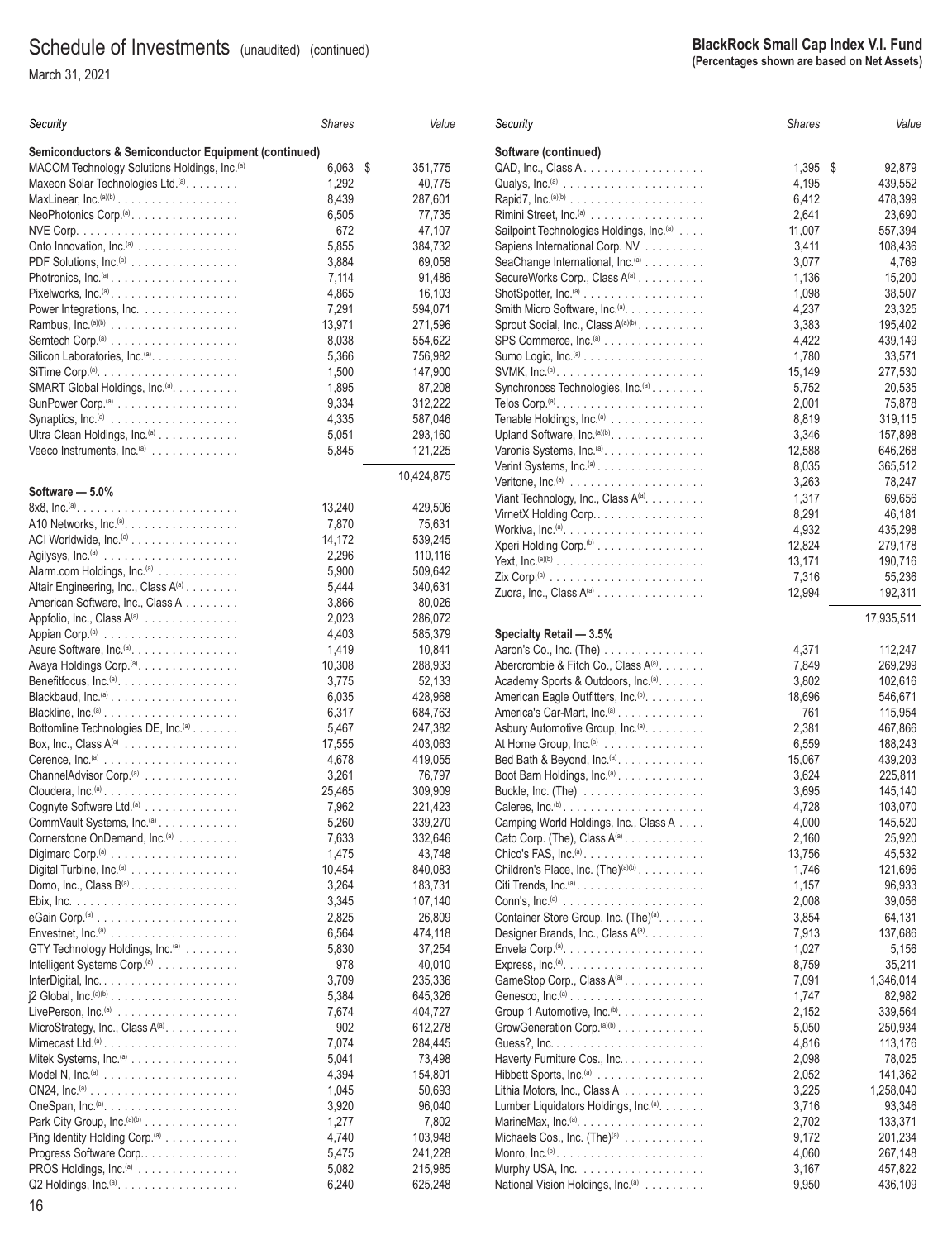# Schedule of Investments (unaudited) (continued)

March 31, 2021

**BlackRock Small Cap Index V.I. Fund**
**(Percentages shown are based on Net Assets)**

| Security | Shares | Value |
|---|---|---|
| **Semiconductors & Semiconductor Equipment (continued)** | | |
| MACOM Technology Solutions Holdings, Inc.[(a)] | 6,063 | $ 351,775 |
| Maxeon Solar Technologies Ltd.[(a)] | 1,292 | 40,775 |
| MaxLinear, Inc.[(a)(b)] | 8,439 | 287,601 |
| NeoPhotonics Corp.[(a)] | 6,505 | 77,735 |
| NVE Corp. | 672 | 47,107 |
| Onto Innovation, Inc.[(a)] | 5,855 | 384,732 |
| PDF Solutions, Inc.[(a)] | 3,884 | 69,058 |
| Photronics, Inc.[(a)] | 7,114 | 91,486 |
| Pixelworks, Inc.[(a)] | 4,865 | 16,103 |
| Power Integrations, Inc. | 7,291 | 594,071 |
| Rambus, Inc.[(a)(b)] | 13,971 | 271,596 |
| Semtech Corp.[(a)] | 8,038 | 554,622 |
| Silicon Laboratories, Inc.[(a)] | 5,366 | 756,982 |
| SiTime Corp.[(a)] | 1,500 | 147,900 |
| SMART Global Holdings, Inc.[(a)] | 1,895 | 87,208 |
| SunPower Corp.[(a)] | 9,334 | 312,222 |
| Synaptics, Inc.[(a)] | 4,335 | 587,046 |
| Ultra Clean Holdings, Inc.[(a)] | 5,051 | 293,160 |
| Veeco Instruments, Inc.[(a)] | 5,845 | 121,225 |
| | | 10,424,875 |
| **Software — 5.0%** | | |
| 8x8, Inc.[(a)] | 13,240 | 429,506 |
| A10 Networks, Inc.[(a)] | 7,870 | 75,631 |
| ACI Worldwide, Inc.[(a)] | 14,172 | 539,245 |
| Agilysys, Inc.[(a)] | 2,296 | 110,116 |
| Alarm.com Holdings, Inc.[(a)] | 5,900 | 509,642 |
| Altair Engineering, Inc., Class A[(a)] | 5,444 | 340,631 |
| American Software, Inc., Class A | 3,866 | 80,026 |
| Appfolio, Inc., Class A[(a)] | 2,023 | 286,072 |
| Appian Corp.[(a)] | 4,403 | 585,379 |
| Asure Software, Inc.[(a)] | 1,419 | 10,841 |
| Avaya Holdings Corp.[(a)] | 10,308 | 288,933 |
| Benefitfocus, Inc.[(a)] | 3,775 | 52,133 |
| Blackbaud, Inc.[(a)] | 6,035 | 428,968 |
| Blackline, Inc.[(a)] | 6,317 | 684,763 |
| Bottomline Technologies DE, Inc.[(a)] | 5,467 | 247,382 |
| Box, Inc., Class A[(a)] | 17,555 | 403,063 |
| Cerence, Inc.[(a)] | 4,678 | 419,055 |
| ChannelAdvisor Corp.[(a)] | 3,261 | 76,797 |
| Cloudera, Inc.[(a)] | 25,465 | 309,909 |
| Cognyte Software Ltd.[(a)] | 7,962 | 221,423 |
| CommVault Systems, Inc.[(a)] | 5,260 | 339,270 |
| Cornerstone OnDemand, Inc.[(a)] | 7,633 | 332,646 |
| Digimarc Corp.[(a)] | 1,475 | 43,748 |
| Digital Turbine, Inc.[(a)] | 10,454 | 840,083 |
| Domo, Inc., Class B[(a)] | 3,264 | 183,731 |
| Ebix, Inc. | 3,345 | 107,140 |
| eGain Corp.[(a)] | 2,825 | 26,809 |
| Envestnet, Inc.[(a)] | 6,564 | 474,118 |
| GTY Technology Holdings, Inc.[(a)] | 5,830 | 37,254 |
| Intelligent Systems Corp.[(a)] | 978 | 40,010 |
| InterDigital, Inc. | 3,709 | 235,336 |
| j2 Global, Inc.[(a)(b)] | 5,384 | 645,326 |
| LivePerson, Inc.[(a)] | 7,674 | 404,727 |
| MicroStrategy, Inc., Class A[(a)] | 902 | 612,278 |
| Mimecast Ltd.[(a)] | 7,074 | 284,445 |
| Mitek Systems, Inc.[(a)] | 5,041 | 73,498 |
| Model N, Inc.[(a)] | 4,394 | 154,801 |
| ON24, Inc.[(a)] | 1,045 | 50,693 |
| OneSpan, Inc.[(a)] | 3,920 | 96,040 |
| Park City Group, Inc.[(a)(b)] | 1,277 | 7,802 |
| Ping Identity Holding Corp.[(a)] | 4,740 | 103,948 |
| Progress Software Corp. | 5,475 | 241,228 |
| PROS Holdings, Inc.[(a)] | 5,082 | 215,985 |
| Q2 Holdings, Inc.[(a)] | 6,240 | 625,248 |
| QAD, Inc., Class A | 1,395 | $ 92,879 |
| Qualys, Inc.[(a)] | 4,195 | 439,552 |
| Rapid7, Inc.[(a)(b)] | 6,412 | 478,399 |
| Rimini Street, Inc.[(a)] | 2,641 | 23,690 |
| Sailpoint Technologies Holdings, Inc.[(a)] | 11,007 | 557,394 |
| Sapiens International Corp. NV | 3,411 | 108,436 |
| SeaChange International, Inc.[(a)] | 3,077 | 4,769 |
| SecureWorks Corp., Class A[(a)] | 1,136 | 15,200 |
| ShotSpotter, Inc.[(a)] | 1,098 | 38,507 |
| Smith Micro Software, Inc.[(a)] | 4,237 | 23,325 |
| Sprout Social, Inc., Class A[(a)(b)] | 3,383 | 195,402 |
| SPS Commerce, Inc.[(a)] | 4,422 | 439,149 |
| Sumo Logic, Inc.[(a)] | 1,780 | 33,571 |
| SVMK, Inc.[(a)] | 15,149 | 277,530 |
| Synchronoss Technologies, Inc.[(a)] | 5,752 | 20,535 |
| Telos Corp.[(a)] | 2,001 | 75,878 |
| Tenable Holdings, Inc.[(a)] | 8,819 | 319,115 |
| Upland Software, Inc.[(a)(b)] | 3,346 | 157,898 |
| Varonis Systems, Inc.[(a)] | 12,588 | 646,268 |
| Verint Systems, Inc.[(a)] | 8,035 | 365,512 |
| Veritone, Inc.[(a)] | 3,263 | 78,247 |
| Viant Technology, Inc., Class A[(a)] | 1,317 | 69,656 |
| VirnetX Holding Corp. | 8,291 | 46,181 |
| Workiva, Inc.[(a)] | 4,932 | 435,298 |
| Xperi Holding Corp.[(b)] | 12,824 | 279,178 |
| Yext, Inc.[(a)(b)] | 13,171 | 190,716 |
| Zix Corp.[(a)] | 7,316 | 55,236 |
| Zuora, Inc., Class A[(a)] | 12,994 | 192,311 |
| | | 17,935,511 |
| **Specialty Retail — 3.5%** | | |
| Aaron's Co., Inc. (The) | 4,371 | 112,247 |
| Abercrombie & Fitch Co., Class A[(a)] | 7,849 | 269,299 |
| Academy Sports & Outdoors, Inc.[(a)] | 3,802 | 102,616 |
| American Eagle Outfitters, Inc.[(b)] | 18,696 | 546,671 |
| America's Car-Mart, Inc.[(a)] | 761 | 115,954 |
| Asbury Automotive Group, Inc.[(a)] | 2,381 | 467,866 |
| At Home Group, Inc.[(a)] | 6,559 | 188,243 |
| Bed Bath & Beyond, Inc.[(a)] | 15,067 | 439,203 |
| Boot Barn Holdings, Inc.[(a)] | 3,624 | 225,811 |
| Buckle, Inc. (The) | 3,695 | 145,140 |
| Caleres, Inc.[(b)] | 4,728 | 103,070 |
| Camping World Holdings, Inc., Class A | 4,000 | 145,520 |
| Cato Corp. (The), Class A[(a)] | 2,160 | 25,920 |
| Chico's FAS, Inc.[(a)] | 13,756 | 45,532 |
| Children's Place, Inc. (The)[(a)(b)] | 1,746 | 121,696 |
| Citi Trends, Inc.[(a)] | 1,157 | 96,933 |
| Conn's, Inc.[(a)] | 2,008 | 39,056 |
| Container Store Group, Inc. (The)[(a)] | 3,854 | 64,131 |
| Designer Brands, Inc., Class A[(a)] | 7,913 | 137,686 |
| Envela Corp.[(a)] | 1,027 | 5,156 |
| Express, Inc.[(a)] | 8,759 | 35,211 |
| GameStop Corp., Class A[(a)] | 7,091 | 1,346,014 |
| Genesco, Inc.[(a)] | 1,747 | 82,982 |
| Group 1 Automotive, Inc.[(b)] | 2,152 | 339,564 |
| GrowGeneration Corp.[(a)(b)] | 5,050 | 250,934 |
| Guess?, Inc. | 4,816 | 113,176 |
| Haverty Furniture Cos., Inc. | 2,098 | 78,025 |
| Hibbett Sports, Inc.[(a)] | 2,052 | 141,362 |
| Lithia Motors, Inc., Class A | 3,225 | 1,258,040 |
| Lumber Liquidators Holdings, Inc.[(a)] | 3,716 | 93,346 |
| MarineMax, Inc.[(a)] | 2,702 | 133,371 |
| Michaels Cos., Inc. (The)[(a)] | 9,172 | 201,234 |
| Monro, Inc.[(b)] | 4,060 | 267,148 |
| Murphy USA, Inc. | 3,167 | 457,822 |
| National Vision Holdings, Inc.[(a)] | 9,950 | 436,109 |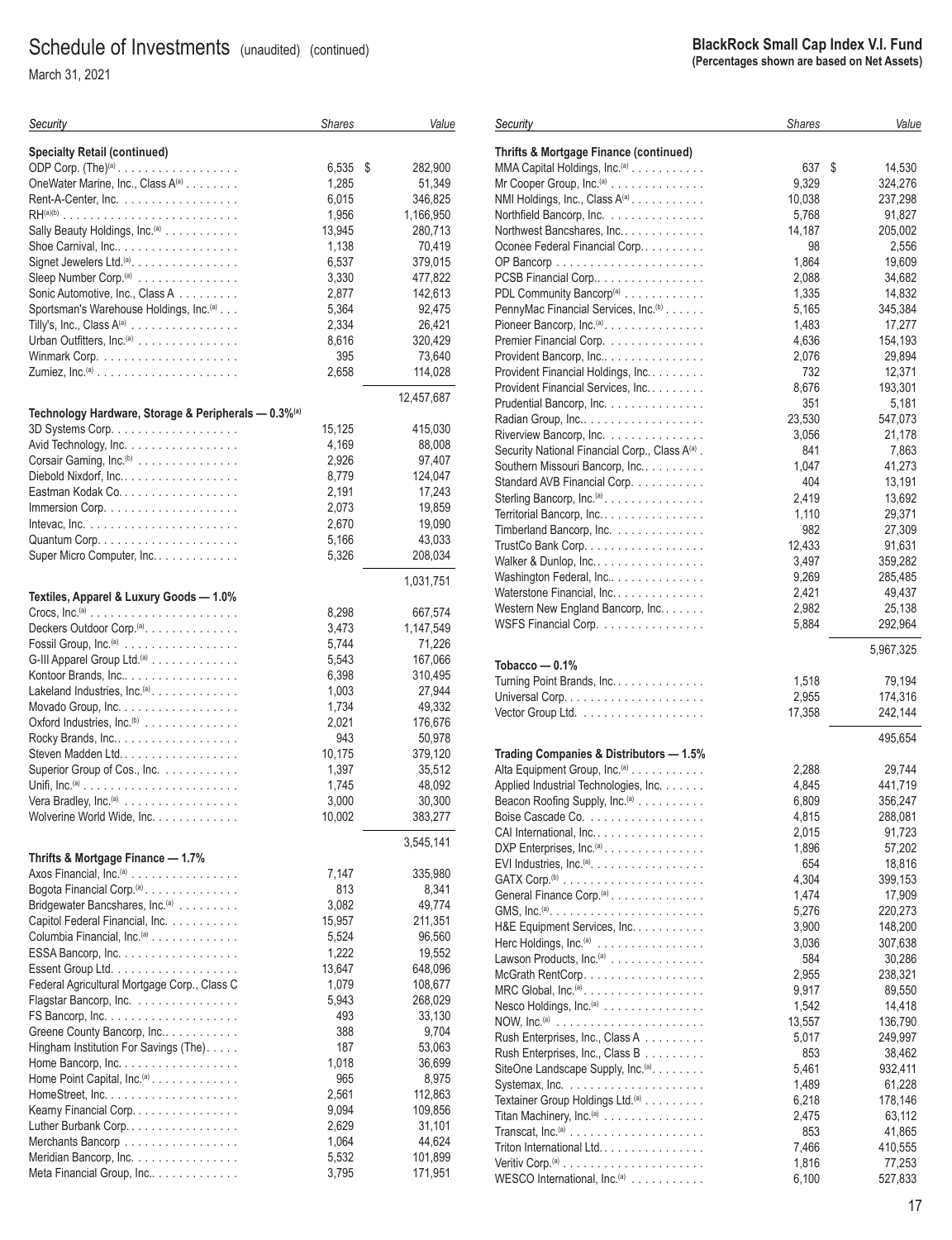# Schedule of Investments (unaudited) (continued)

March 31, 2021

**BlackRock Small Cap Index V.I. Fund**
**(Percentages shown are based on Net Assets)**

| Security | Shares | Value |
|---|---|---|
| **Specialty Retail (continued)** | | |
| ODP Corp. (The)[(a)] | 6,535 | $ 282,900 |
| OneWater Marine, Inc., Class A[(a)] | 1,285 | 51,349 |
| Rent-A-Center, Inc. | 6,015 | 346,825 |
| RH[(a)(b)] | 1,956 | 1,166,950 |
| Sally Beauty Holdings, Inc.[(a)] | 13,945 | 280,713 |
| Shoe Carnival, Inc. | 1,138 | 70,419 |
| Signet Jewelers Ltd.[(a)] | 6,537 | 379,015 |
| Sleep Number Corp.[(a)] | 3,330 | 477,822 |
| Sonic Automotive, Inc., Class A | 2,877 | 142,613 |
| Sportsman's Warehouse Holdings, Inc.[(a)] | 5,364 | 92,475 |
| Tilly's, Inc., Class A[(a)] | 2,334 | 26,421 |
| Urban Outfitters, Inc.[(a)] | 8,616 | 320,429 |
| Winmark Corp. | 395 | 73,640 |
| Zumiez, Inc.[(a)] | 2,658 | 114,028 |
| | | 12,457,687 |
| **Technology Hardware, Storage & Peripherals — 0.3%[(a)]** | | |
| 3D Systems Corp. | 15,125 | 415,030 |
| Avid Technology, Inc. | 4,169 | 88,008 |
| Corsair Gaming, Inc.[(b)] | 2,926 | 97,407 |
| Diebold Nixdorf, Inc. | 8,779 | 124,047 |
| Eastman Kodak Co. | 2,191 | 17,243 |
| Immersion Corp. | 2,073 | 19,859 |
| Intevac, Inc. | 2,670 | 19,090 |
| Quantum Corp. | 5,166 | 43,033 |
| Super Micro Computer, Inc. | 5,326 | 208,034 |
| | | 1,031,751 |
| **Textiles, Apparel & Luxury Goods — 1.0%** | | |
| Crocs, Inc.[(a)] | 8,298 | 667,574 |
| Deckers Outdoor Corp.[(a)] | 3,473 | 1,147,549 |
| Fossil Group, Inc.[(a)] | 5,744 | 71,226 |
| G-III Apparel Group Ltd.[(a)] | 5,543 | 167,066 |
| Kontoor Brands, Inc. | 6,398 | 310,495 |
| Lakeland Industries, Inc.[(a)] | 1,003 | 27,944 |
| Movado Group, Inc. | 1,734 | 49,332 |
| Oxford Industries, Inc.[(b)] | 2,021 | 176,676 |
| Rocky Brands, Inc. | 943 | 50,978 |
| Steven Madden Ltd. | 10,175 | 379,120 |
| Superior Group of Cos., Inc. | 1,397 | 35,512 |
| Unifi, Inc.[(a)] | 1,745 | 48,092 |
| Vera Bradley, Inc.[(a)] | 3,000 | 30,300 |
| Wolverine World Wide, Inc. | 10,002 | 383,277 |
| | | 3,545,141 |
| **Thrifts & Mortgage Finance — 1.7%** | | |
| Axos Financial, Inc.[(a)] | 7,147 | 335,980 |
| Bogota Financial Corp.[(a)] | 813 | 8,341 |
| Bridgewater Bancshares, Inc.[(a)] | 3,082 | 49,774 |
| Capitol Federal Financial, Inc. | 15,957 | 211,351 |
| Columbia Financial, Inc.[(a)] | 5,524 | 96,560 |
| ESSA Bancorp, Inc. | 1,222 | 19,552 |
| Essent Group Ltd. | 13,647 | 648,096 |
| Federal Agricultural Mortgage Corp., Class C | 1,079 | 108,677 |
| Flagstar Bancorp, Inc. | 5,943 | 268,029 |
| FS Bancorp, Inc. | 493 | 33,130 |
| Greene County Bancorp, Inc. | 388 | 9,704 |
| Hingham Institution For Savings (The) | 187 | 53,063 |
| Home Bancorp, Inc. | 1,018 | 36,699 |
| Home Point Capital, Inc.[(a)] | 965 | 8,975 |
| HomeStreet, Inc. | 2,561 | 112,863 |
| Kearny Financial Corp. | 9,094 | 109,856 |
| Luther Burbank Corp. | 2,629 | 31,101 |
| Merchants Bancorp | 1,064 | 44,624 |
| Meridian Bancorp, Inc. | 5,532 | 101,899 |
| Meta Financial Group, Inc. | 3,795 | 171,951 |
| **Thrifts & Mortgage Finance (continued)** | | |
| MMA Capital Holdings, Inc.[(a)] | 637 | $ 14,530 |
| Mr Cooper Group, Inc.[(a)] | 9,329 | 324,276 |
| NMI Holdings, Inc., Class A[(a)] | 10,038 | 237,298 |
| Northfield Bancorp, Inc. | 5,768 | 91,827 |
| Northwest Bancshares, Inc. | 14,187 | 205,002 |
| Oconee Federal Financial Corp. | 98 | 2,556 |
| OP Bancorp | 1,864 | 19,609 |
| PCSB Financial Corp. | 2,088 | 34,682 |
| PDL Community Bancorp[(a)] | 1,335 | 14,832 |
| PennyMac Financial Services, Inc.[(b)] | 5,165 | 345,384 |
| Pioneer Bancorp, Inc.[(a)] | 1,483 | 17,277 |
| Premier Financial Corp. | 4,636 | 154,193 |
| Provident Bancorp, Inc. | 2,076 | 29,894 |
| Provident Financial Holdings, Inc. | 732 | 12,371 |
| Provident Financial Services, Inc. | 8,676 | 193,301 |
| Prudential Bancorp, Inc. | 351 | 5,181 |
| Radian Group, Inc. | 23,530 | 547,073 |
| Riverview Bancorp, Inc. | 3,056 | 21,178 |
| Security National Financial Corp., Class A[(a)] | 841 | 7,863 |
| Southern Missouri Bancorp, Inc. | 1,047 | 41,273 |
| Standard AVB Financial Corp. | 404 | 13,191 |
| Sterling Bancorp, Inc.[(a)] | 2,419 | 13,692 |
| Territorial Bancorp, Inc. | 1,110 | 29,371 |
| Timberland Bancorp, Inc. | 982 | 27,309 |
| TrustCo Bank Corp. | 12,433 | 91,631 |
| Walker & Dunlop, Inc. | 3,497 | 359,282 |
| Washington Federal, Inc. | 9,269 | 285,485 |
| Waterstone Financial, Inc. | 2,421 | 49,437 |
| Western New England Bancorp, Inc. | 2,982 | 25,138 |
| WSFS Financial Corp. | 5,884 | 292,964 |
| | | 5,967,325 |
| **Tobacco — 0.1%** | | |
| Turning Point Brands, Inc. | 1,518 | 79,194 |
| Universal Corp. | 2,955 | 174,316 |
| Vector Group Ltd. | 17,358 | 242,144 |
| | | 495,654 |
| **Trading Companies & Distributors — 1.5%** | | |
| Alta Equipment Group, Inc.[(a)] | 2,288 | 29,744 |
| Applied Industrial Technologies, Inc. | 4,845 | 441,719 |
| Beacon Roofing Supply, Inc.[(a)] | 6,809 | 356,247 |
| Boise Cascade Co. | 4,815 | 288,081 |
| CAI International, Inc. | 2,015 | 91,723 |
| DXP Enterprises, Inc.[(a)] | 1,896 | 57,202 |
| EVI Industries, Inc.[(a)] | 654 | 18,816 |
| GATX Corp.[(b)] | 4,304 | 399,153 |
| General Finance Corp.[(a)] | 1,474 | 17,909 |
| GMS, Inc.[(a)] | 5,276 | 220,273 |
| H&E Equipment Services, Inc. | 3,900 | 148,200 |
| Herc Holdings, Inc.[(a)] | 3,036 | 307,638 |
| Lawson Products, Inc.[(a)] | 584 | 30,286 |
| McGrath RentCorp. | 2,955 | 238,321 |
| MRC Global, Inc.[(a)] | 9,917 | 89,550 |
| Nesco Holdings, Inc.[(a)] | 1,542 | 14,418 |
| NOW, Inc.[(a)] | 13,557 | 136,790 |
| Rush Enterprises, Inc., Class A | 5,017 | 249,997 |
| Rush Enterprises, Inc., Class B | 853 | 38,462 |
| SiteOne Landscape Supply, Inc.[(a)] | 5,461 | 932,411 |
| Systemax, Inc. | 1,489 | 61,228 |
| Textainer Group Holdings Ltd.[(a)] | 6,218 | 178,146 |
| Titan Machinery, Inc.[(a)] | 2,475 | 63,112 |
| Transcat, Inc.[(a)] | 853 | 41,865 |
| Triton International Ltd. | 7,466 | 410,555 |
| Veritiv Corp.[(a)] | 1,816 | 77,253 |
| WESCO International, Inc.[(a)] | 6,100 | 527,833 |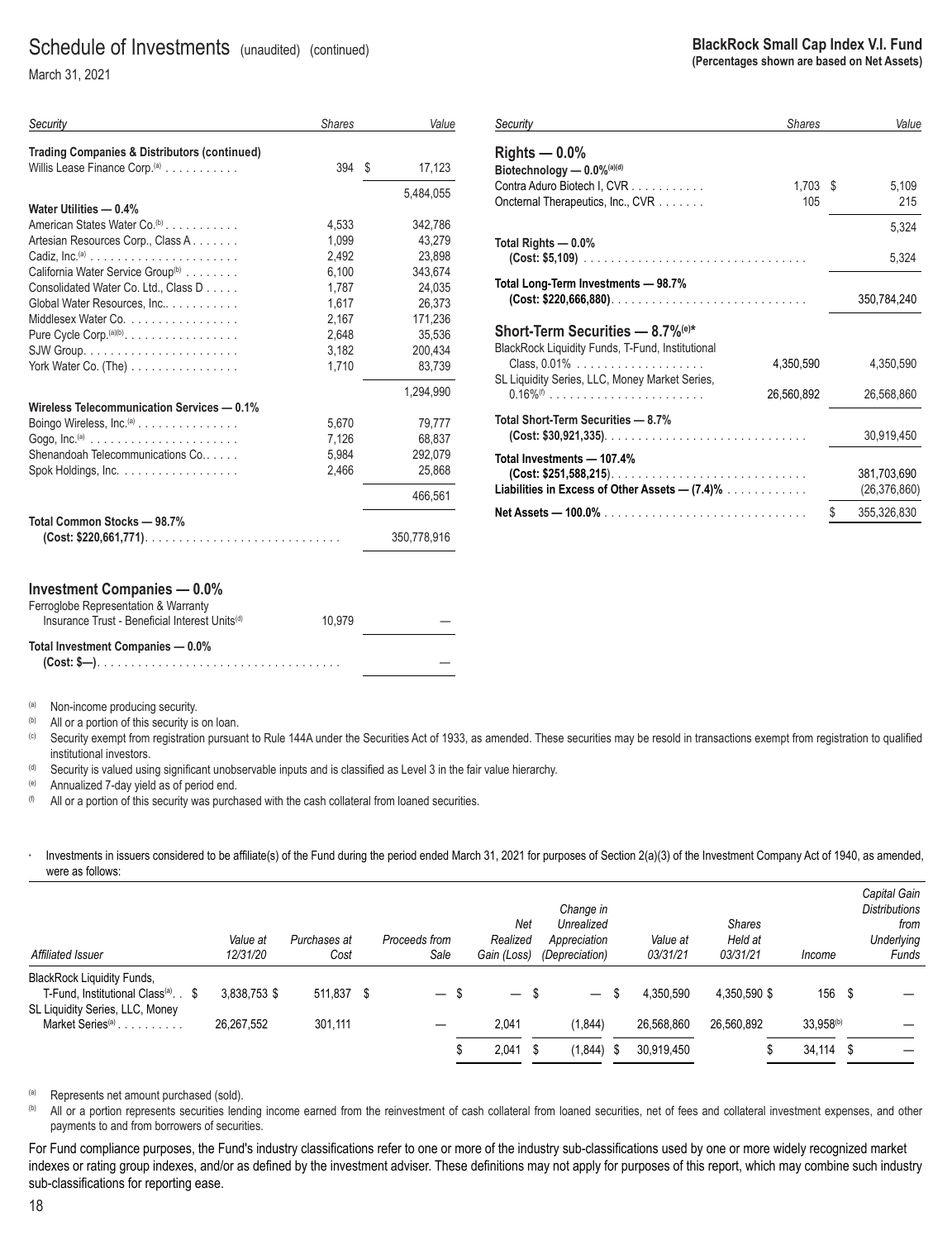# Schedule of Investments (unaudited) (continued)

March 31, 2021

**BlackRock Small Cap Index V.I. Fund**
**(Percentages shown are based on Net Assets)**

| Security | Shares | Value |
|---|---|---|
| **Trading Companies & Distributors (continued)** | | |
| Willis Lease Finance Corp.[a] | 394 | $ 17,123 |
| | | 5,484,055 |
| **Water Utilities — 0.4%** | | |
| American States Water Co.[b] | 4,533 | 342,786 |
| Artesian Resources Corp., Class A | 1,099 | 43,279 |
| Cadiz, Inc.[a] | 2,492 | 23,898 |
| California Water Service Group[b] | 6,100 | 343,674 |
| Consolidated Water Co. Ltd., Class D | 1,787 | 24,035 |
| Global Water Resources, Inc. | 1,617 | 26,373 |
| Middlesex Water Co. | 2,167 | 171,236 |
| Pure Cycle Corp.[(a)(b)] | 2,648 | 35,536 |
| SJW Group | 3,182 | 200,434 |
| York Water Co. (The) | 1,710 | 83,739 |
| | | 1,294,990 |
| **Wireless Telecommunication Services — 0.1%** | | |
| Boingo Wireless, Inc.[a] | 5,670 | 79,777 |
| Gogo, Inc.[a] | 7,126 | 68,837 |
| Shenandoah Telecommunications Co. | 5,984 | 292,079 |
| Spok Holdings, Inc. | 2,466 | 25,868 |
| | | 466,561 |
| **Total Common Stocks — 98.7%** **(Cost: $220,661,771)** | | 350,778,916 |

## Investment Companies — 0.0%

| Security | Shares | Value |
|---|---|---|
| Ferroglobe Representation & Warranty Insurance Trust - Beneficial Interest Units[d] | 10,979 | — |
| **Total Investment Companies — 0.0%** **(Cost: $—)** | | — |

## Rights — 0.0%

| Security | Shares | Value |
|---|---|---|
| **Biotechnology — 0.0%[(a)(d)]** | | |
| Contra Aduro Biotech I, CVR | 1,703 | $ 5,109 |
| Oncternal Therapeutics, Inc., CVR | 105 | 215 |
| | | 5,324 |
| **Total Rights — 0.0%** **(Cost: $5,109)** | | 5,324 |
| **Total Long-Term Investments — 98.7%** **(Cost: $220,666,880)** | | 350,784,240 |

## Short-Term Securities — 8.7%[(e)]*

| Security | Shares | Value |
|---|---|---|
| BlackRock Liquidity Funds, T-Fund, Institutional Class, 0.01% | 4,350,590 | 4,350,590 |
| SL Liquidity Series, LLC, Money Market Series, 0.16%[f] | 26,560,892 | 26,568,860 |
| **Total Short-Term Securities — 8.7%** **(Cost: $30,921,335)** | | 30,919,450 |
| **Total Investments — 107.4%** **(Cost: $251,588,215)** | | 381,703,690 |
| **Liabilities in Excess of Other Assets — (7.4)%** | | (26,376,860) |
| **Net Assets — 100.0%** | | $ 355,326,830 |

[a] Non-income producing security.

[b] All or a portion of this security is on loan.

[c] Security exempt from registration pursuant to Rule 144A under the Securities Act of 1933, as amended. These securities may be resold in transactions exempt from registration to qualified institutional investors.

[d] Security is valued using significant unobservable inputs and is classified as Level 3 in the fair value hierarchy.

[e] Annualized 7-day yield as of period end.

[f] All or a portion of this security was purchased with the cash collateral from loaned securities.

* Investments in issuers considered to be affiliate(s) of the Fund during the period ended March 31, 2021 for purposes of Section 2(a)(3) of the Investment Company Act of 1940, as amended, were as follows:

| Affiliated Issuer | Value at 12/31/20 | Purchases at Cost | Proceeds from Sale | Net Realized Gain (Loss) | Change in Unrealized Appreciation (Depreciation) | Value at 03/31/21 | Shares Held at 03/31/21 | Income | Capital Gain Distributions from Underlying Funds |
|---|---|---|---|---|---|---|---|---|---|
| BlackRock Liquidity Funds, T-Fund, Institutional Class[a] | $ 3,838,753 | $ 511,837 | $ — | $ — | $ — | $ 4,350,590 | 4,350,590 | $ 156 | $ — |
| SL Liquidity Series, LLC, Money Market Series[a] | 26,267,552 | 301,111 | — | 2,041 | (1,844) | 26,568,860 | 26,560,892 | 33,958[b] | — |
| | | | | $ 2,041 | $ (1,844) | $ 30,919,450 | | $ 34,114 | $ — |

[a] Represents net amount purchased (sold).

[b] All or a portion represents securities lending income earned from the reinvestment of cash collateral from loaned securities, net of fees and collateral investment expenses, and other payments to and from borrowers of securities.

For Fund compliance purposes, the Fund's industry classifications refer to one or more of the industry sub-classifications used by one or more widely recognized market indexes or rating group indexes, and/or as defined by the investment adviser. These definitions may not apply for purposes of this report, which may combine such industry sub-classifications for reporting ease.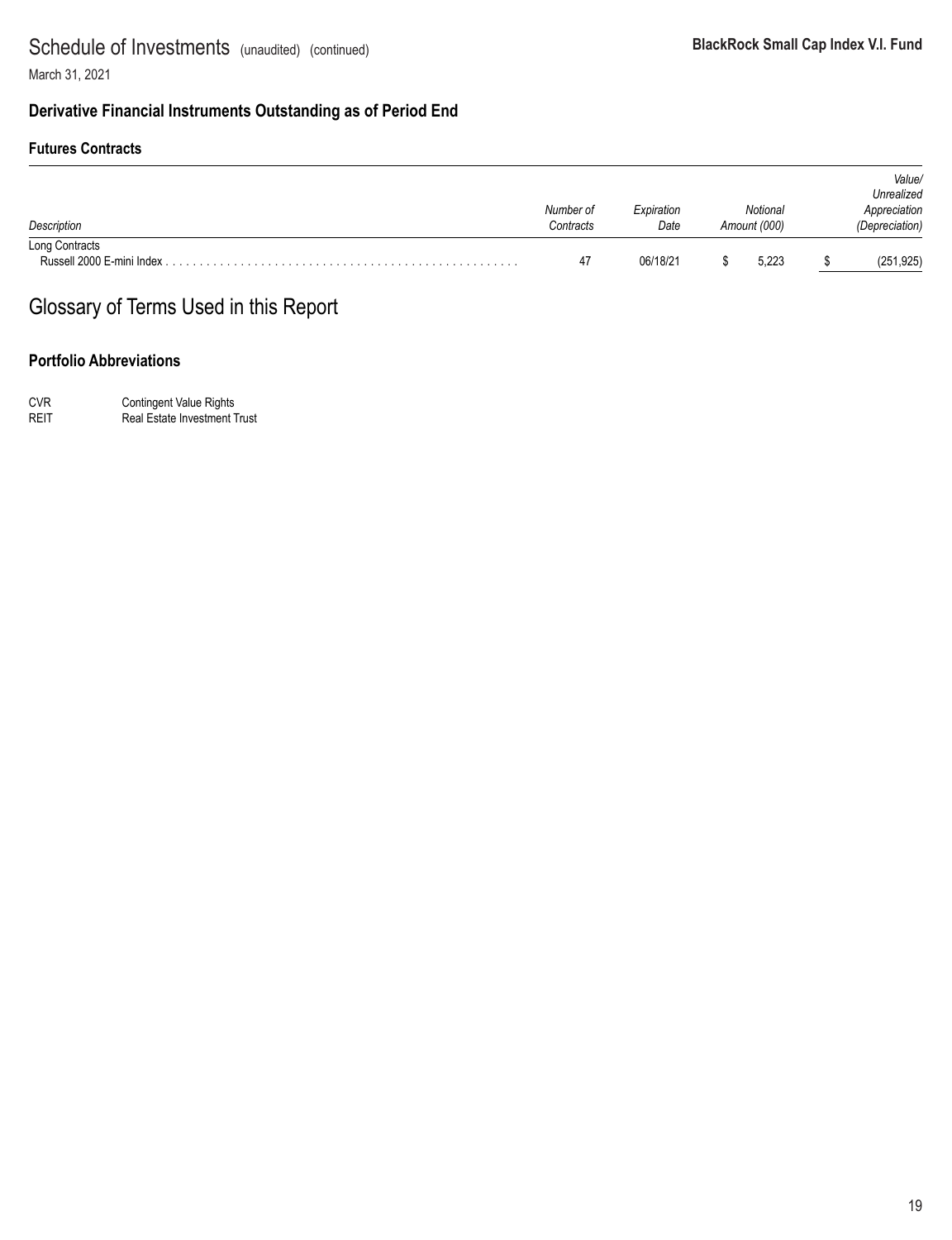# Schedule of Investments (unaudited) (continued)

March 31, 2021

## Derivative Financial Instruments Outstanding as of Period End

### Futures Contracts

| *Description* | *Number of Contracts* | *Expiration Date* | *Notional Amount (000)* | *Value/ Unrealized Appreciation (Depreciation)* |
|---|---|---|---|---|
| Long Contracts | | | | |
| Russell 2000 E-mini Index | 47 | 06/18/21 | $ 5,223 | $ (251,925) |

# Glossary of Terms Used in this Report

### Portfolio Abbreviations

| | |
|---|---|
| CVR | Contingent Value Rights |
| REIT | Real Estate Investment Trust |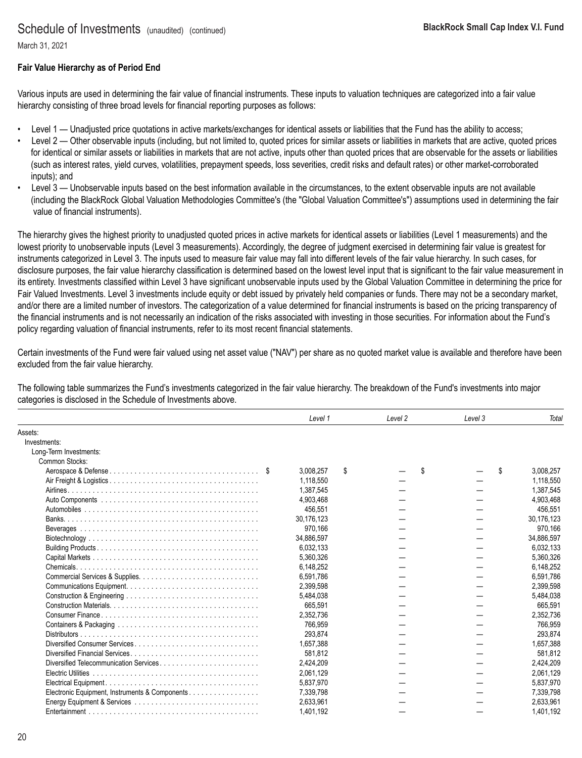## Fair Value Hierarchy as of Period End

Various inputs are used in determining the fair value of financial instruments. These inputs to valuation techniques are categorized into a fair value hierarchy consisting of three broad levels for financial reporting purposes as follows:

- Level 1 — Unadjusted price quotations in active markets/exchanges for identical assets or liabilities that the Fund has the ability to access;
- Level 2 — Other observable inputs (including, but not limited to, quoted prices for similar assets or liabilities in markets that are active, quoted prices for identical or similar assets or liabilities in markets that are not active, inputs other than quoted prices that are observable for the assets or liabilities (such as interest rates, yield curves, volatilities, prepayment speeds, loss severities, credit risks and default rates) or other market-corroborated inputs); and
- Level 3 — Unobservable inputs based on the best information available in the circumstances, to the extent observable inputs are not available (including the BlackRock Global Valuation Methodologies Committee's (the "Global Valuation Committee's") assumptions used in determining the fair value of financial instruments).

The hierarchy gives the highest priority to unadjusted quoted prices in active markets for identical assets or liabilities (Level 1 measurements) and the lowest priority to unobservable inputs (Level 3 measurements). Accordingly, the degree of judgment exercised in determining fair value is greatest for instruments categorized in Level 3. The inputs used to measure fair value may fall into different levels of the fair value hierarchy. In such cases, for disclosure purposes, the fair value hierarchy classification is determined based on the lowest level input that is significant to the fair value measurement in its entirety. Investments classified within Level 3 have significant unobservable inputs used by the Global Valuation Committee in determining the price for Fair Valued Investments. Level 3 investments include equity or debt issued by privately held companies or funds. There may not be a secondary market, and/or there are a limited number of investors. The categorization of a value determined for financial instruments is based on the pricing transparency of the financial instruments and is not necessarily an indication of the risks associated with investing in those securities. For information about the Fund's policy regarding valuation of financial instruments, refer to its most recent financial statements.

Certain investments of the Fund were fair valued using net asset value ("NAV") per share as no quoted market value is available and therefore have been excluded from the fair value hierarchy.

The following table summarizes the Fund's investments categorized in the fair value hierarchy. The breakdown of the Fund's investments into major categories is disclosed in the Schedule of Investments above.

| | *Level 1* | *Level 2* | *Level 3* | *Total* |
|---|---|---|---|---|
| Assets: | | | | |
| Investments: | | | | |
| Long-Term Investments: | | | | |
| Common Stocks: | | | | |
| Aerospace & Defense | $ 3,008,257 | $ — | $ — | $ 3,008,257 |
| Air Freight & Logistics | 1,118,550 | — | — | 1,118,550 |
| Airlines | 1,387,545 | — | — | 1,387,545 |
| Auto Components | 4,903,468 | — | — | 4,903,468 |
| Automobiles | 456,551 | — | — | 456,551 |
| Banks | 30,176,123 | — | — | 30,176,123 |
| Beverages | 970,166 | — | — | 970,166 |
| Biotechnology | 34,886,597 | — | — | 34,886,597 |
| Building Products | 6,032,133 | — | — | 6,032,133 |
| Capital Markets | 5,360,326 | — | — | 5,360,326 |
| Chemicals | 6,148,252 | — | — | 6,148,252 |
| Commercial Services & Supplies | 6,591,786 | — | — | 6,591,786 |
| Communications Equipment | 2,399,598 | — | — | 2,399,598 |
| Construction & Engineering | 5,484,038 | — | — | 5,484,038 |
| Construction Materials | 665,591 | — | — | 665,591 |
| Consumer Finance | 2,352,736 | — | — | 2,352,736 |
| Containers & Packaging | 766,959 | — | — | 766,959 |
| Distributors | 293,874 | — | — | 293,874 |
| Diversified Consumer Services | 1,657,388 | — | — | 1,657,388 |
| Diversified Financial Services | 581,812 | — | — | 581,812 |
| Diversified Telecommunication Services | 2,424,209 | — | — | 2,424,209 |
| Electric Utilities | 2,061,129 | — | — | 2,061,129 |
| Electrical Equipment | 5,837,970 | — | — | 5,837,970 |
| Electronic Equipment, Instruments & Components | 7,339,798 | — | — | 7,339,798 |
| Energy Equipment & Services | 2,633,961 | — | — | 2,633,961 |
| Entertainment | 1,401,192 | — | — | 1,401,192 |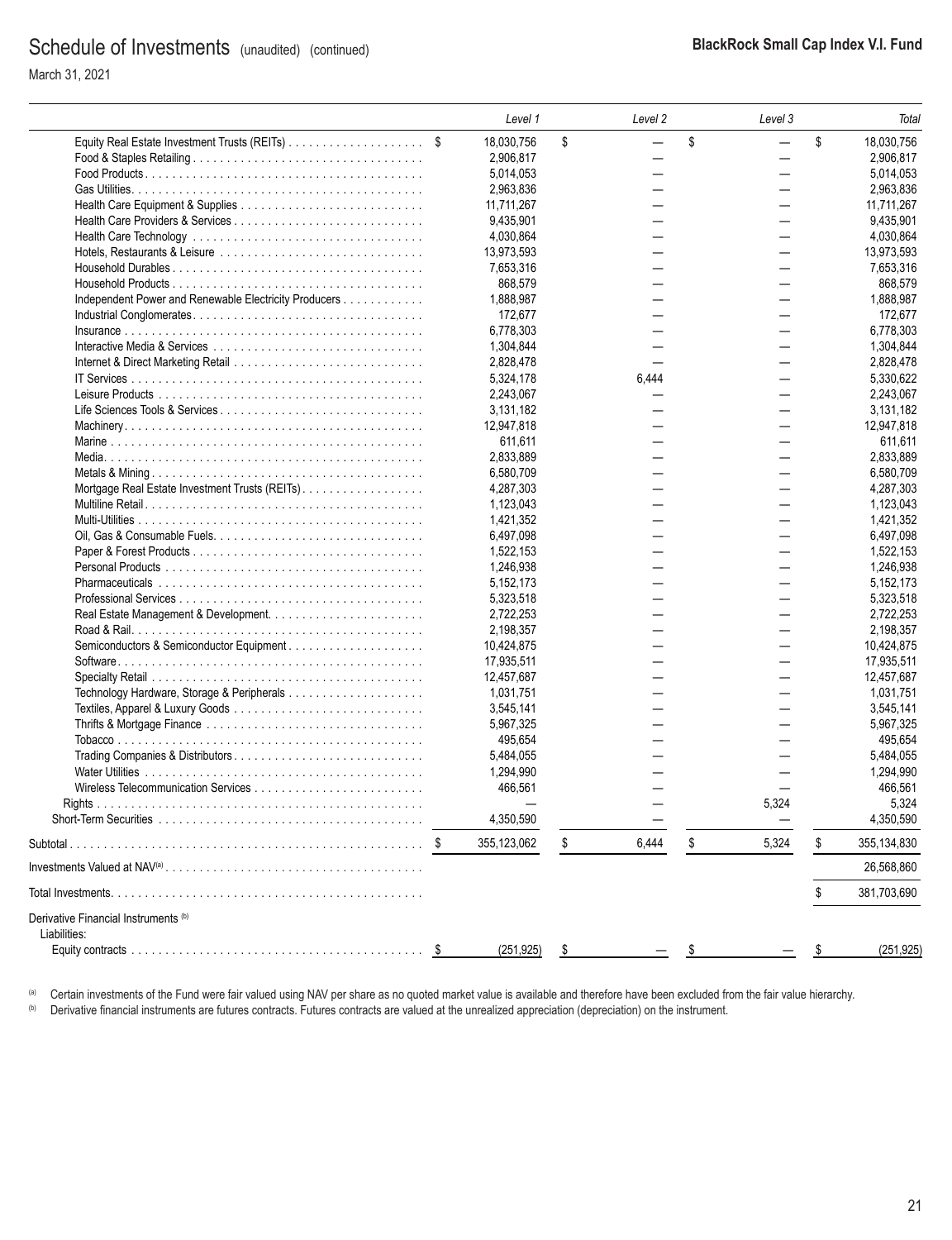# Schedule of Investments (unaudited) (continued)

**BlackRock Small Cap Index V.I. Fund**

March 31, 2021

| | Level 1 | Level 2 | Level 3 | Total |
|---|---|---|---|---|
| Equity Real Estate Investment Trusts (REITs) | $ 18,030,756 | $ — | $ — | $ 18,030,756 |
| Food & Staples Retailing | 2,906,817 | — | — | 2,906,817 |
| Food Products | 5,014,053 | — | — | 5,014,053 |
| Gas Utilities | 2,963,836 | — | — | 2,963,836 |
| Health Care Equipment & Supplies | 11,711,267 | — | — | 11,711,267 |
| Health Care Providers & Services | 9,435,901 | — | — | 9,435,901 |
| Health Care Technology | 4,030,864 | — | — | 4,030,864 |
| Hotels, Restaurants & Leisure | 13,973,593 | — | — | 13,973,593 |
| Household Durables | 7,653,316 | — | — | 7,653,316 |
| Household Products | 868,579 | — | — | 868,579 |
| Independent Power and Renewable Electricity Producers | 1,888,987 | — | — | 1,888,987 |
| Industrial Conglomerates | 172,677 | — | — | 172,677 |
| Insurance | 6,778,303 | — | — | 6,778,303 |
| Interactive Media & Services | 1,304,844 | — | — | 1,304,844 |
| Internet & Direct Marketing Retail | 2,828,478 | — | — | 2,828,478 |
| IT Services | 5,324,178 | 6,444 | — | 5,330,622 |
| Leisure Products | 2,243,067 | — | — | 2,243,067 |
| Life Sciences Tools & Services | 3,131,182 | — | — | 3,131,182 |
| Machinery | 12,947,818 | — | — | 12,947,818 |
| Marine | 611,611 | — | — | 611,611 |
| Media | 2,833,889 | — | — | 2,833,889 |
| Metals & Mining | 6,580,709 | — | — | 6,580,709 |
| Mortgage Real Estate Investment Trusts (REITs) | 4,287,303 | — | — | 4,287,303 |
| Multiline Retail | 1,123,043 | — | — | 1,123,043 |
| Multi-Utilities | 1,421,352 | — | — | 1,421,352 |
| Oil, Gas & Consumable Fuels | 6,497,098 | — | — | 6,497,098 |
| Paper & Forest Products | 1,522,153 | — | — | 1,522,153 |
| Personal Products | 1,246,938 | — | — | 1,246,938 |
| Pharmaceuticals | 5,152,173 | — | — | 5,152,173 |
| Professional Services | 5,323,518 | — | — | 5,323,518 |
| Real Estate Management & Development | 2,722,253 | — | — | 2,722,253 |
| Road & Rail | 2,198,357 | — | — | 2,198,357 |
| Semiconductors & Semiconductor Equipment | 10,424,875 | — | — | 10,424,875 |
| Software | 17,935,511 | — | — | 17,935,511 |
| Specialty Retail | 12,457,687 | — | — | 12,457,687 |
| Technology Hardware, Storage & Peripherals | 1,031,751 | — | — | 1,031,751 |
| Textiles, Apparel & Luxury Goods | 3,545,141 | — | — | 3,545,141 |
| Thrifts & Mortgage Finance | 5,967,325 | — | — | 5,967,325 |
| Tobacco | 495,654 | — | — | 495,654 |
| Trading Companies & Distributors | 5,484,055 | — | — | 5,484,055 |
| Water Utilities | 1,294,990 | — | — | 1,294,990 |
| Wireless Telecommunication Services | 466,561 | — | — | 466,561 |
| Rights | — | — | 5,324 | 5,324 |
| Short-Term Securities | 4,350,590 | — | — | 4,350,590 |
| Subtotal | $ 355,123,062 | $ 6,444 | $ 5,324 | $ 355,134,830 |
| Investments Valued at NAV[(a)] | | | | 26,568,860 |
| Total Investments | | | | $ 381,703,690 |
| Derivative Financial Instruments [(b)] | | | | |
| Liabilities: | | | | |
| Equity contracts | $ (251,925) | $ — | $ — | $ (251,925) |

[(a)] Certain investments of the Fund were fair valued using NAV per share as no quoted market value is available and therefore have been excluded from the fair value hierarchy.

[(b)] Derivative financial instruments are futures contracts. Futures contracts are valued at the unrealized appreciation (depreciation) on the instrument.